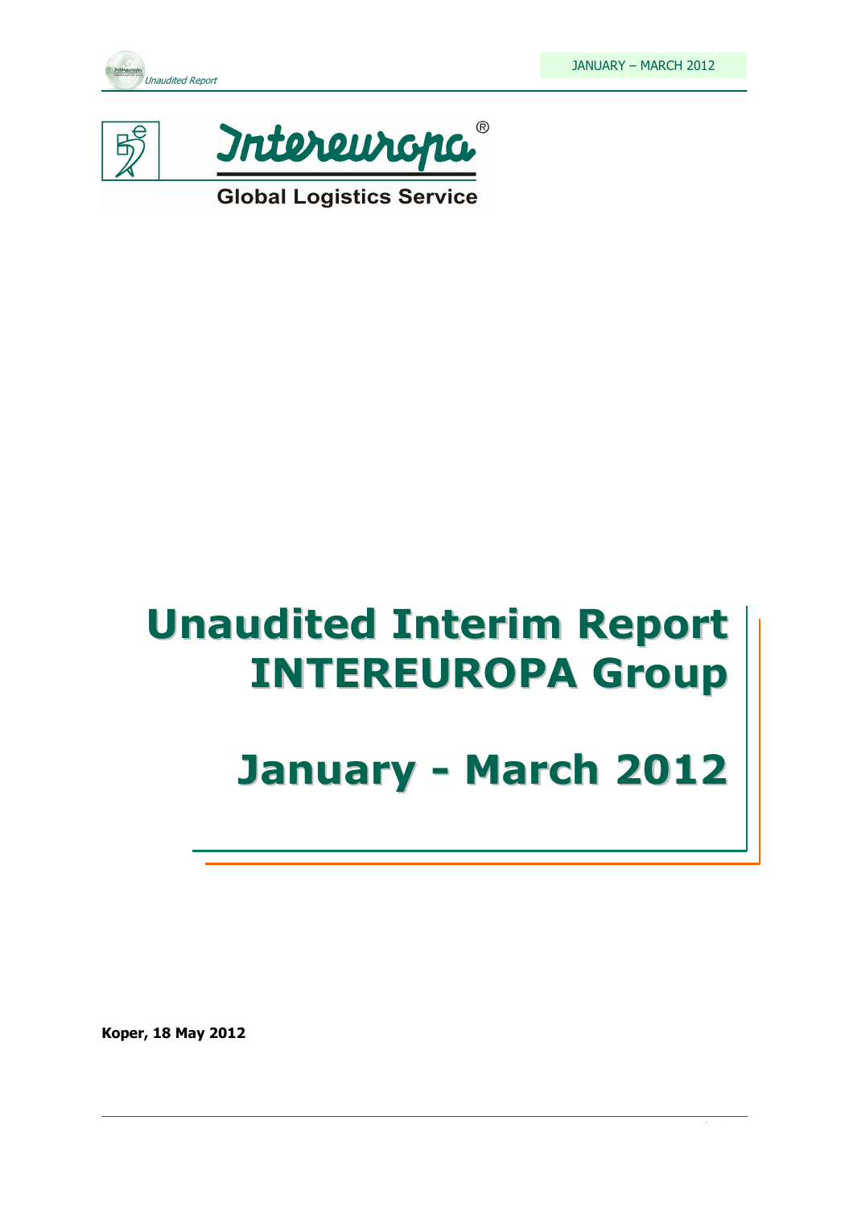Intereuropa®

Global Logistics Service

# Unaudited Interim Report INTEREUROPA Group

# January - March 2012

**Koper, 18 May 2012**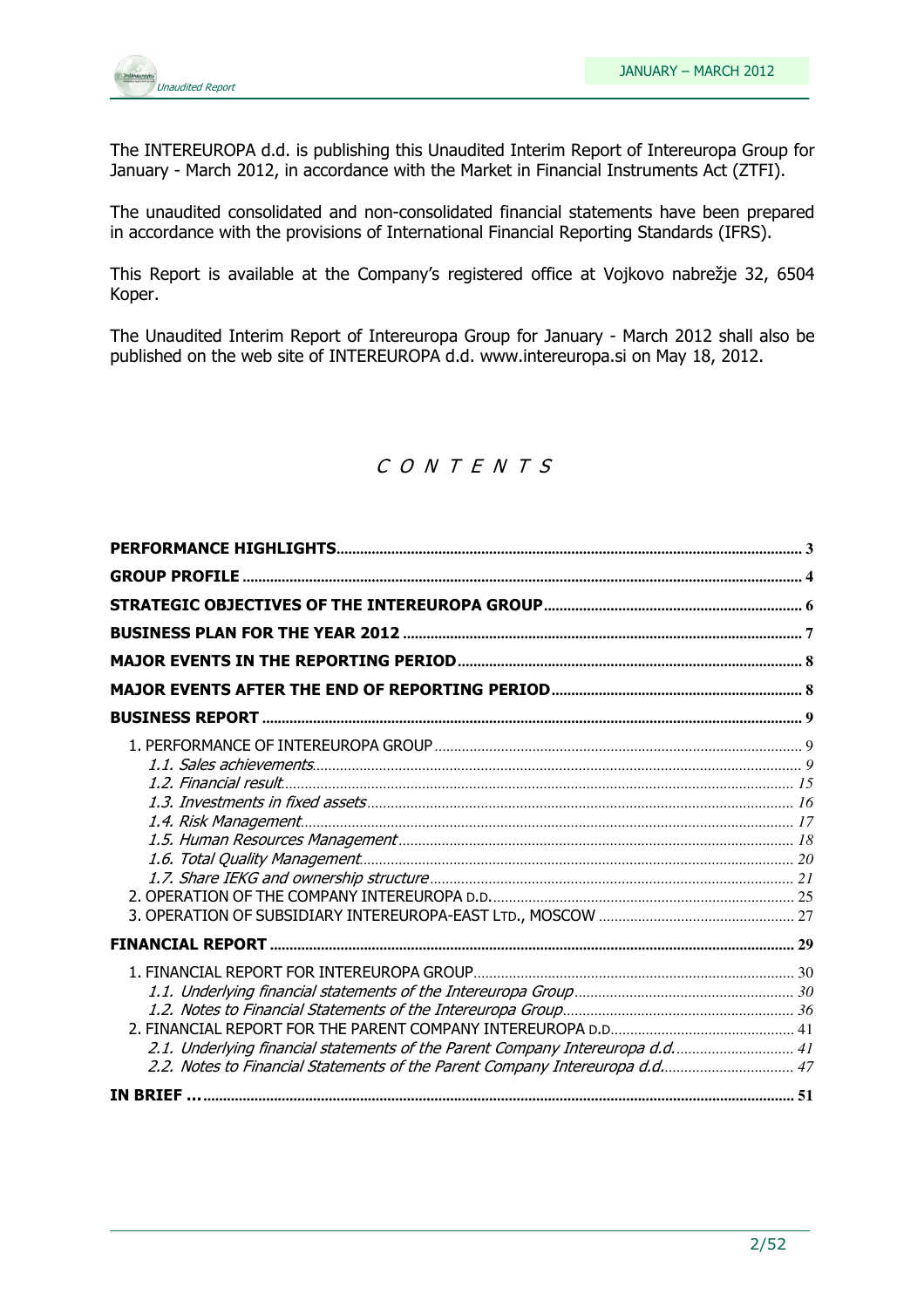The INTEREUROPA d.d. is publishing this Unaudited Interim Report of Intereuropa Group for January - March 2012, in accordance with the Market in Financial Instruments Act (ZTFI).

The unaudited consolidated and non-consolidated financial statements have been prepared in accordance with the provisions of International Financial Reporting Standards (IFRS).

This Report is available at the Company's registered office at Vojkovo nabrežje 32, 6504 Koper.

The Unaudited Interim Report of Intereuropa Group for January - March 2012 shall also be published on the web site of INTEREUROPA d.d. www.intereuropa.si on May 18, 2012.

# *C O N T E N T S*

**PERFORMANCE HIGHLIGHTS** ..... 3
**GROUP PROFILE** ..... 4
**STRATEGIC OBJECTIVES OF THE INTEREUROPA GROUP** ..... 6
**BUSINESS PLAN FOR THE YEAR 2012** ..... 7
**MAJOR EVENTS IN THE REPORTING PERIOD** ..... 8
**MAJOR EVENTS AFTER THE END OF REPORTING PERIOD** ..... 8
**BUSINESS REPORT** ..... 9

- 1. PERFORMANCE OF INTEREUROPA GROUP ..... 9
  - *1.1. Sales achievements* ..... 9
  - *1.2. Financial result* ..... 15
  - *1.3. Investments in fixed assets* ..... 16
  - *1.4. Risk Management* ..... 17
  - *1.5. Human Resources Management* ..... 18
  - *1.6. Total Quality Management* ..... 20
  - *1.7. Share IEKG and ownership structure* ..... 21
- 2. OPERATION OF THE COMPANY INTEREUROPA D.D. ..... 25
- 3. OPERATION OF SUBSIDIARY INTEREUROPA-EAST LTD., MOSCOW ..... 27

**FINANCIAL REPORT** ..... 29

- 1. FINANCIAL REPORT FOR INTEREUROPA GROUP ..... 30
  - *1.1. Underlying financial statements of the Intereuropa Group* ..... 30
  - *1.2. Notes to Financial Statements of the Intereuropa Group* ..... 36
- 2. FINANCIAL REPORT FOR THE PARENT COMPANY INTEREUROPA D.D. ..... 41
  - *2.1. Underlying financial statements of the Parent Company Intereuropa d.d.* ..... 41
  - *2.2. Notes to Financial Statements of the Parent Company Intereuropa d.d.* ..... 47

**IN BRIEF …** ..... 51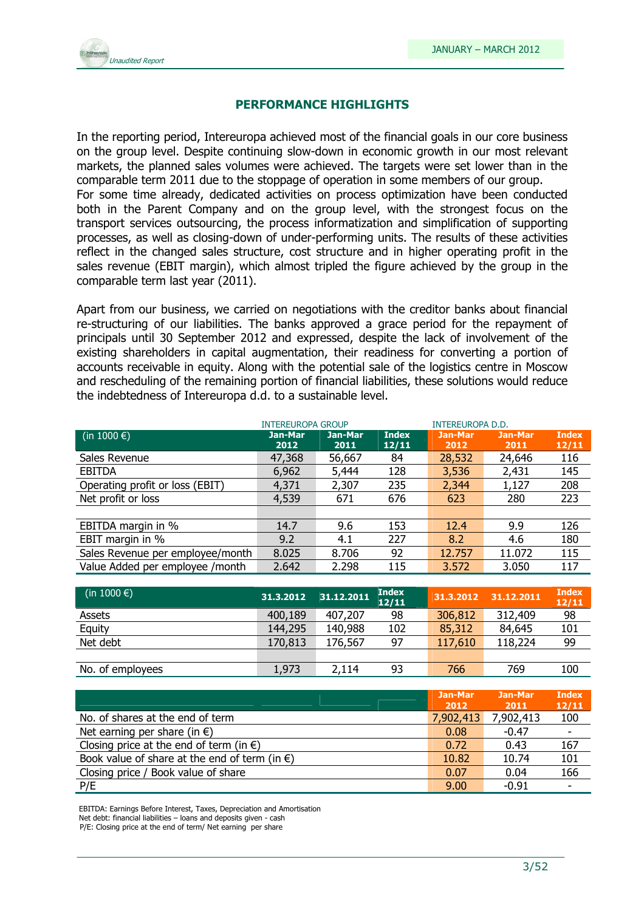## PERFORMANCE HIGHLIGHTS

In the reporting period, Intereuropa achieved most of the financial goals in our core business on the group level. Despite continuing slow-down in economic growth in our most relevant markets, the planned sales volumes were achieved. The targets were set lower than in the comparable term 2011 due to the stoppage of operation in some members of our group.
For some time already, dedicated activities on process optimization have been conducted both in the Parent Company and on the group level, with the strongest focus on the transport services outsourcing, the process informatization and simplification of supporting processes, as well as closing-down of under-performing units. The results of these activities reflect in the changed sales structure, cost structure and in higher operating profit in the sales revenue (EBIT margin), which almost tripled the figure achieved by the group in the comparable term last year (2011).

Apart from our business, we carried on negotiations with the creditor banks about financial re-structuring of our liabilities. The banks approved a grace period for the repayment of principals until 30 September 2012 and expressed, despite the lack of involvement of the existing shareholders in capital augmentation, their readiness for converting a portion of accounts receivable in equity. Along with the potential sale of the logistics centre in Moscow and rescheduling of the remaining portion of financial liabilities, these solutions would reduce the indebtedness of Intereuropa d.d. to a sustainable level.

| | INTEREUROPA GROUP | | | INTEREUROPA D.D. | | |
|---|---|---|---|---|---|---|
| (in 1000 €) | Jan-Mar 2012 | Jan-Mar 2011 | Index 12/11 | Jan-Mar 2012 | Jan-Mar 2011 | Index 12/11 |
| Sales Revenue | 47,368 | 56,667 | 84 | 28,532 | 24,646 | 116 |
| EBITDA | 6,962 | 5,444 | 128 | 3,536 | 2,431 | 145 |
| Operating profit or loss (EBIT) | 4,371 | 2,307 | 235 | 2,344 | 1,127 | 208 |
| Net profit or loss | 4,539 | 671 | 676 | 623 | 280 | 223 |
| | | | | | | |
| EBITDA margin in % | 14.7 | 9.6 | 153 | 12.4 | 9.9 | 126 |
| EBIT margin in % | 9.2 | 4.1 | 227 | 8.2 | 4.6 | 180 |
| Sales Revenue per employee/month | 8.025 | 8.706 | 92 | 12.757 | 11.072 | 115 |
| Value Added per employee /month | 2.642 | 2.298 | 115 | 3.572 | 3.050 | 117 |

| (in 1000 €) | 31.3.2012 | 31.12.2011 | Index 12/11 | 31.3.2012 | 31.12.2011 | Index 12/11 |
|---|---|---|---|---|---|---|
| Assets | 400,189 | 407,207 | 98 | 306,812 | 312,409 | 98 |
| Equity | 144,295 | 140,988 | 102 | 85,312 | 84,645 | 101 |
| Net debt | 170,813 | 176,567 | 97 | 117,610 | 118,224 | 99 |
| | | | | | | |
| No. of employees | 1,973 | 2,114 | 93 | 766 | 769 | 100 |

| | Jan-Mar 2012 | Jan-Mar 2011 | Index 12/11 |
|---|---|---|---|
| No. of shares at the end of term | 7,902,413 | 7,902,413 | 100 |
| Net earning per share (in €) | 0.08 | -0.47 | - |
| Closing price at the end of term (in €) | 0.72 | 0.43 | 167 |
| Book value of share at the end of term (in €) | 10.82 | 10.74 | 101 |
| Closing price / Book value of share | 0.07 | 0.04 | 166 |
| P/E | 9.00 | -0.91 | - |

EBITDA: Earnings Before Interest, Taxes, Depreciation and Amortisation
Net debt: financial liabilities – loans and deposits given - cash
P/E: Closing price at the end of term/ Net earning per share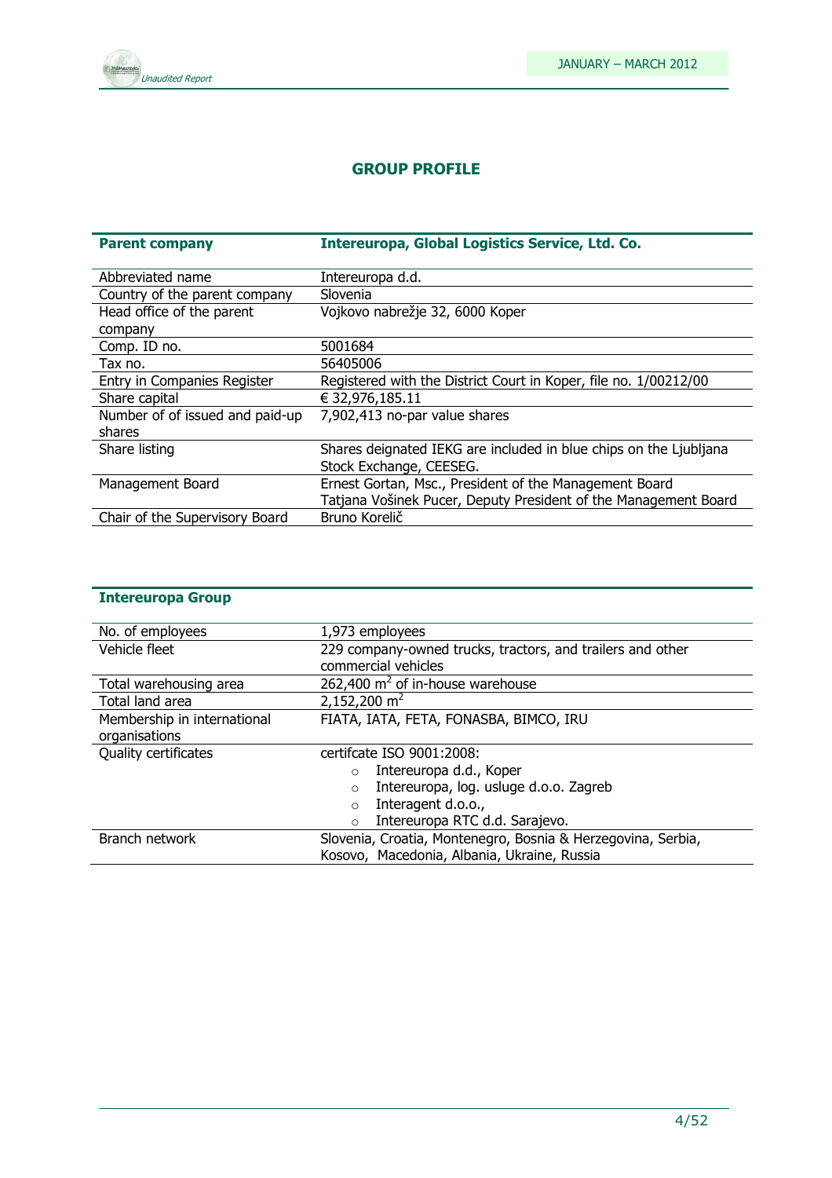# GROUP PROFILE

| **Parent company** | **Intereuropa, Global Logistics Service, Ltd. Co.** |
|---|---|
| Abbreviated name | Intereuropa d.d. |
| Country of the parent company | Slovenia |
| Head office of the parent company | Vojkovo nabrežje 32, 6000 Koper |
| Comp. ID no. | 5001684 |
| Tax no. | 56405006 |
| Entry in Companies Register | Registered with the District Court in Koper, file no. 1/00212/00 |
| Share capital | € 32,976,185.11 |
| Number of of issued and paid-up shares | 7,902,413 no-par value shares |
| Share listing | Shares deignated IEKG are included in blue chips on the Ljubljana Stock Exchange, CEESEG. |
| Management Board | Ernest Gortan, Msc., President of the Management Board<br>Tatjana Vošinek Pucer, Deputy President of the Management Board |
| Chair of the Supervisory Board | Bruno Korelič |

| **Intereuropa Group** | |
|---|---|
| No. of employees | 1,973 employees |
| Vehicle fleet | 229 company-owned trucks, tractors, and trailers and other commercial vehicles |
| Total warehousing area | 262,400 $m^2$ of in-house warehouse |
| Total land area | 2,152,200 $m^2$ |
| Membership in international organisations | FIATA, IATA, FETA, FONASBA, BIMCO, IRU |
| Quality certificates | certifcate ISO 9001:2008:<br>○ Intereuropa d.d., Koper<br>○ Intereuropa, log. usluge d.o.o. Zagreb<br>○ Interagent d.o.o.,<br>○ Intereuropa RTC d.d. Sarajevo. |
| Branch network | Slovenia, Croatia, Montenegro, Bosnia & Herzegovina, Serbia, Kosovo, Macedonia, Albania, Ukraine, Russia |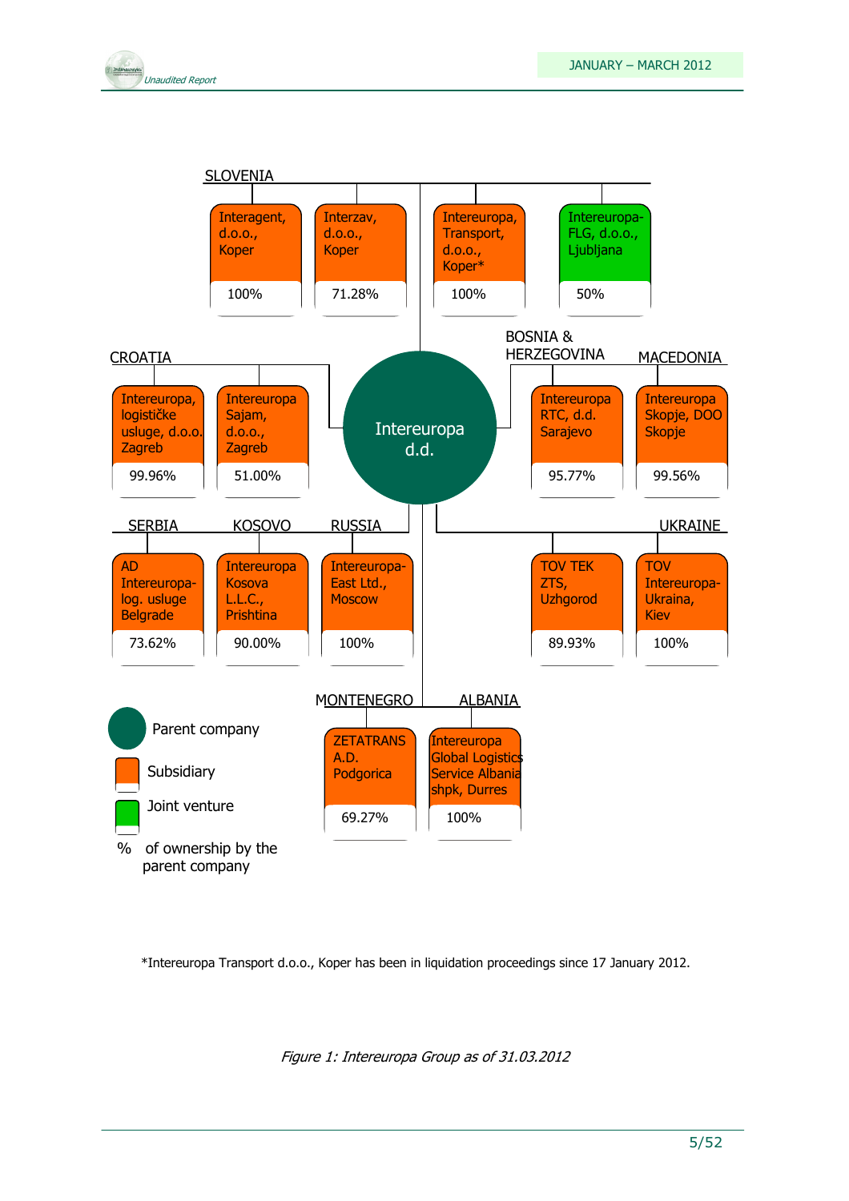**Intereuropa d.d.** (Parent company)

**SLOVENIA**

- Interagent, d.o.o., Koper — 100%
- Interzav, d.o.o., Koper — 71.28%
- Intereuropa, Transport, d.o.o., Koper* — 100%
- Intereuropa-FLG, d.o.o., Ljubljana — 50% (Joint venture)

**CROATIA**

- Intereuropa, logističke usluge, d.o.o. Zagreb — 99.96%
- Intereuropa Sajam, d.o.o., Zagreb — 51.00%

**BOSNIA & HERZEGOVINA**

- Intereuropa RTC, d.d. Sarajevo — 95.77%

**MACEDONIA**

- Intereuropa Skopje, DOO Skopje — 99.56%

**SERBIA**

- AD Intereuropa-log. usluge Belgrade — 73.62%

**KOSOVO**

- Intereuropa Kosova L.L.C., Prishtina — 90.00%

**RUSSIA**

- Intereuropa-East Ltd., Moscow — 100%

**UKRAINE**

- TOV TEK ZTS, Uzhgorod — 89.93%
- TOV Intereuropa-Ukraina, Kiev — 100%

**MONTENEGRO**

- ZETATRANS A.D. Podgorica — 69.27%

**ALBANIA**

- Intereuropa Global Logistics Service Albania shpk, Durres — 100%

Legend:
- Parent company
- Subsidiary
- Joint venture
- % of ownership by the parent company

*Intereuropa Transport d.o.o., Koper has been in liquidation proceedings since 17 January 2012.

*Figure 1: Intereuropa Group as of 31.03.2012*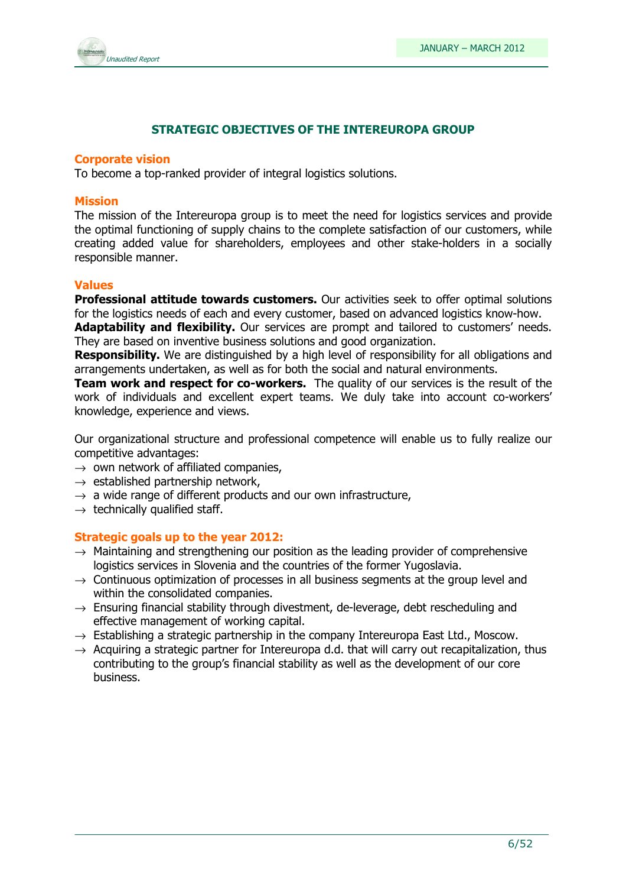## STRATEGIC OBJECTIVES OF THE INTEREUROPA GROUP

### Corporate vision

To become a top-ranked provider of integral logistics solutions.

### Mission

The mission of the Intereuropa group is to meet the need for logistics services and provide the optimal functioning of supply chains to the complete satisfaction of our customers, while creating added value for shareholders, employees and other stake-holders in a socially responsible manner.

### Values

**Professional attitude towards customers.** Our activities seek to offer optimal solutions for the logistics needs of each and every customer, based on advanced logistics know-how.
**Adaptability and flexibility.** Our services are prompt and tailored to customers' needs. They are based on inventive business solutions and good organization.
**Responsibility.** We are distinguished by a high level of responsibility for all obligations and arrangements undertaken, as well as for both the social and natural environments.
**Team work and respect for co-workers.** The quality of our services is the result of the work of individuals and excellent expert teams. We duly take into account co-workers' knowledge, experience and views.

Our organizational structure and professional competence will enable us to fully realize our competitive advantages:

- → own network of affiliated companies,
- → established partnership network,
- → a wide range of different products and our own infrastructure,
- → technically qualified staff.

### Strategic goals up to the year 2012:

- → Maintaining and strengthening our position as the leading provider of comprehensive logistics services in Slovenia and the countries of the former Yugoslavia.
- → Continuous optimization of processes in all business segments at the group level and within the consolidated companies.
- → Ensuring financial stability through divestment, de-leverage, debt rescheduling and effective management of working capital.
- → Establishing a strategic partnership in the company Intereuropa East Ltd., Moscow.
- → Acquiring a strategic partner for Intereuropa d.d. that will carry out recapitalization, thus contributing to the group's financial stability as well as the development of our core business.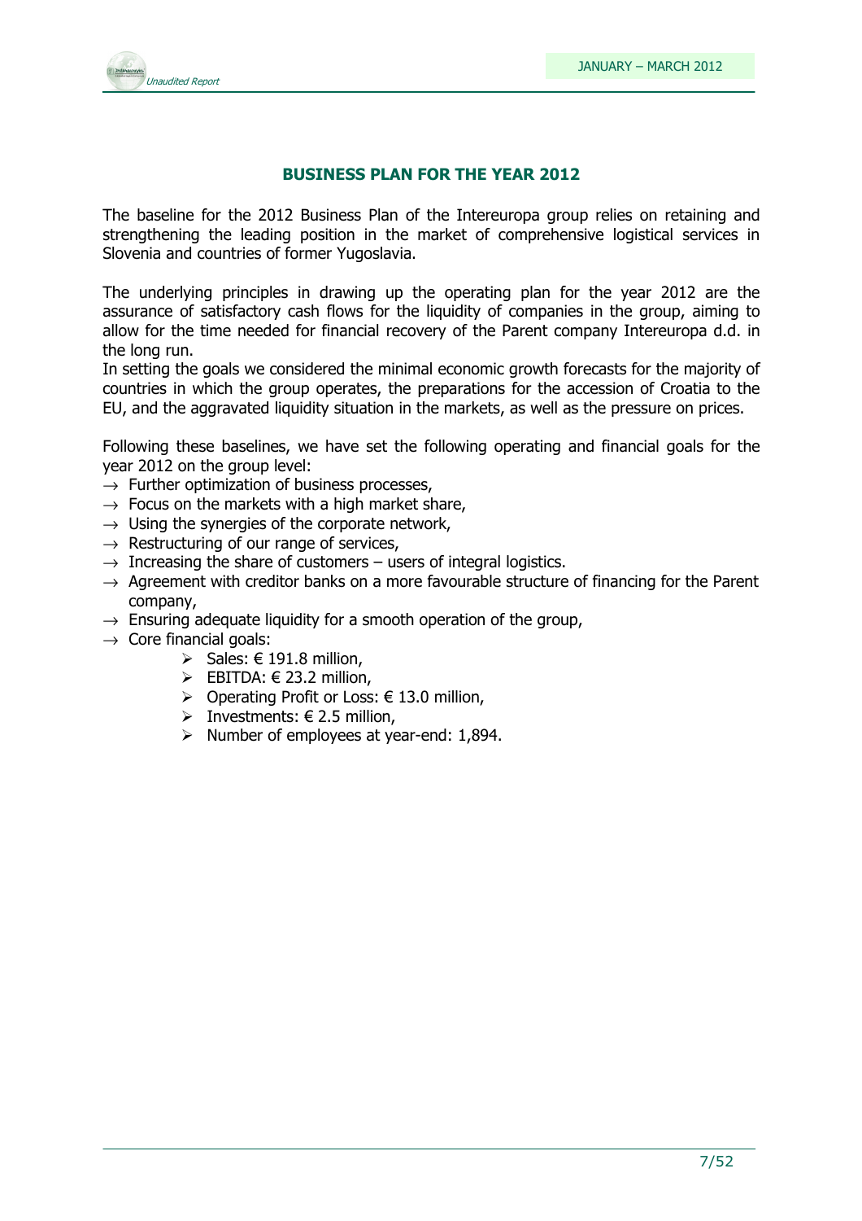## BUSINESS PLAN FOR THE YEAR 2012

The baseline for the 2012 Business Plan of the Intereuropa group relies on retaining and strengthening the leading position in the market of comprehensive logistical services in Slovenia and countries of former Yugoslavia.

The underlying principles in drawing up the operating plan for the year 2012 are the assurance of satisfactory cash flows for the liquidity of companies in the group, aiming to allow for the time needed for financial recovery of the Parent company Intereuropa d.d. in the long run.
In setting the goals we considered the minimal economic growth forecasts for the majority of countries in which the group operates, the preparations for the accession of Croatia to the EU, and the aggravated liquidity situation in the markets, as well as the pressure on prices.

Following these baselines, we have set the following operating and financial goals for the year 2012 on the group level:

- → Further optimization of business processes,
- → Focus on the markets with a high market share,
- → Using the synergies of the corporate network,
- → Restructuring of our range of services,
- → Increasing the share of customers – users of integral logistics.
- → Agreement with creditor banks on a more favourable structure of financing for the Parent company,
- → Ensuring adequate liquidity for a smooth operation of the group,
- → Core financial goals:
    - ➢ Sales: € 191.8 million,
    - ➢ EBITDA: € 23.2 million,
    - ➢ Operating Profit or Loss: € 13.0 million,
    - ➢ Investments: € 2.5 million,
    - ➢ Number of employees at year-end: 1,894.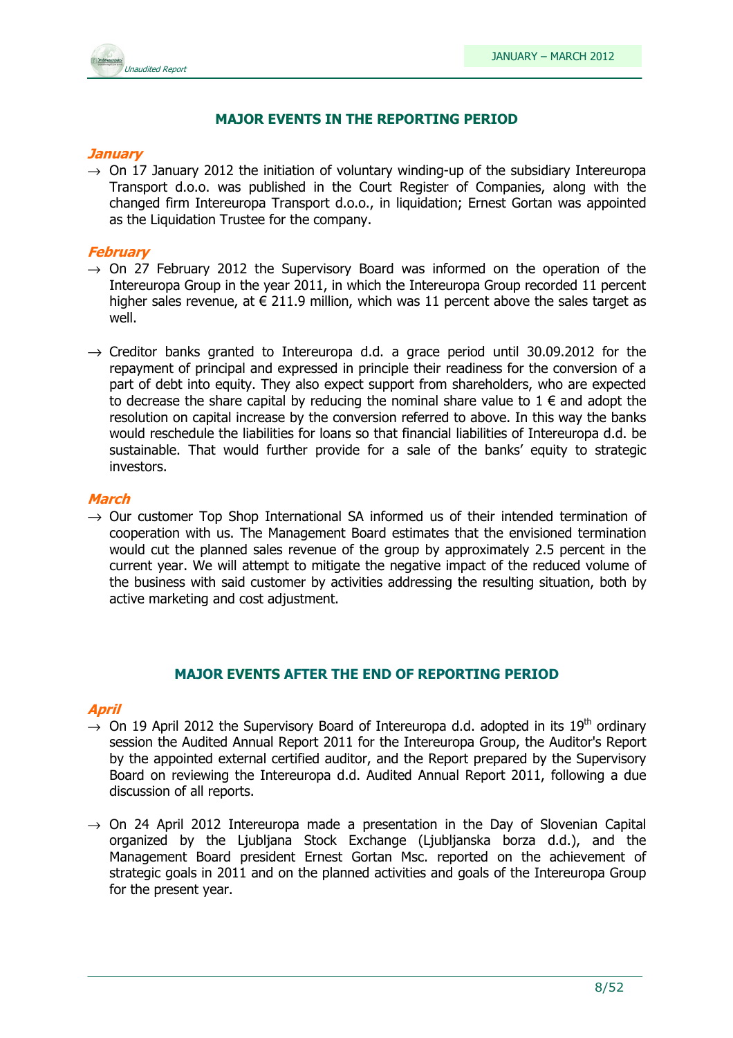## MAJOR EVENTS IN THE REPORTING PERIOD

### *January*

→ On 17 January 2012 the initiation of voluntary winding-up of the subsidiary Intereuropa Transport d.o.o. was published in the Court Register of Companies, along with the changed firm Intereuropa Transport d.o.o., in liquidation; Ernest Gortan was appointed as the Liquidation Trustee for the company.

### *February*

→ On 27 February 2012 the Supervisory Board was informed on the operation of the Intereuropa Group in the year 2011, in which the Intereuropa Group recorded 11 percent higher sales revenue, at € 211.9 million, which was 11 percent above the sales target as well.

→ Creditor banks granted to Intereuropa d.d. a grace period until 30.09.2012 for the repayment of principal and expressed in principle their readiness for the conversion of a part of debt into equity. They also expect support from shareholders, who are expected to decrease the share capital by reducing the nominal share value to 1 € and adopt the resolution on capital increase by the conversion referred to above. In this way the banks would reschedule the liabilities for loans so that financial liabilities of Intereuropa d.d. be sustainable. That would further provide for a sale of the banks' equity to strategic investors.

### *March*

→ Our customer Top Shop International SA informed us of their intended termination of cooperation with us. The Management Board estimates that the envisioned termination would cut the planned sales revenue of the group by approximately 2.5 percent in the current year. We will attempt to mitigate the negative impact of the reduced volume of the business with said customer by activities addressing the resulting situation, both by active marketing and cost adjustment.

## MAJOR EVENTS AFTER THE END OF REPORTING PERIOD

### *April*

→ On 19 April 2012 the Supervisory Board of Intereuropa d.d. adopted in its 19th ordinary session the Audited Annual Report 2011 for the Intereuropa Group, the Auditor's Report by the appointed external certified auditor, and the Report prepared by the Supervisory Board on reviewing the Intereuropa d.d. Audited Annual Report 2011, following a due discussion of all reports.

→ On 24 April 2012 Intereuropa made a presentation in the Day of Slovenian Capital organized by the Ljubljana Stock Exchange (Ljubljanska borza d.d.), and the Management Board president Ernest Gortan Msc. reported on the achievement of strategic goals in 2011 and on the planned activities and goals of the Intereuropa Group for the present year.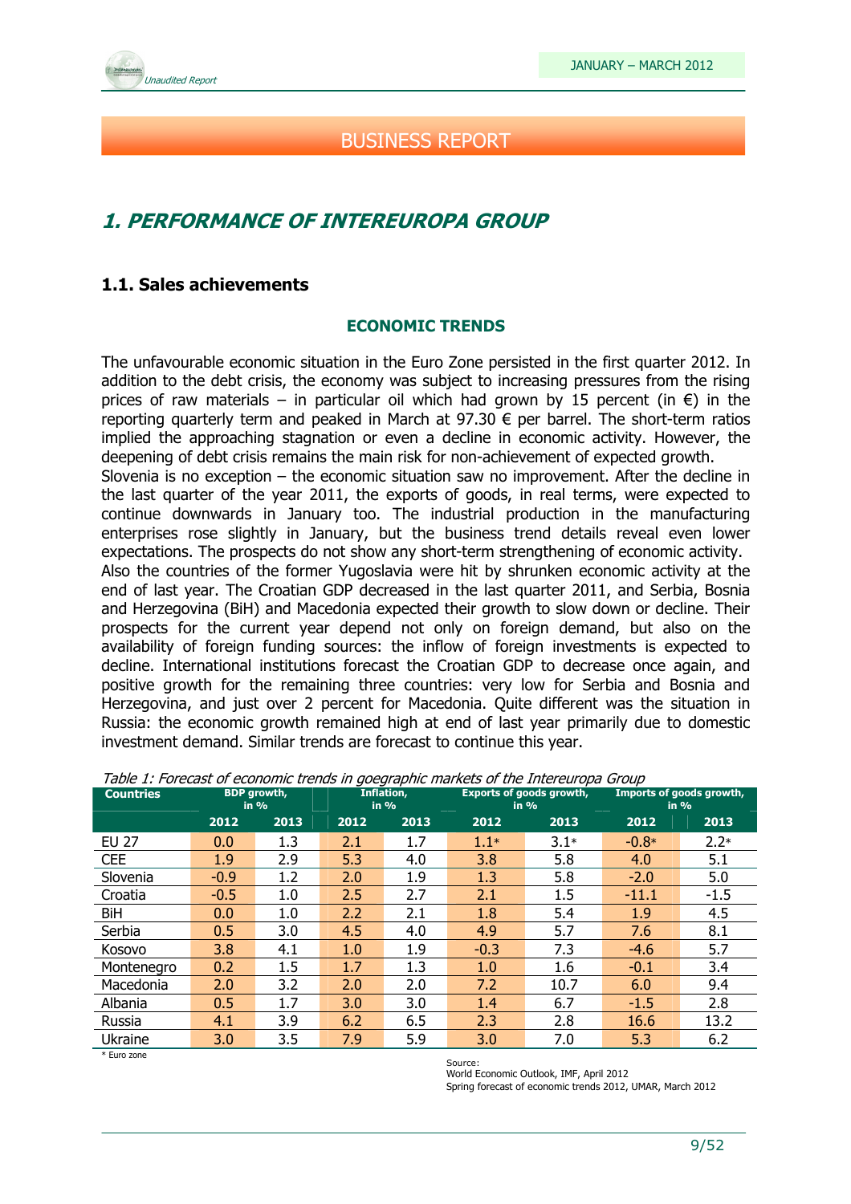# BUSINESS REPORT

## 1. PERFORMANCE OF INTEREUROPA GROUP

### 1.1. Sales achievements

**ECONOMIC TRENDS**

The unfavourable economic situation in the Euro Zone persisted in the first quarter 2012. In addition to the debt crisis, the economy was subject to increasing pressures from the rising prices of raw materials – in particular oil which had grown by 15 percent (in €) in the reporting quarterly term and peaked in March at 97.30 € per barrel. The short-term ratios implied the approaching stagnation or even a decline in economic activity. However, the deepening of debt crisis remains the main risk for non-achievement of expected growth.
Slovenia is no exception – the economic situation saw no improvement. After the decline in the last quarter of the year 2011, the exports of goods, in real terms, were expected to continue downwards in January too. The industrial production in the manufacturing enterprises rose slightly in January, but the business trend details reveal even lower expectations. The prospects do not show any short-term strengthening of economic activity.
Also the countries of the former Yugoslavia were hit by shrunken economic activity at the end of last year. The Croatian GDP decreased in the last quarter 2011, and Serbia, Bosnia and Herzegovina (BiH) and Macedonia expected their growth to slow down or decline. Their prospects for the current year depend not only on foreign demand, but also on the availability of foreign funding sources: the inflow of foreign investments is expected to decline. International institutions forecast the Croatian GDP to decrease once again, and positive growth for the remaining three countries: very low for Serbia and Bosnia and Herzegovina, and just over 2 percent for Macedonia. Quite different was the situation in Russia: the economic growth remained high at end of last year primarily due to domestic investment demand. Similar trends are forecast to continue this year.

*Table 1: Forecast of economic trends in goegraphic markets of the Intereuropa Group*

| Countries | BDP growth, in % | | Inflation, in % | | Exports of goods growth, in % | | Imports of goods growth, in % | |
|---|---|---|---|---|---|---|---|---|
| | 2012 | 2013 | 2012 | 2013 | 2012 | 2013 | 2012 | 2013 |
| EU 27 | 0.0 | 1.3 | 2.1 | 1.7 | 1.1* | 3.1* | -0.8* | 2.2* |
| CEE | 1.9 | 2.9 | 5.3 | 4.0 | 3.8 | 5.8 | 4.0 | 5.1 |
| Slovenia | -0.9 | 1.2 | 2.0 | 1.9 | 1.3 | 5.8 | -2.0 | 5.0 |
| Croatia | -0.5 | 1.0 | 2.5 | 2.7 | 2.1 | 1.5 | -11.1 | -1.5 |
| BiH | 0.0 | 1.0 | 2.2 | 2.1 | 1.8 | 5.4 | 1.9 | 4.5 |
| Serbia | 0.5 | 3.0 | 4.5 | 4.0 | 4.9 | 5.7 | 7.6 | 8.1 |
| Kosovo | 3.8 | 4.1 | 1.0 | 1.9 | -0.3 | 7.3 | -4.6 | 5.7 |
| Montenegro | 0.2 | 1.5 | 1.7 | 1.3 | 1.0 | 1.6 | -0.1 | 3.4 |
| Macedonia | 2.0 | 3.2 | 2.0 | 2.0 | 7.2 | 10.7 | 6.0 | 9.4 |
| Albania | 0.5 | 1.7 | 3.0 | 3.0 | 1.4 | 6.7 | -1.5 | 2.8 |
| Russia | 4.1 | 3.9 | 6.2 | 6.5 | 2.3 | 2.8 | 16.6 | 13.2 |
| Ukraine | 3.0 | 3.5 | 7.9 | 5.9 | 3.0 | 7.0 | 5.3 | 6.2 |

\* Euro zone

Source:
World Economic Outlook, IMF, April 2012
Spring forecast of economic trends 2012, UMAR, March 2012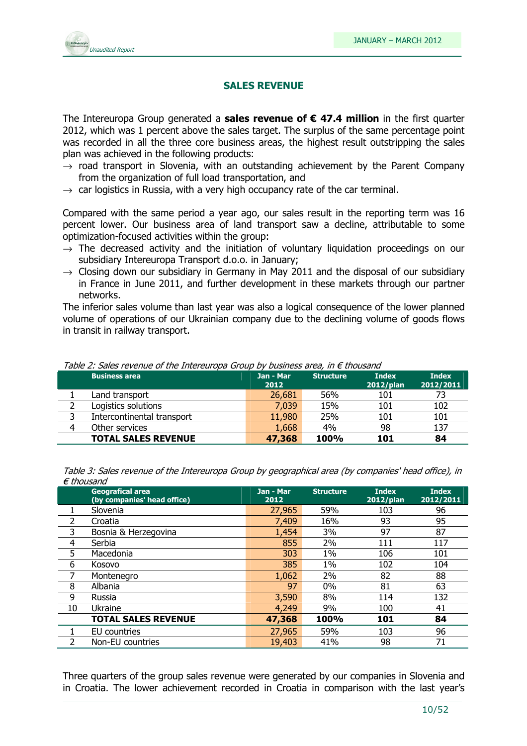## SALES REVENUE

The Intereuropa Group generated a **sales revenue of € 47.4 million** in the first quarter 2012, which was 1 percent above the sales target. The surplus of the same percentage point was recorded in all the three core business areas, the highest result outstripping the sales plan was achieved in the following products:

- → road transport in Slovenia, with an outstanding achievement by the Parent Company from the organization of full load transportation, and
- → car logistics in Russia, with a very high occupancy rate of the car terminal.

Compared with the same period a year ago, our sales result in the reporting term was 16 percent lower. Our business area of land transport saw a decline, attributable to some optimization-focused activities within the group:

- → The decreased activity and the initiation of voluntary liquidation proceedings on our subsidiary Intereuropa Transport d.o.o. in January;
- → Closing down our subsidiary in Germany in May 2011 and the disposal of our subsidiary in France in June 2011, and further development in these markets through our partner networks.

The inferior sales volume than last year was also a logical consequence of the lower planned volume of operations of our Ukrainian company due to the declining volume of goods flows in transit in railway transport.

*Table 2: Sales revenue of the Intereuropa Group by business area, in € thousand*

| | Business area | Jan - Mar 2012 | Structure | Index 2012/plan | Index 2012/2011 |
|---|---|---|---|---|---|
| 1 | Land transport | 26,681 | 56% | 101 | 73 |
| 2 | Logistics solutions | 7,039 | 15% | 101 | 102 |
| 3 | Intercontinental transport | 11,980 | 25% | 101 | 101 |
| 4 | Other services | 1,668 | 4% | 98 | 137 |
| | **TOTAL SALES REVENUE** | **47,368** | **100%** | **101** | **84** |

*Table 3: Sales revenue of the Intereuropa Group by geographical area (by companies' head office), in € thousand*

| | Geografical area (by companies' head office) | Jan - Mar 2012 | Structure | Index 2012/plan | Index 2012/2011 |
|---|---|---|---|---|---|
| 1 | Slovenia | 27,965 | 59% | 103 | 96 |
| 2 | Croatia | 7,409 | 16% | 93 | 95 |
| 3 | Bosnia & Herzegovina | 1,454 | 3% | 97 | 87 |
| 4 | Serbia | 855 | 2% | 111 | 117 |
| 5 | Macedonia | 303 | 1% | 106 | 101 |
| 6 | Kosovo | 385 | 1% | 102 | 104 |
| 7 | Montenegro | 1,062 | 2% | 82 | 88 |
| 8 | Albania | 97 | 0% | 81 | 63 |
| 9 | Russia | 3,590 | 8% | 114 | 132 |
| 10 | Ukraine | 4,249 | 9% | 100 | 41 |
| | **TOTAL SALES REVENUE** | **47,368** | **100%** | **101** | **84** |
| 1 | EU countries | 27,965 | 59% | 103 | 96 |
| 2 | Non-EU countries | 19,403 | 41% | 98 | 71 |

Three quarters of the group sales revenue were generated by our companies in Slovenia and in Croatia. The lower achievement recorded in Croatia in comparison with the last year's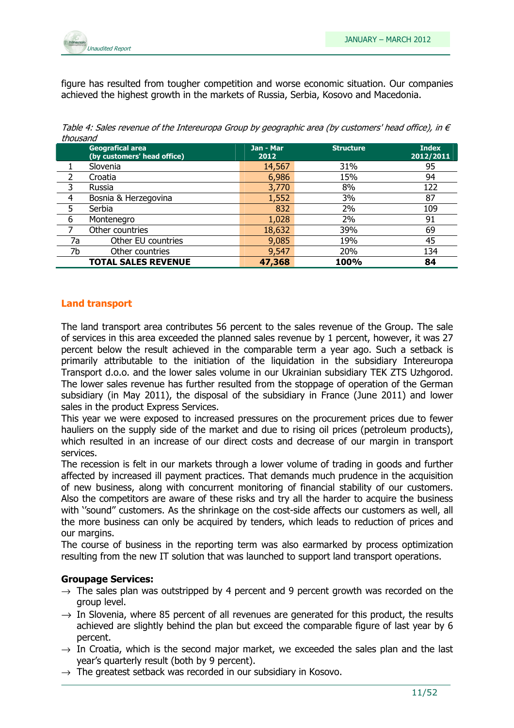figure has resulted from tougher competition and worse economic situation. Our companies achieved the highest growth in the markets of Russia, Serbia, Kosovo and Macedonia.

*Table 4: Sales revenue of the Intereuropa Group by geographic area (by customers' head office), in € thousand*

| | Geografical area (by customers' head office) | Jan - Mar 2012 | Structure | Index 2012/2011 |
|---|---|---|---|---|
| 1 | Slovenia | 14,567 | 31% | 95 |
| 2 | Croatia | 6,986 | 15% | 94 |
| 3 | Russia | 3,770 | 8% | 122 |
| 4 | Bosnia & Herzegovina | 1,552 | 3% | 87 |
| 5 | Serbia | 832 | 2% | 109 |
| 6 | Montenegro | 1,028 | 2% | 91 |
| 7 | Other countries | 18,632 | 39% | 69 |
| 7a | Other EU countries | 9,085 | 19% | 45 |
| 7b | Other countries | 9,547 | 20% | 134 |
| | **TOTAL SALES REVENUE** | **47,368** | **100%** | **84** |

## Land transport

The land transport area contributes 56 percent to the sales revenue of the Group. The sale of services in this area exceeded the planned sales revenue by 1 percent, however, it was 27 percent below the result achieved in the comparable term a year ago. Such a setback is primarily attributable to the initiation of the liquidation in the subsidiary Intereuropa Transport d.o.o. and the lower sales volume in our Ukrainian subsidiary TEK ZTS Uzhgorod. The lower sales revenue has further resulted from the stoppage of operation of the German subsidiary (in May 2011), the disposal of the subsidiary in France (June 2011) and lower sales in the product Express Services.

This year we were exposed to increased pressures on the procurement prices due to fewer hauliers on the supply side of the market and due to rising oil prices (petroleum products), which resulted in an increase of our direct costs and decrease of our margin in transport services.

The recession is felt in our markets through a lower volume of trading in goods and further affected by increased ill payment practices. That demands much prudence in the acquisition of new business, along with concurrent monitoring of financial stability of our customers. Also the competitors are aware of these risks and try all the harder to acquire the business with ''sound" customers. As the shrinkage on the cost-side affects our customers as well, all the more business can only be acquired by tenders, which leads to reduction of prices and our margins.

The course of business in the reporting term was also earmarked by process optimization resulting from the new IT solution that was launched to support land transport operations.

**Groupage Services:**

- → The sales plan was outstripped by 4 percent and 9 percent growth was recorded on the group level.
- → In Slovenia, where 85 percent of all revenues are generated for this product, the results achieved are slightly behind the plan but exceed the comparable figure of last year by 6 percent.
- → In Croatia, which is the second major market, we exceeded the sales plan and the last year's quarterly result (both by 9 percent).
- → The greatest setback was recorded in our subsidiary in Kosovo.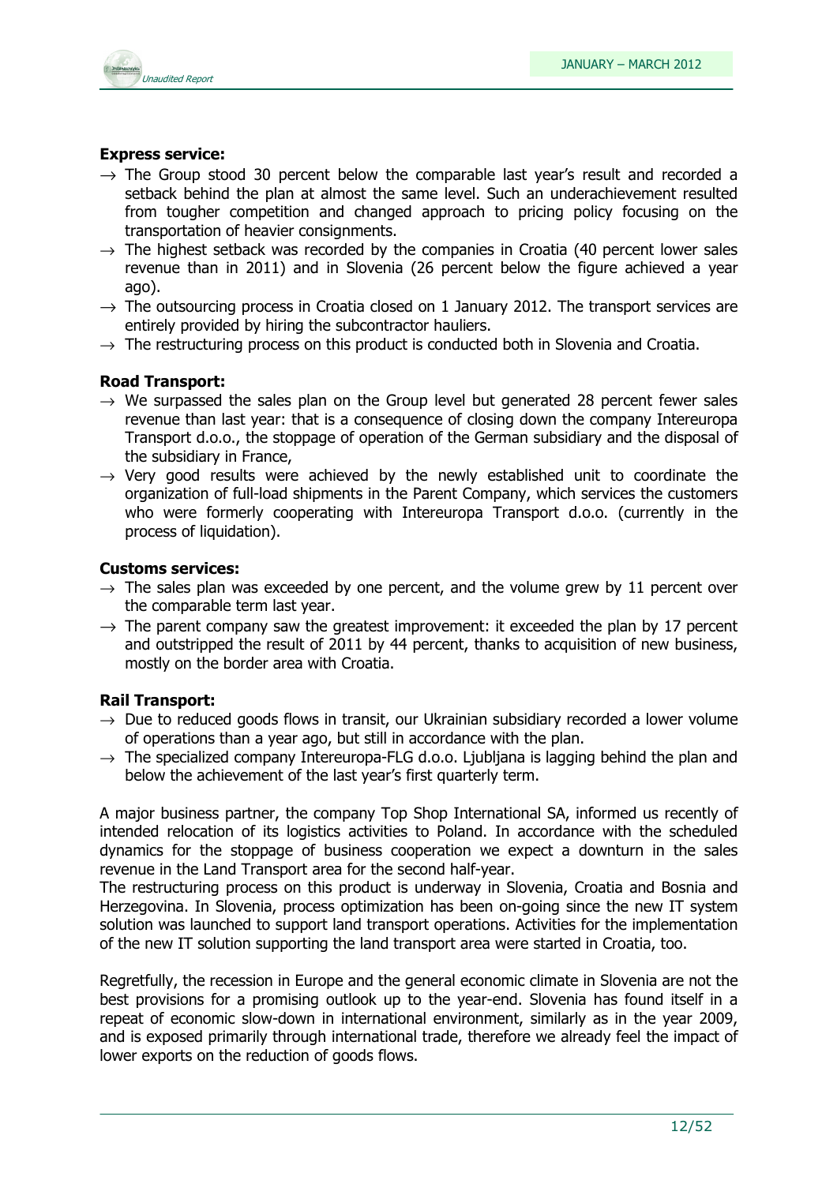**Express service:**

- → The Group stood 30 percent below the comparable last year's result and recorded a setback behind the plan at almost the same level. Such an underachievement resulted from tougher competition and changed approach to pricing policy focusing on the transportation of heavier consignments.
- → The highest setback was recorded by the companies in Croatia (40 percent lower sales revenue than in 2011) and in Slovenia (26 percent below the figure achieved a year ago).
- → The outsourcing process in Croatia closed on 1 January 2012. The transport services are entirely provided by hiring the subcontractor hauliers.
- → The restructuring process on this product is conducted both in Slovenia and Croatia.

**Road Transport:**

- → We surpassed the sales plan on the Group level but generated 28 percent fewer sales revenue than last year: that is a consequence of closing down the company Intereuropa Transport d.o.o., the stoppage of operation of the German subsidiary and the disposal of the subsidiary in France,
- → Very good results were achieved by the newly established unit to coordinate the organization of full-load shipments in the Parent Company, which services the customers who were formerly cooperating with Intereuropa Transport d.o.o. (currently in the process of liquidation).

**Customs services:**

- → The sales plan was exceeded by one percent, and the volume grew by 11 percent over the comparable term last year.
- → The parent company saw the greatest improvement: it exceeded the plan by 17 percent and outstripped the result of 2011 by 44 percent, thanks to acquisition of new business, mostly on the border area with Croatia.

**Rail Transport:**

- → Due to reduced goods flows in transit, our Ukrainian subsidiary recorded a lower volume of operations than a year ago, but still in accordance with the plan.
- → The specialized company Intereuropa-FLG d.o.o. Ljubljana is lagging behind the plan and below the achievement of the last year's first quarterly term.

A major business partner, the company Top Shop International SA, informed us recently of intended relocation of its logistics activities to Poland. In accordance with the scheduled dynamics for the stoppage of business cooperation we expect a downturn in the sales revenue in the Land Transport area for the second half-year.
The restructuring process on this product is underway in Slovenia, Croatia and Bosnia and Herzegovina. In Slovenia, process optimization has been on-going since the new IT system solution was launched to support land transport operations. Activities for the implementation of the new IT solution supporting the land transport area were started in Croatia, too.

Regretfully, the recession in Europe and the general economic climate in Slovenia are not the best provisions for a promising outlook up to the year-end. Slovenia has found itself in a repeat of economic slow-down in international environment, similarly as in the year 2009, and is exposed primarily through international trade, therefore we already feel the impact of lower exports on the reduction of goods flows.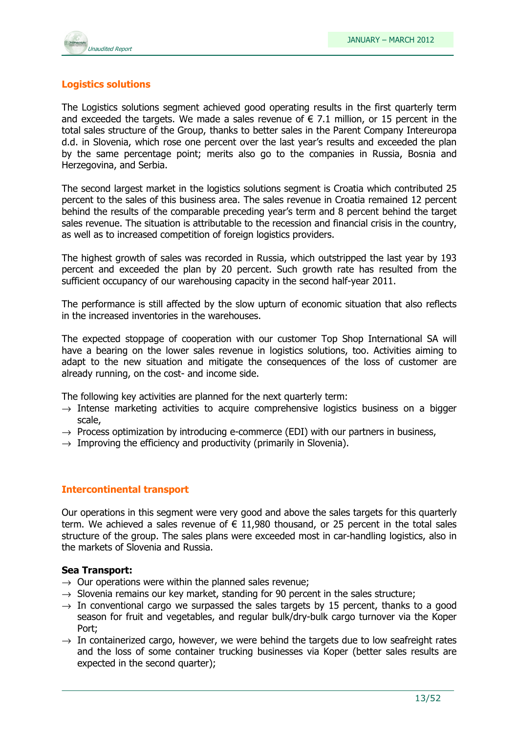## Logistics solutions

The Logistics solutions segment achieved good operating results in the first quarterly term and exceeded the targets. We made a sales revenue of € 7.1 million, or 15 percent in the total sales structure of the Group, thanks to better sales in the Parent Company Intereuropa d.d. in Slovenia, which rose one percent over the last year's results and exceeded the plan by the same percentage point; merits also go to the companies in Russia, Bosnia and Herzegovina, and Serbia.

The second largest market in the logistics solutions segment is Croatia which contributed 25 percent to the sales of this business area. The sales revenue in Croatia remained 12 percent behind the results of the comparable preceding year's term and 8 percent behind the target sales revenue. The situation is attributable to the recession and financial crisis in the country, as well as to increased competition of foreign logistics providers.

The highest growth of sales was recorded in Russia, which outstripped the last year by 193 percent and exceeded the plan by 20 percent. Such growth rate has resulted from the sufficient occupancy of our warehousing capacity in the second half-year 2011.

The performance is still affected by the slow upturn of economic situation that also reflects in the increased inventories in the warehouses.

The expected stoppage of cooperation with our customer Top Shop International SA will have a bearing on the lower sales revenue in logistics solutions, too. Activities aiming to adapt to the new situation and mitigate the consequences of the loss of customer are already running, on the cost- and income side.

The following key activities are planned for the next quarterly term:

- → Intense marketing activities to acquire comprehensive logistics business on a bigger scale,
- → Process optimization by introducing e-commerce (EDI) with our partners in business,
- → Improving the efficiency and productivity (primarily in Slovenia).

## Intercontinental transport

Our operations in this segment were very good and above the sales targets for this quarterly term. We achieved a sales revenue of € 11,980 thousand, or 25 percent in the total sales structure of the group. The sales plans were exceeded most in car-handling logistics, also in the markets of Slovenia and Russia.

**Sea Transport:**

- → Our operations were within the planned sales revenue;
- → Slovenia remains our key market, standing for 90 percent in the sales structure;
- → In conventional cargo we surpassed the sales targets by 15 percent, thanks to a good season for fruit and vegetables, and regular bulk/dry-bulk cargo turnover via the Koper Port;
- → In containerized cargo, however, we were behind the targets due to low seafreight rates and the loss of some container trucking businesses via Koper (better sales results are expected in the second quarter);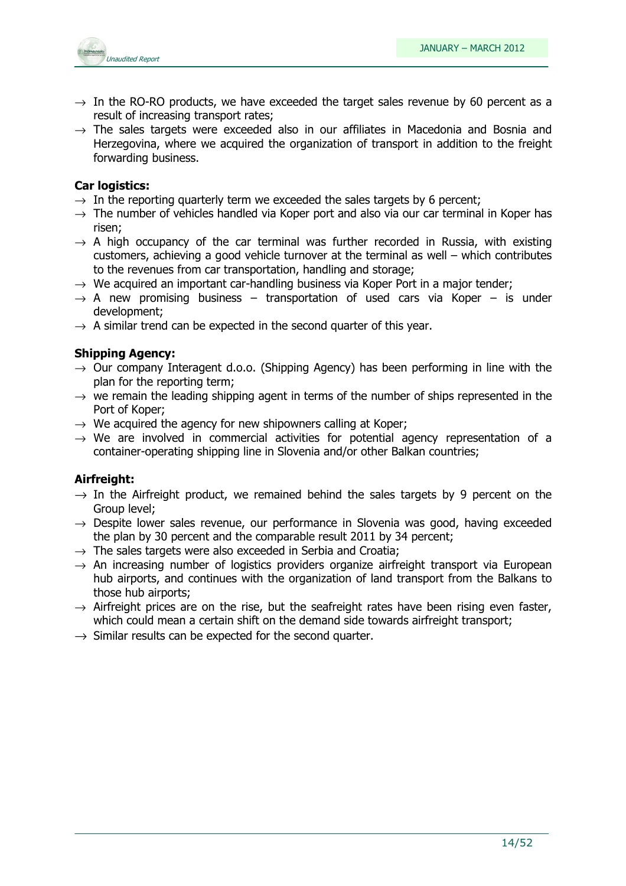- → In the RO-RO products, we have exceeded the target sales revenue by 60 percent as a result of increasing transport rates;
- → The sales targets were exceeded also in our affiliates in Macedonia and Bosnia and Herzegovina, where we acquired the organization of transport in addition to the freight forwarding business.

**Car logistics:**

- → In the reporting quarterly term we exceeded the sales targets by 6 percent;
- → The number of vehicles handled via Koper port and also via our car terminal in Koper has risen;
- → A high occupancy of the car terminal was further recorded in Russia, with existing customers, achieving a good vehicle turnover at the terminal as well – which contributes to the revenues from car transportation, handling and storage;
- → We acquired an important car-handling business via Koper Port in a major tender;
- → A new promising business – transportation of used cars via Koper – is under development;
- → A similar trend can be expected in the second quarter of this year.

**Shipping Agency:**

- → Our company Interagent d.o.o. (Shipping Agency) has been performing in line with the plan for the reporting term;
- → we remain the leading shipping agent in terms of the number of ships represented in the Port of Koper;
- → We acquired the agency for new shipowners calling at Koper;
- → We are involved in commercial activities for potential agency representation of a container-operating shipping line in Slovenia and/or other Balkan countries;

**Airfreight:**

- → In the Airfreight product, we remained behind the sales targets by 9 percent on the Group level;
- → Despite lower sales revenue, our performance in Slovenia was good, having exceeded the plan by 30 percent and the comparable result 2011 by 34 percent;
- → The sales targets were also exceeded in Serbia and Croatia;
- → An increasing number of logistics providers organize airfreight transport via European hub airports, and continues with the organization of land transport from the Balkans to those hub airports;
- → Airfreight prices are on the rise, but the seafreight rates have been rising even faster, which could mean a certain shift on the demand side towards airfreight transport;
- → Similar results can be expected for the second quarter.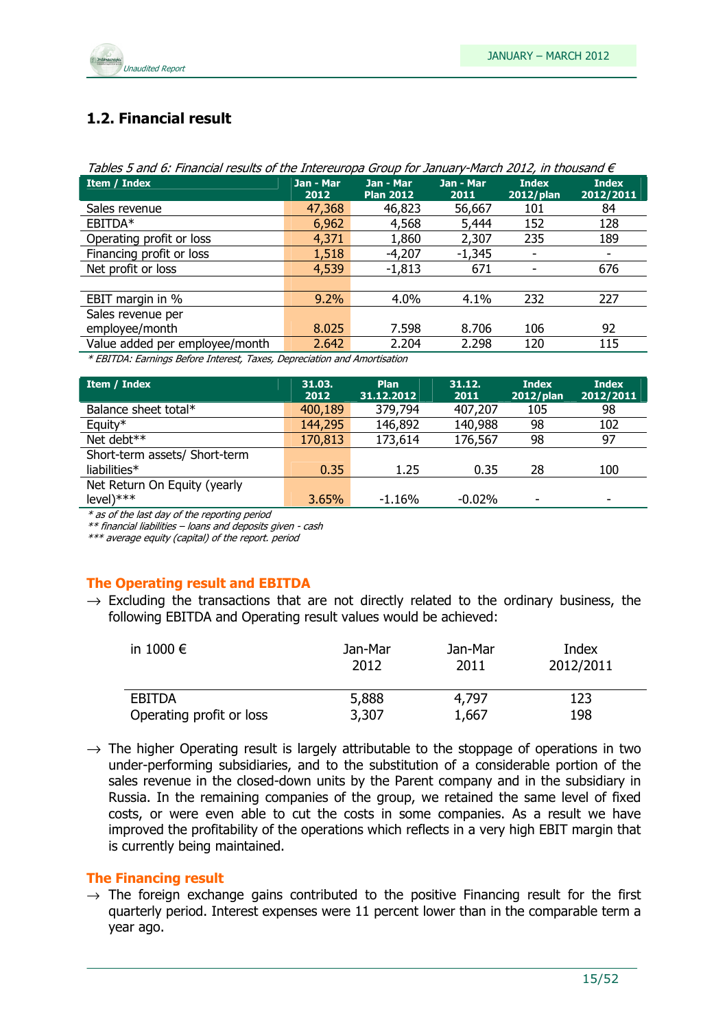## 1.2. Financial result

*Tables 5 and 6: Financial results of the Intereuropa Group for January-March 2012, in thousand €*

| Item / Index | Jan - Mar 2012 | Jan - Mar Plan 2012 | Jan - Mar 2011 | Index 2012/plan | Index 2012/2011 |
|---|---|---|---|---|---|
| Sales revenue | 47,368 | 46,823 | 56,667 | 101 | 84 |
| EBITDA* | 6,962 | 4,568 | 5,444 | 152 | 128 |
| Operating profit or loss | 4,371 | 1,860 | 2,307 | 235 | 189 |
| Financing profit or loss | 1,518 | -4,207 | -1,345 | - | - |
| Net profit or loss | 4,539 | -1,813 | 671 | - | 676 |
| | | | | | |
| EBIT margin in % | 9.2% | 4.0% | 4.1% | 232 | 227 |
| Sales revenue per employee/month | 8.025 | 7.598 | 8.706 | 106 | 92 |
| Value added per employee/month | 2.642 | 2.204 | 2.298 | 120 | 115 |

*\* EBITDA: Earnings Before Interest, Taxes, Depreciation and Amortisation*

| Item / Index | 31.03. 2012 | Plan 31.12.2012 | 31.12. 2011 | Index 2012/plan | Index 2012/2011 |
|---|---|---|---|---|---|
| Balance sheet total* | 400,189 | 379,794 | 407,207 | 105 | 98 |
| Equity* | 144,295 | 146,892 | 140,988 | 98 | 102 |
| Net debt** | 170,813 | 173,614 | 176,567 | 98 | 97 |
| Short-term assets/ Short-term liabilities* | 0.35 | 1.25 | 0.35 | 28 | 100 |
| Net Return On Equity (yearly level)*** | 3.65% | -1.16% | -0.02% | - | - |

*\* as of the last day of the reporting period*
*\*\* financial liabilities – loans and deposits given - cash*
*\*\*\* average equity (capital) of the report. period*

### The Operating result and EBITDA

→ Excluding the transactions that are not directly related to the ordinary business, the following EBITDA and Operating result values would be achieved:

| in 1000 € | Jan-Mar 2012 | Jan-Mar 2011 | Index 2012/2011 |
|---|---|---|---|
| EBITDA | 5,888 | 4,797 | 123 |
| Operating profit or loss | 3,307 | 1,667 | 198 |

→ The higher Operating result is largely attributable to the stoppage of operations in two under-performing subsidiaries, and to the substitution of a considerable portion of the sales revenue in the closed-down units by the Parent company and in the subsidiary in Russia. In the remaining companies of the group, we retained the same level of fixed costs, or were even able to cut the costs in some companies. As a result we have improved the profitability of the operations which reflects in a very high EBIT margin that is currently being maintained.

### The Financing result

→ The foreign exchange gains contributed to the positive Financing result for the first quarterly period. Interest expenses were 11 percent lower than in the comparable term a year ago.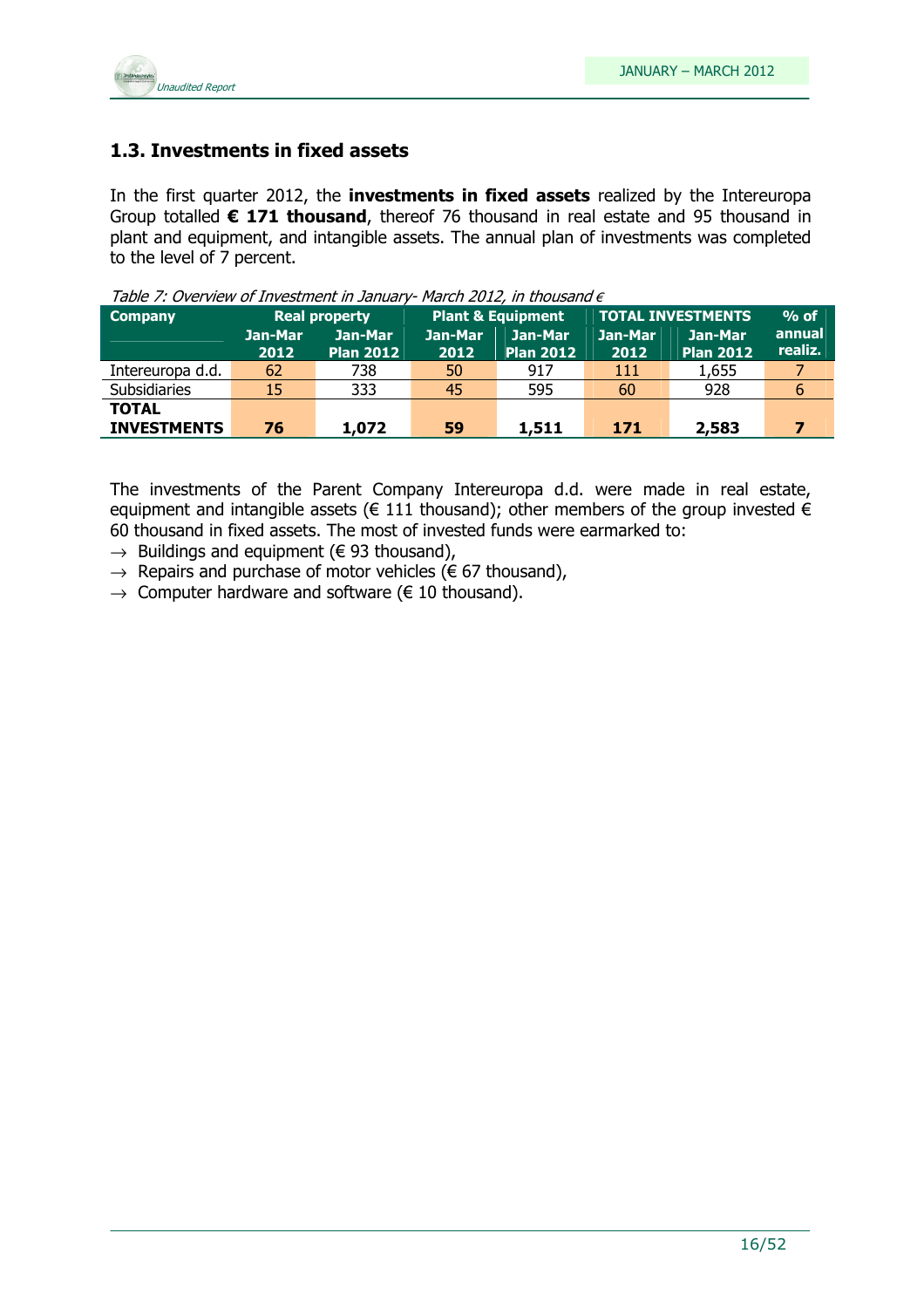## 1.3. Investments in fixed assets

In the first quarter 2012, the **investments in fixed assets** realized by the Intereuropa Group totalled **€ 171 thousand**, thereof 76 thousand in real estate and 95 thousand in plant and equipment, and intangible assets. The annual plan of investments was completed to the level of 7 percent.

*Table 7: Overview of Investment in January- March 2012, in thousand €*

| Company | Real property | | Plant & Equipment | | TOTAL INVESTMENTS | | % of annual realiz. |
|---|---|---|---|---|---|---|---|
| | Jan-Mar 2012 | Jan-Mar Plan 2012 | Jan-Mar 2012 | Jan-Mar Plan 2012 | Jan-Mar 2012 | Jan-Mar Plan 2012 | |
| Intereuropa d.d. | 62 | 738 | 50 | 917 | 111 | 1,655 | 7 |
| Subsidiaries | 15 | 333 | 45 | 595 | 60 | 928 | 6 |
| **TOTAL INVESTMENTS** | **76** | **1,072** | **59** | **1,511** | **171** | **2,583** | **7** |

The investments of the Parent Company Intereuropa d.d. were made in real estate, equipment and intangible assets (€ 111 thousand); other members of the group invested € 60 thousand in fixed assets. The most of invested funds were earmarked to:

- → Buildings and equipment (€ 93 thousand),
- → Repairs and purchase of motor vehicles (€ 67 thousand),
- → Computer hardware and software (€ 10 thousand).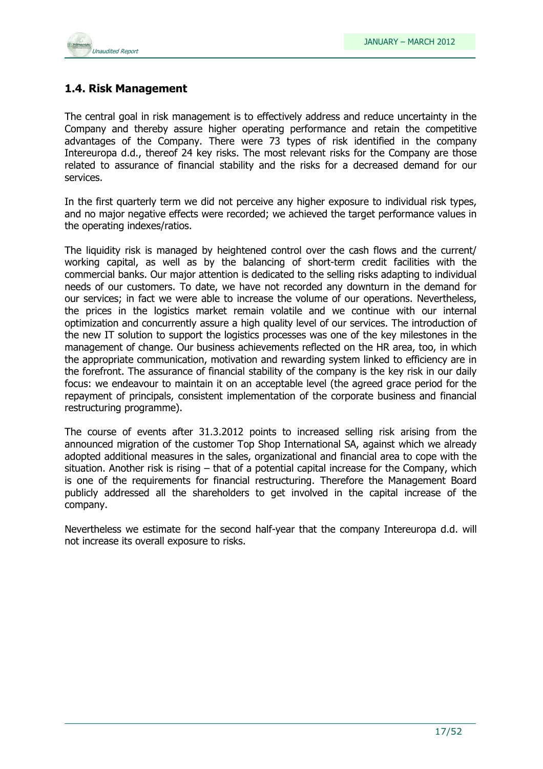## 1.4. Risk Management

The central goal in risk management is to effectively address and reduce uncertainty in the Company and thereby assure higher operating performance and retain the competitive advantages of the Company. There were 73 types of risk identified in the company Intereuropa d.d., thereof 24 key risks. The most relevant risks for the Company are those related to assurance of financial stability and the risks for a decreased demand for our services.

In the first quarterly term we did not perceive any higher exposure to individual risk types, and no major negative effects were recorded; we achieved the target performance values in the operating indexes/ratios.

The liquidity risk is managed by heightened control over the cash flows and the current/ working capital, as well as by the balancing of short-term credit facilities with the commercial banks. Our major attention is dedicated to the selling risks adapting to individual needs of our customers. To date, we have not recorded any downturn in the demand for our services; in fact we were able to increase the volume of our operations. Nevertheless, the prices in the logistics market remain volatile and we continue with our internal optimization and concurrently assure a high quality level of our services. The introduction of the new IT solution to support the logistics processes was one of the key milestones in the management of change. Our business achievements reflected on the HR area, too, in which the appropriate communication, motivation and rewarding system linked to efficiency are in the forefront. The assurance of financial stability of the company is the key risk in our daily focus: we endeavour to maintain it on an acceptable level (the agreed grace period for the repayment of principals, consistent implementation of the corporate business and financial restructuring programme).

The course of events after 31.3.2012 points to increased selling risk arising from the announced migration of the customer Top Shop International SA, against which we already adopted additional measures in the sales, organizational and financial area to cope with the situation. Another risk is rising – that of a potential capital increase for the Company, which is one of the requirements for financial restructuring. Therefore the Management Board publicly addressed all the shareholders to get involved in the capital increase of the company.

Nevertheless we estimate for the second half-year that the company Intereuropa d.d. will not increase its overall exposure to risks.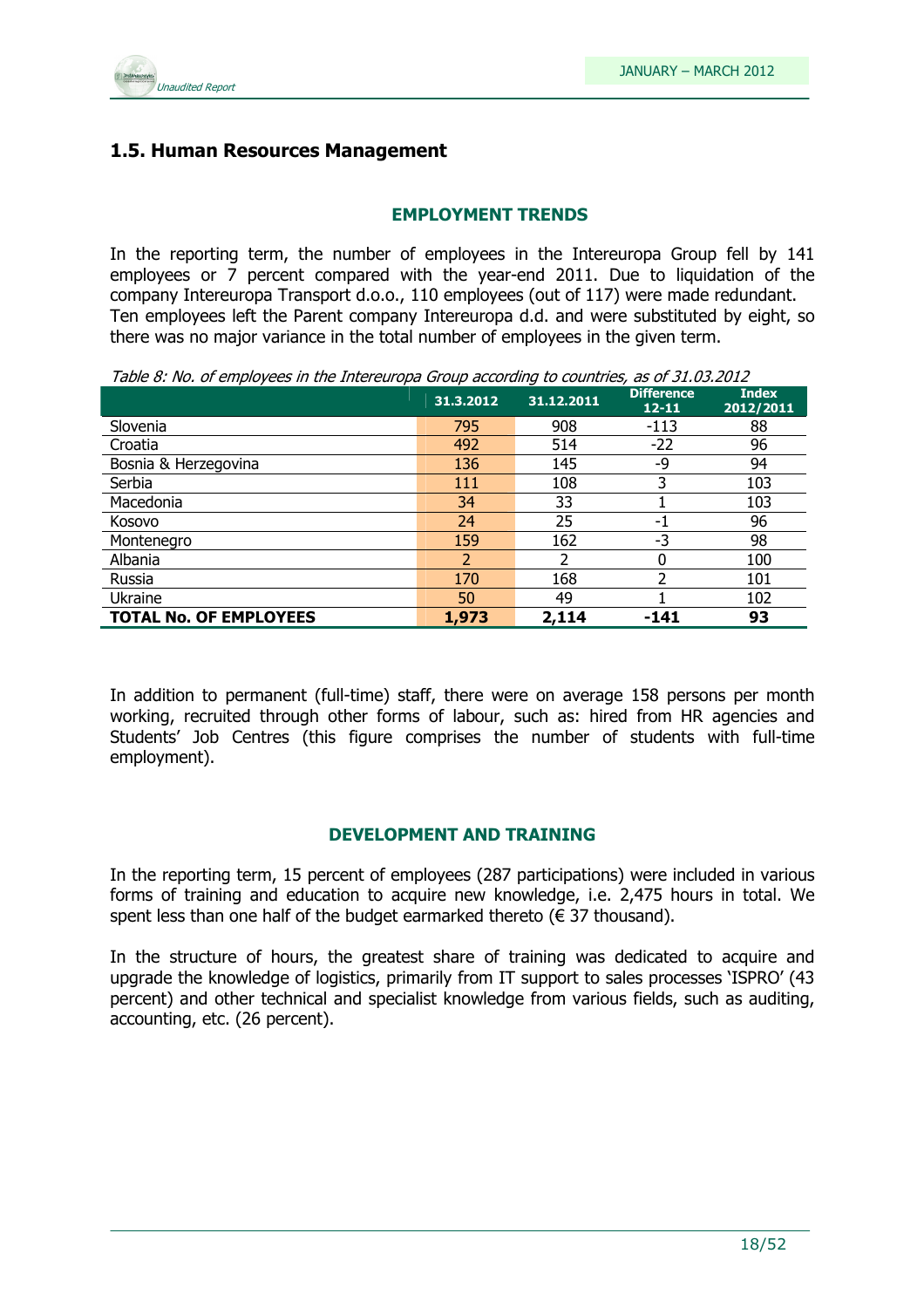## 1.5. Human Resources Management

### EMPLOYMENT TRENDS

In the reporting term, the number of employees in the Intereuropa Group fell by 141 employees or 7 percent compared with the year-end 2011. Due to liquidation of the company Intereuropa Transport d.o.o., 110 employees (out of 117) were made redundant. Ten employees left the Parent company Intereuropa d.d. and were substituted by eight, so there was no major variance in the total number of employees in the given term.

*Table 8: No. of employees in the Intereuropa Group according to countries, as of 31.03.2012*

| | 31.3.2012 | 31.12.2011 | Difference 12-11 | Index 2012/2011 |
|---|---|---|---|---|
| Slovenia | 795 | 908 | -113 | 88 |
| Croatia | 492 | 514 | -22 | 96 |
| Bosnia & Herzegovina | 136 | 145 | -9 | 94 |
| Serbia | 111 | 108 | 3 | 103 |
| Macedonia | 34 | 33 | 1 | 103 |
| Kosovo | 24 | 25 | -1 | 96 |
| Montenegro | 159 | 162 | -3 | 98 |
| Albania | 2 | 2 | 0 | 100 |
| Russia | 170 | 168 | 2 | 101 |
| Ukraine | 50 | 49 | 1 | 102 |
| **TOTAL No. OF EMPLOYEES** | **1,973** | **2,114** | **-141** | **93** |

In addition to permanent (full-time) staff, there were on average 158 persons per month working, recruited through other forms of labour, such as: hired from HR agencies and Students' Job Centres (this figure comprises the number of students with full-time employment).

### DEVELOPMENT AND TRAINING

In the reporting term, 15 percent of employees (287 participations) were included in various forms of training and education to acquire new knowledge, i.e. 2,475 hours in total. We spent less than one half of the budget earmarked thereto (€ 37 thousand).

In the structure of hours, the greatest share of training was dedicated to acquire and upgrade the knowledge of logistics, primarily from IT support to sales processes 'ISPRO' (43 percent) and other technical and specialist knowledge from various fields, such as auditing, accounting, etc. (26 percent).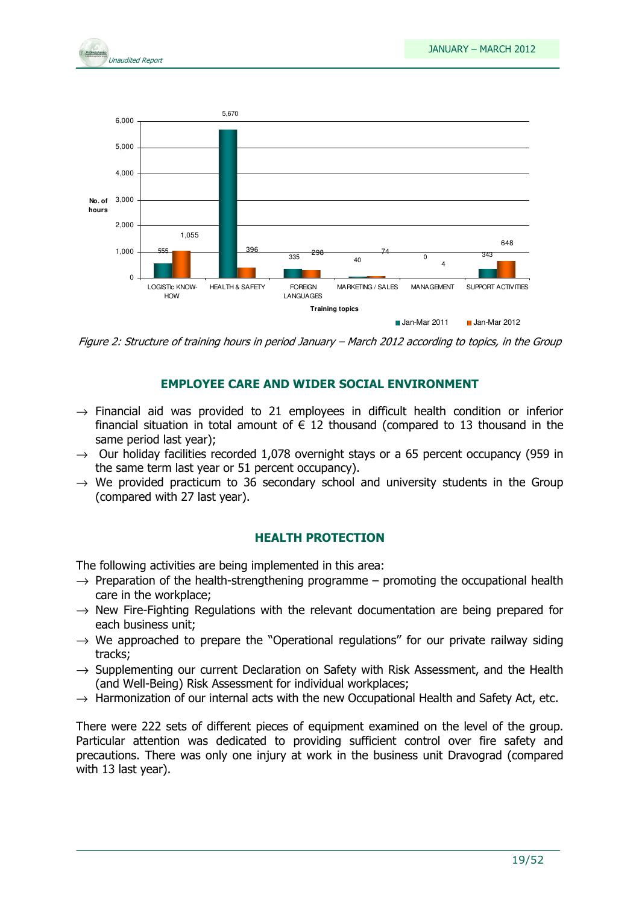*Figure 2: Structure of training hours in period January – March 2012 according to topics, in the Group*

## EMPLOYEE CARE AND WIDER SOCIAL ENVIRONMENT

- → Financial aid was provided to 21 employees in difficult health condition or inferior financial situation in total amount of € 12 thousand (compared to 13 thousand in the same period last year);
- → Our holiday facilities recorded 1,078 overnight stays or a 65 percent occupancy (959 in the same term last year or 51 percent occupancy).
- → We provided practicum to 36 secondary school and university students in the Group (compared with 27 last year).

## HEALTH PROTECTION

The following activities are being implemented in this area:

- → Preparation of the health-strengthening programme – promoting the occupational health care in the workplace;
- → New Fire-Fighting Regulations with the relevant documentation are being prepared for each business unit;
- → We approached to prepare the "Operational regulations" for our private railway siding tracks;
- → Supplementing our current Declaration on Safety with Risk Assessment, and the Health (and Well-Being) Risk Assessment for individual workplaces;
- → Harmonization of our internal acts with the new Occupational Health and Safety Act, etc.

There were 222 sets of different pieces of equipment examined on the level of the group. Particular attention was dedicated to providing sufficient control over fire safety and precautions. There was only one injury at work in the business unit Dravograd (compared with 13 last year).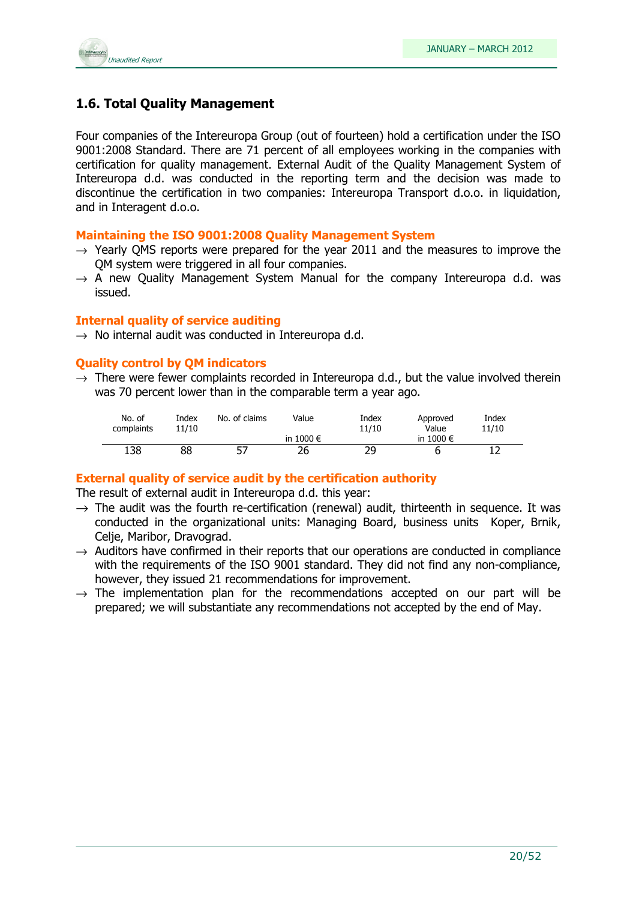## 1.6. Total Quality Management

Four companies of the Intereuropa Group (out of fourteen) hold a certification under the ISO 9001:2008 Standard. There are 71 percent of all employees working in the companies with certification for quality management. External Audit of the Quality Management System of Intereuropa d.d. was conducted in the reporting term and the decision was made to discontinue the certification in two companies: Intereuropa Transport d.o.o. in liquidation, and in Interagent d.o.o.

### Maintaining the ISO 9001:2008 Quality Management System

→ Yearly QMS reports were prepared for the year 2011 and the measures to improve the QM system were triggered in all four companies.

→ A new Quality Management System Manual for the company Intereuropa d.d. was issued.

### Internal quality of service auditing

→ No internal audit was conducted in Intereuropa d.d.

### Quality control by QM indicators

→ There were fewer complaints recorded in Intereuropa d.d., but the value involved therein was 70 percent lower than in the comparable term a year ago.

| No. of complaints | Index 11/10 | No. of claims | Value in 1000 € | Index 11/10 | Approved Value in 1000 € | Index 11/10 |
|---|---|---|---|---|---|---|
| 138 | 88 | 57 | 26 | 29 | 6 | 12 |

### External quality of service audit by the certification authority

The result of external audit in Intereuropa d.d. this year:

→ The audit was the fourth re-certification (renewal) audit, thirteenth in sequence. It was conducted in the organizational units: Managing Board, business units Koper, Brnik, Celje, Maribor, Dravograd.

→ Auditors have confirmed in their reports that our operations are conducted in compliance with the requirements of the ISO 9001 standard. They did not find any non-compliance, however, they issued 21 recommendations for improvement.

→ The implementation plan for the recommendations accepted on our part will be prepared; we will substantiate any recommendations not accepted by the end of May.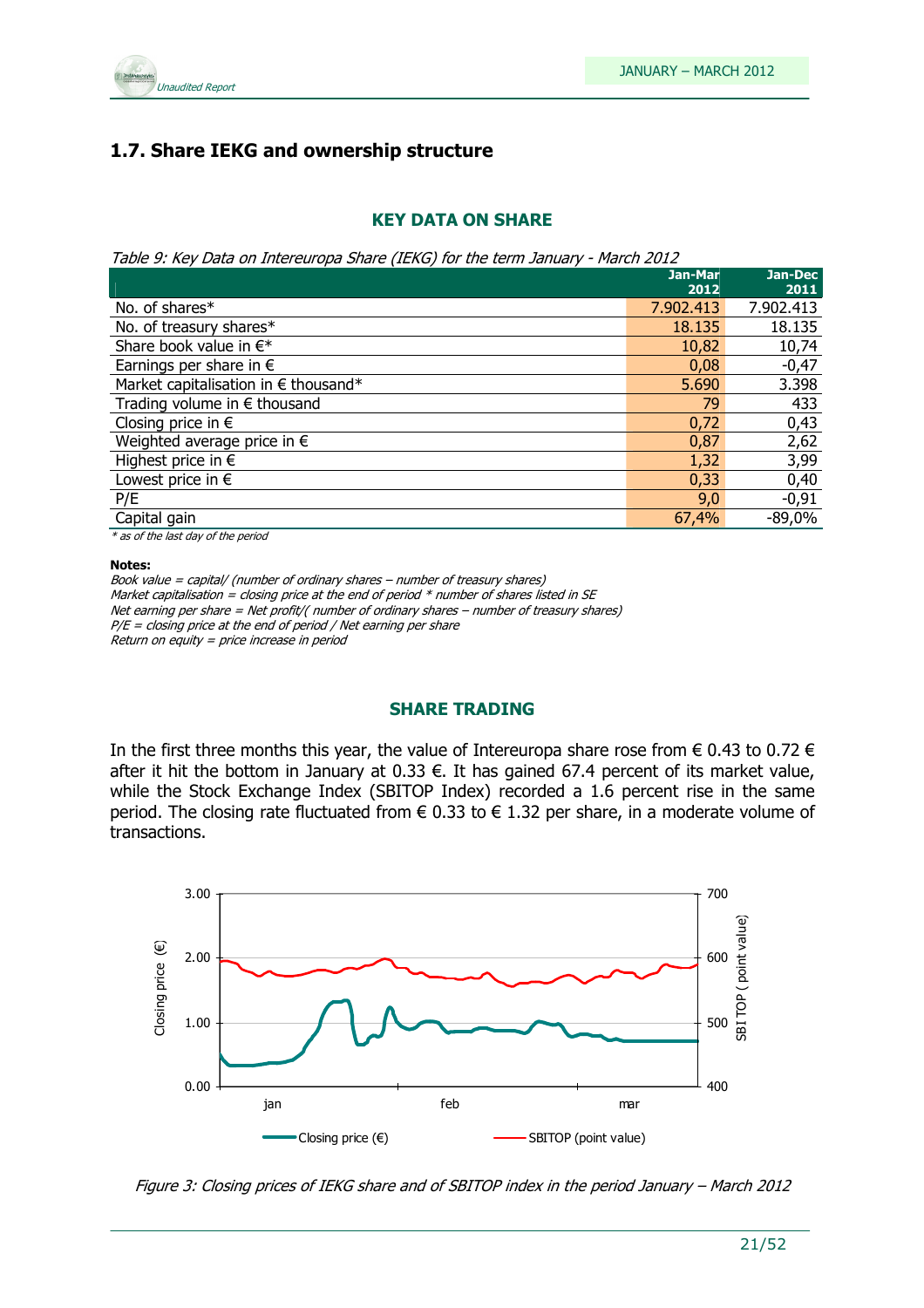## 1.7. Share IEKG and ownership structure

### KEY DATA ON SHARE

*Table 9: Key Data on Intereuropa Share (IEKG) for the term January - March 2012*

| | Jan-Mar 2012 | Jan-Dec 2011 |
|---|---|---|
| No. of shares* | 7.902.413 | 7.902.413 |
| No. of treasury shares* | 18.135 | 18.135 |
| Share book value in €* | 10,82 | 10,74 |
| Earnings per share in € | 0,08 | -0,47 |
| Market capitalisation in € thousand* | 5.690 | 3.398 |
| Trading volume in € thousand | 79 | 433 |
| Closing price in € | 0,72 | 0,43 |
| Weighted average price in € | 0,87 | 2,62 |
| Highest price in € | 1,32 | 3,99 |
| Lowest price in € | 0,33 | 0,40 |
| P/E | 9,0 | -0,91 |
| Capital gain | 67,4% | -89,0% |

*\* as of the last day of the period*

**Notes:**

*Book value = capital/ (number of ordinary shares – number of treasury shares)*
*Market capitalisation = closing price at the end of period * number of shares listed in SE*
*Net earning per share = Net profit/( number of ordinary shares – number of treasury shares)*
*P/E = closing price at the end of period / Net earning per share*
*Return on equity = price increase in period*

### SHARE TRADING

In the first three months this year, the value of Intereuropa share rose from € 0.43 to 0.72 € after it hit the bottom in January at 0.33 €. It has gained 67.4 percent of its market value, while the Stock Exchange Index (SBITOP Index) recorded a 1.6 percent rise in the same period. The closing rate fluctuated from € 0.33 to € 1.32 per share, in a moderate volume of transactions.

*Figure 3: Closing prices of IEKG share and of SBITOP index in the period January – March 2012*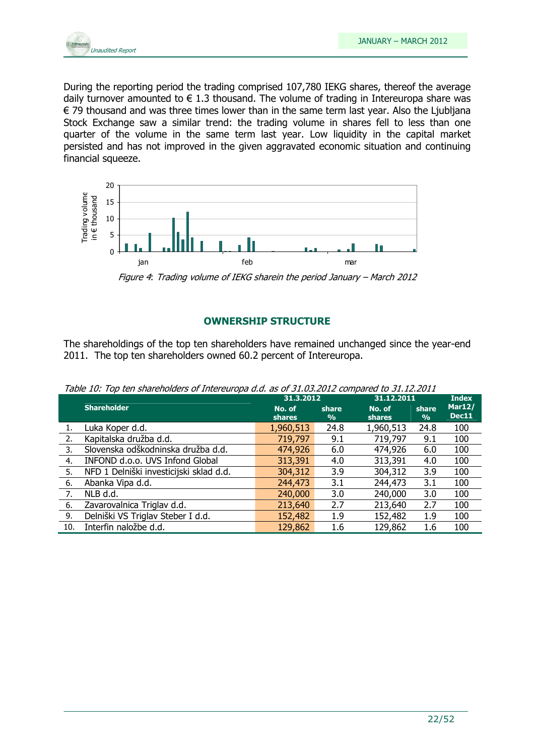During the reporting period the trading comprised 107,780 IEKG shares, thereof the average daily turnover amounted to € 1.3 thousand. The volume of trading in Intereuropa share was € 79 thousand and was three times lower than in the same term last year. Also the Ljubljana Stock Exchange saw a similar trend: the trading volume in shares fell to less than one quarter of the volume in the same term last year. Low liquidity in the capital market persisted and has not improved in the given aggravated economic situation and continuing financial squeeze.

*Figure 4: Trading volume of IEKG sharein the period January – March 2012*

## OWNERSHIP STRUCTURE

The shareholdings of the top ten shareholders have remained unchanged since the year-end 2011. The top ten shareholders owned 60.2 percent of Intereuropa.

*Table 10: Top ten shareholders of Intereuropa d.d. as of 31.03.2012 compared to 31.12.2011*

| | Shareholder | 31.3.2012 | | 31.12.2011 | | Index Mar12/ Dec11 |
|---|---|---|---|---|---|---|
| | | No. of shares | share % | No. of shares | share % | |
| 1. | Luka Koper d.d. | 1,960,513 | 24.8 | 1,960,513 | 24.8 | 100 |
| 2. | Kapitalska družba d.d. | 719,797 | 9.1 | 719,797 | 9.1 | 100 |
| 3. | Slovenska odškodninska družba d.d. | 474,926 | 6.0 | 474,926 | 6.0 | 100 |
| 4. | INFOND d.o.o. UVS Infond Global | 313,391 | 4.0 | 313,391 | 4.0 | 100 |
| 5. | NFD 1 Delniški investicijski sklad d.d. | 304,312 | 3.9 | 304,312 | 3.9 | 100 |
| 6. | Abanka Vipa d.d. | 244,473 | 3.1 | 244,473 | 3.1 | 100 |
| 7. | NLB d.d. | 240,000 | 3.0 | 240,000 | 3.0 | 100 |
| 6. | Zavarovalnica Triglav d.d. | 213,640 | 2.7 | 213,640 | 2.7 | 100 |
| 9. | Delniški VS Triglav Steber I d.d. | 152,482 | 1.9 | 152,482 | 1.9 | 100 |
| 10. | Interfin naložbe d.d. | 129,862 | 1.6 | 129,862 | 1.6 | 100 |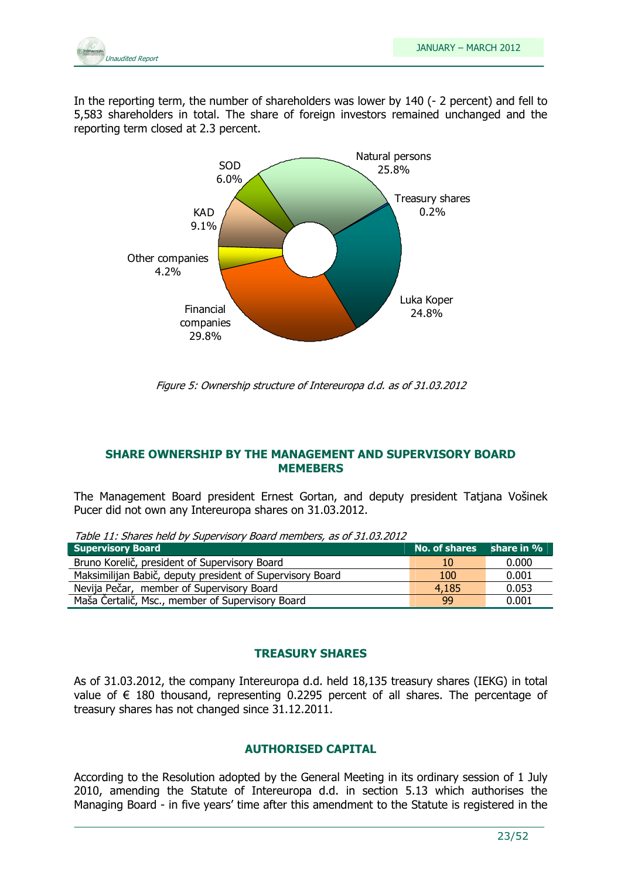In the reporting term, the number of shareholders was lower by 140 (- 2 percent) and fell to 5,583 shareholders in total. The share of foreign investors remained unchanged and the reporting term closed at 2.3 percent.

*Figure 5: Ownership structure of Intereuropa d.d. as of 31.03.2012*

## SHARE OWNERSHIP BY THE MANAGEMENT AND SUPERVISORY BOARD MEMEBERS

The Management Board president Ernest Gortan, and deputy president Tatjana Vošinek Pucer did not own any Intereuropa shares on 31.03.2012.

*Table 11: Shares held by Supervisory Board members, as of 31.03.2012*

| Supervisory Board | No. of shares | share in % |
|---|---|---|
| Bruno Korelič, president of Supervisory Board | 10 | 0.000 |
| Maksimilijan Babič, deputy president of Supervisory Board | 100 | 0.001 |
| Nevija Pečar, member of Supervisory Board | 4,185 | 0.053 |
| Maša Čertalič, Msc., member of Supervisory Board | 99 | 0.001 |

## TREASURY SHARES

As of 31.03.2012, the company Intereuropa d.d. held 18,135 treasury shares (IEKG) in total value of € 180 thousand, representing 0.2295 percent of all shares. The percentage of treasury shares has not changed since 31.12.2011.

## AUTHORISED CAPITAL

According to the Resolution adopted by the General Meeting in its ordinary session of 1 July 2010, amending the Statute of Intereuropa d.d. in section 5.13 which authorises the Managing Board - in five years' time after this amendment to the Statute is registered in the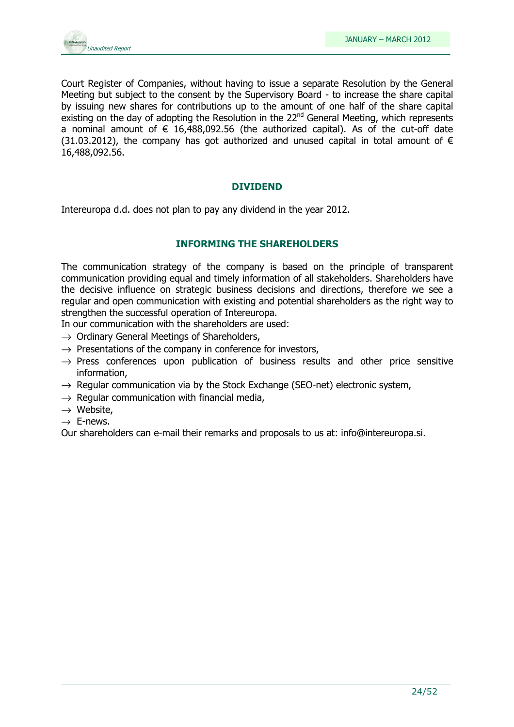Court Register of Companies, without having to issue a separate Resolution by the General Meeting but subject to the consent by the Supervisory Board - to increase the share capital by issuing new shares for contributions up to the amount of one half of the share capital existing on the day of adopting the Resolution in the 22nd General Meeting, which represents a nominal amount of € 16,488,092.56 (the authorized capital). As of the cut-off date (31.03.2012), the company has got authorized and unused capital in total amount of € 16,488,092.56.

## DIVIDEND

Intereuropa d.d. does not plan to pay any dividend in the year 2012.

## INFORMING THE SHAREHOLDERS

The communication strategy of the company is based on the principle of transparent communication providing equal and timely information of all stakeholders. Shareholders have the decisive influence on strategic business decisions and directions, therefore we see a regular and open communication with existing and potential shareholders as the right way to strengthen the successful operation of Intereuropa.

In our communication with the shareholders are used:

- → Ordinary General Meetings of Shareholders,
- → Presentations of the company in conference for investors,
- → Press conferences upon publication of business results and other price sensitive information,
- → Regular communication via by the Stock Exchange (SEO-net) electronic system,
- → Regular communication with financial media,
- → Website,
- → E-news.

Our shareholders can e-mail their remarks and proposals to us at: info@intereuropa.si.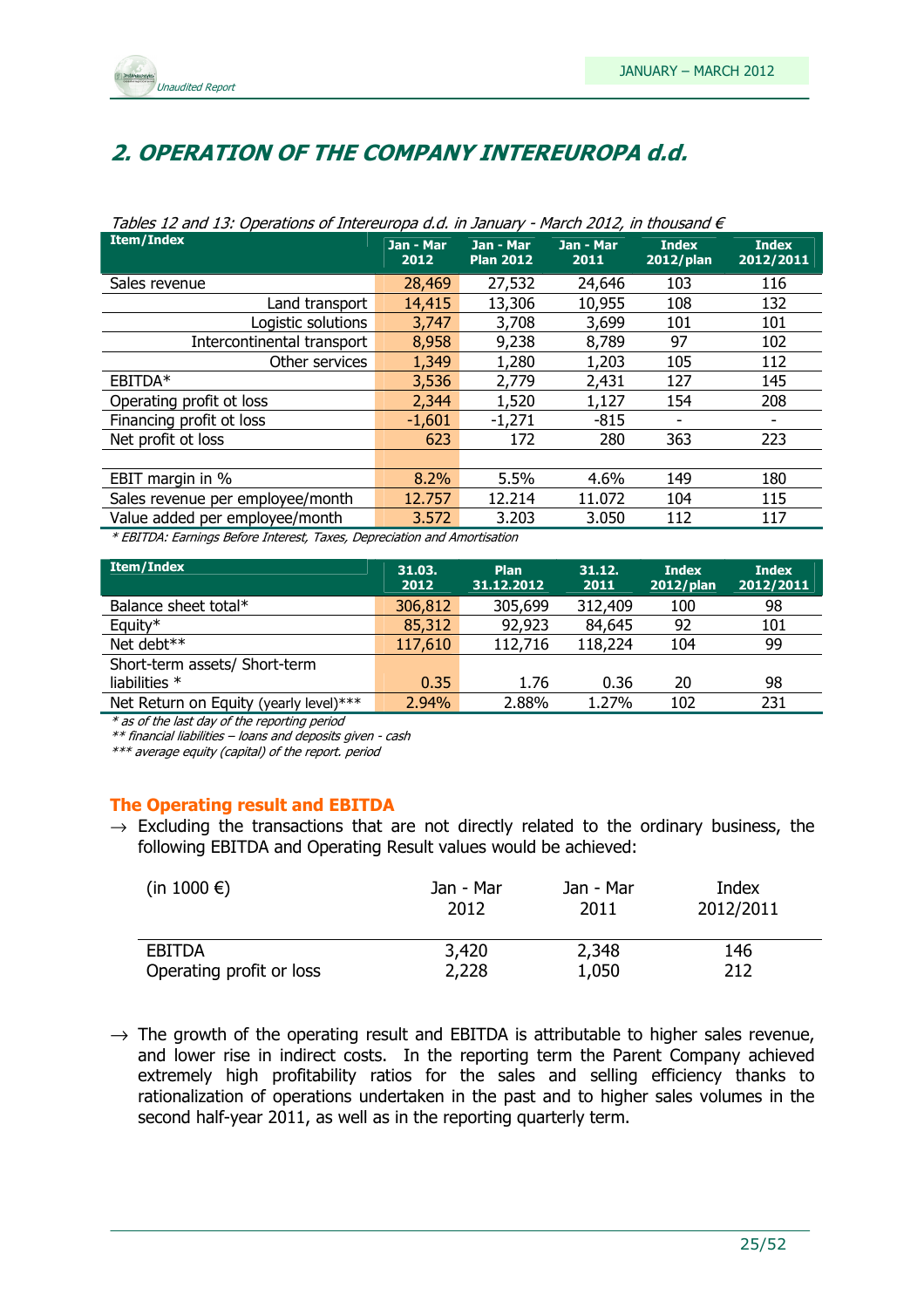## 2. OPERATION OF THE COMPANY INTEREUROPA d.d.

*Tables 12 and 13: Operations of Intereuropa d.d. in January - March 2012, in thousand €*

| Item/Index | Jan - Mar 2012 | Jan - Mar Plan 2012 | Jan - Mar 2011 | Index 2012/plan | Index 2012/2011 |
|---|---|---|---|---|---|
| Sales revenue | 28,469 | 27,532 | 24,646 | 103 | 116 |
| Land transport | 14,415 | 13,306 | 10,955 | 108 | 132 |
| Logistic solutions | 3,747 | 3,708 | 3,699 | 101 | 101 |
| Intercontinental transport | 8,958 | 9,238 | 8,789 | 97 | 102 |
| Other services | 1,349 | 1,280 | 1,203 | 105 | 112 |
| EBITDA* | 3,536 | 2,779 | 2,431 | 127 | 145 |
| Operating profit ot loss | 2,344 | 1,520 | 1,127 | 154 | 208 |
| Financing profit ot loss | -1,601 | -1,271 | -815 | - | - |
| Net profit ot loss | 623 | 172 | 280 | 363 | 223 |
| | | | | | |
| EBIT margin in % | 8.2% | 5.5% | 4.6% | 149 | 180 |
| Sales revenue per employee/month | 12.757 | 12.214 | 11.072 | 104 | 115 |
| Value added per employee/month | 3.572 | 3.203 | 3.050 | 112 | 117 |

*\* EBITDA: Earnings Before Interest, Taxes, Depreciation and Amortisation*

| Item/Index | 31.03. 2012 | Plan 31.12.2012 | 31.12. 2011 | Index 2012/plan | Index 2012/2011 |
|---|---|---|---|---|---|
| Balance sheet total* | 306,812 | 305,699 | 312,409 | 100 | 98 |
| Equity* | 85,312 | 92,923 | 84,645 | 92 | 101 |
| Net debt** | 117,610 | 112,716 | 118,224 | 104 | 99 |
| Short-term assets/ Short-term liabilities * | 0.35 | 1.76 | 0.36 | 20 | 98 |
| Net Return on Equity (yearly level)*** | 2.94% | 2.88% | 1.27% | 102 | 231 |

*\* as of the last day of the reporting period*
*\*\* financial liabilities – loans and deposits given - cash*
*\*\*\* average equity (capital) of the report. period*

### The Operating result and EBITDA

→ Excluding the transactions that are not directly related to the ordinary business, the following EBITDA and Operating Result values would be achieved:

| (in 1000 €) | Jan - Mar 2012 | Jan - Mar 2011 | Index 2012/2011 |
|---|---|---|---|
| EBITDA | 3,420 | 2,348 | 146 |
| Operating profit or loss | 2,228 | 1,050 | 212 |

→ The growth of the operating result and EBITDA is attributable to higher sales revenue, and lower rise in indirect costs. In the reporting term the Parent Company achieved extremely high profitability ratios for the sales and selling efficiency thanks to rationalization of operations undertaken in the past and to higher sales volumes in the second half-year 2011, as well as in the reporting quarterly term.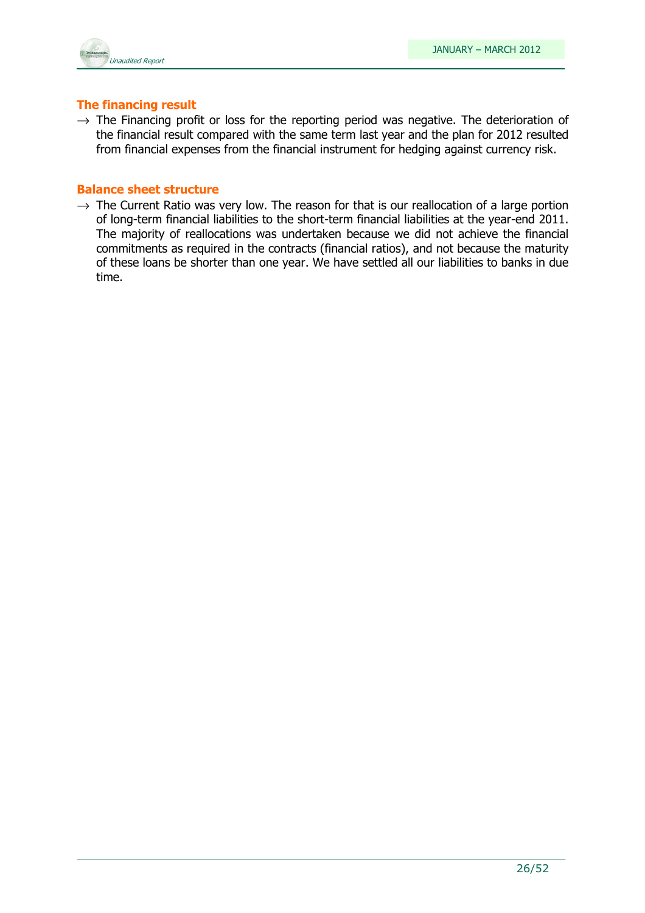## The financing result

→ The Financing profit or loss for the reporting period was negative. The deterioration of the financial result compared with the same term last year and the plan for 2012 resulted from financial expenses from the financial instrument for hedging against currency risk.

## Balance sheet structure

→ The Current Ratio was very low. The reason for that is our reallocation of a large portion of long-term financial liabilities to the short-term financial liabilities at the year-end 2011. The majority of reallocations was undertaken because we did not achieve the financial commitments as required in the contracts (financial ratios), and not because the maturity of these loans be shorter than one year. We have settled all our liabilities to banks in due time.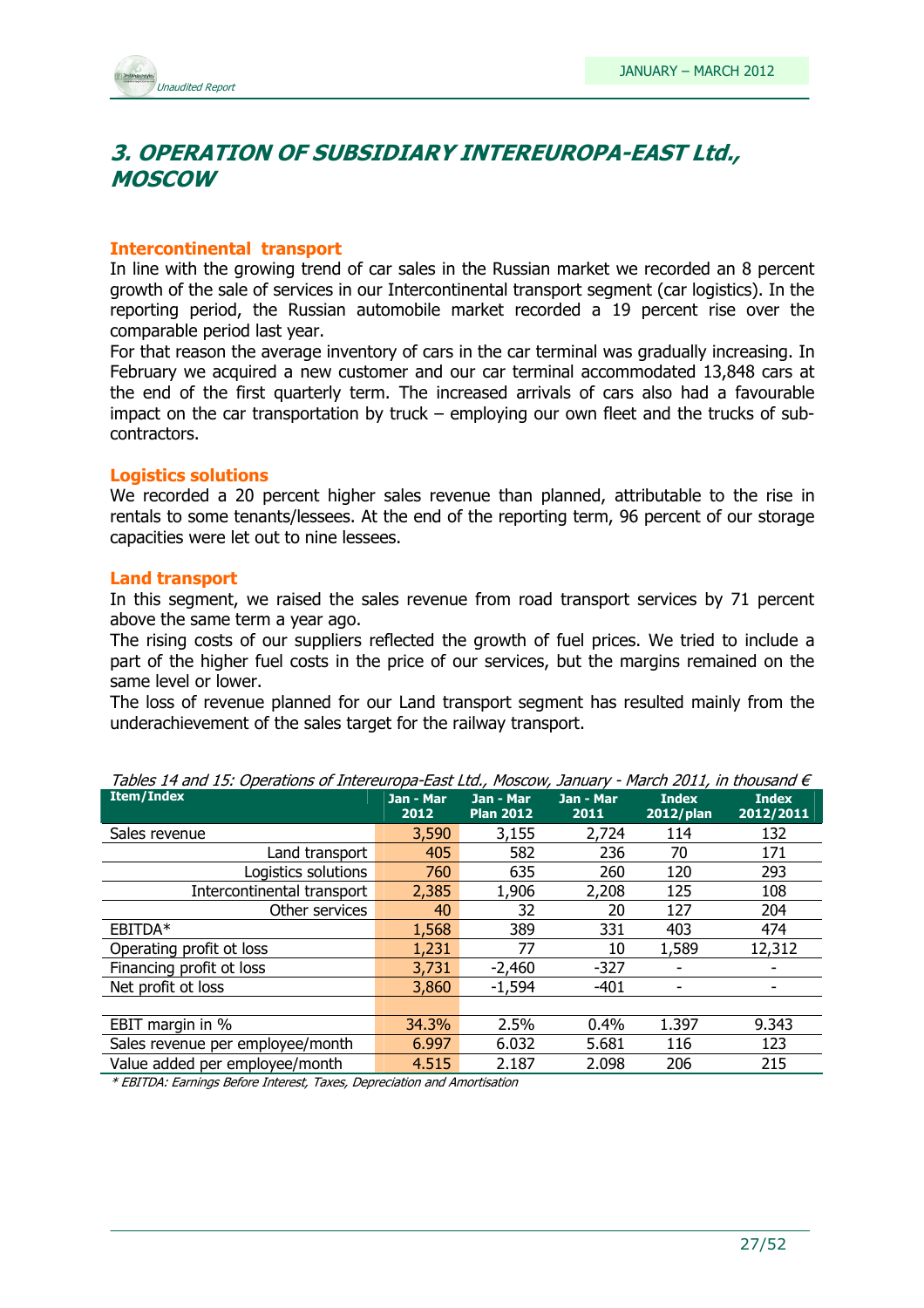# *3. OPERATION OF SUBSIDIARY INTEREUROPA-EAST Ltd., MOSCOW*

### Intercontinental transport

In line with the growing trend of car sales in the Russian market we recorded an 8 percent growth of the sale of services in our Intercontinental transport segment (car logistics). In the reporting period, the Russian automobile market recorded a 19 percent rise over the comparable period last year.

For that reason the average inventory of cars in the car terminal was gradually increasing. In February we acquired a new customer and our car terminal accommodated 13,848 cars at the end of the first quarterly term. The increased arrivals of cars also had a favourable impact on the car transportation by truck – employing our own fleet and the trucks of sub-contractors.

### Logistics solutions

We recorded a 20 percent higher sales revenue than planned, attributable to the rise in rentals to some tenants/lessees. At the end of the reporting term, 96 percent of our storage capacities were let out to nine lessees.

### Land transport

In this segment, we raised the sales revenue from road transport services by 71 percent above the same term a year ago.

The rising costs of our suppliers reflected the growth of fuel prices. We tried to include a part of the higher fuel costs in the price of our services, but the margins remained on the same level or lower.

The loss of revenue planned for our Land transport segment has resulted mainly from the underachievement of the sales target for the railway transport.

*Tables 14 and 15: Operations of Intereuropa-East Ltd., Moscow, January - March 2011, in thousand €*

| Item/Index | Jan - Mar 2012 | Jan - Mar Plan 2012 | Jan - Mar 2011 | Index 2012/plan | Index 2012/2011 |
|---|---|---|---|---|---|
| Sales revenue | 3,590 | 3,155 | 2,724 | 114 | 132 |
| Land transport | 405 | 582 | 236 | 70 | 171 |
| Logistics solutions | 760 | 635 | 260 | 120 | 293 |
| Intercontinental transport | 2,385 | 1,906 | 2,208 | 125 | 108 |
| Other services | 40 | 32 | 20 | 127 | 204 |
| EBITDA* | 1,568 | 389 | 331 | 403 | 474 |
| Operating profit ot loss | 1,231 | 77 | 10 | 1,589 | 12,312 |
| Financing profit ot loss | 3,731 | -2,460 | -327 | - | - |
| Net profit ot loss | 3,860 | -1,594 | -401 | - | - |
| | | | | | |
| EBIT margin in % | 34.3% | 2.5% | 0.4% | 1.397 | 9.343 |
| Sales revenue per employee/month | 6.997 | 6.032 | 5.681 | 116 | 123 |
| Value added per employee/month | 4.515 | 2.187 | 2.098 | 206 | 215 |

*\* EBITDA: Earnings Before Interest, Taxes, Depreciation and Amortisation*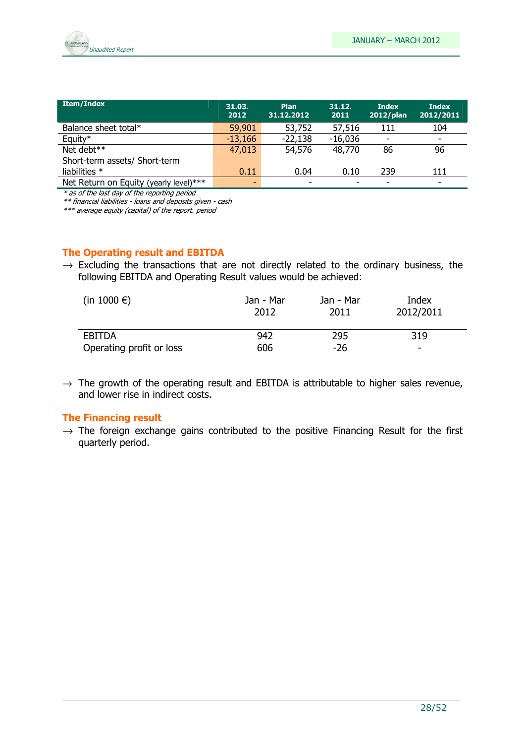| Item/Index | 31.03. 2012 | Plan 31.12.2012 | 31.12. 2011 | Index 2012/plan | Index 2012/2011 |
|---|---|---|---|---|---|
| Balance sheet total* | 59,901 | 53,752 | 57,516 | 111 | 104 |
| Equity* | -13,166 | -22,138 | -16,036 | - | - |
| Net debt** | 47,013 | 54,576 | 48,770 | 86 | 96 |
| Short-term assets/ Short-term liabilities * | 0.11 | 0.04 | 0.10 | 239 | 111 |
| Net Return on Equity (yearly level)*** | - | - | - | - | - |

*\* as of the last day of the reporting period*
*\*\* financial liabilities - loans and deposits given - cash*
*\*\*\* average equity (capital) of the report. period*

## The Operating result and EBITDA

→ Excluding the transactions that are not directly related to the ordinary business, the following EBITDA and Operating Result values would be achieved:

| (in 1000 €) | Jan - Mar 2012 | Jan - Mar 2011 | Index 2012/2011 |
|---|---|---|---|
| EBITDA | 942 | 295 | 319 |
| Operating profit or loss | 606 | -26 | - |

→ The growth of the operating result and EBITDA is attributable to higher sales revenue, and lower rise in indirect costs.

## The Financing result

→ The foreign exchange gains contributed to the positive Financing Result for the first quarterly period.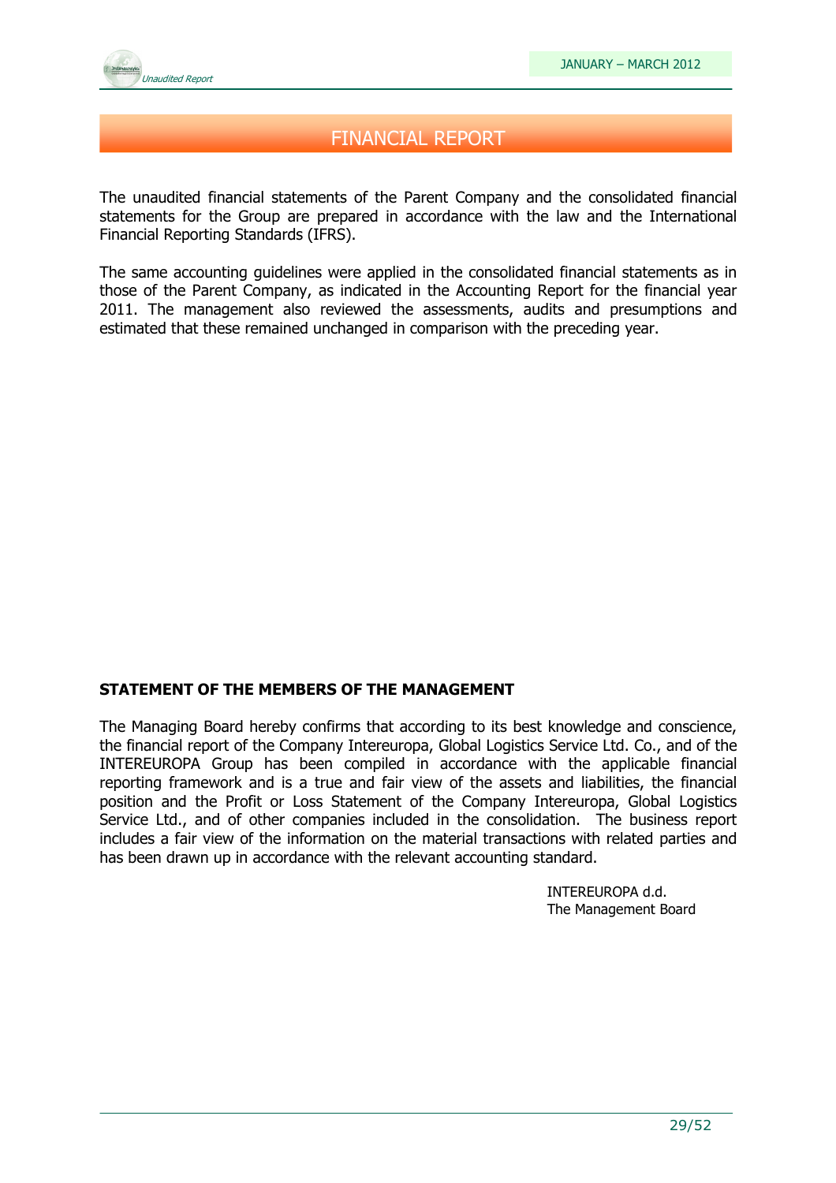# FINANCIAL REPORT

The unaudited financial statements of the Parent Company and the consolidated financial statements for the Group are prepared in accordance with the law and the International Financial Reporting Standards (IFRS).

The same accounting guidelines were applied in the consolidated financial statements as in those of the Parent Company, as indicated in the Accounting Report for the financial year 2011. The management also reviewed the assessments, audits and presumptions and estimated that these remained unchanged in comparison with the preceding year.

**STATEMENT OF THE MEMBERS OF THE MANAGEMENT**

The Managing Board hereby confirms that according to its best knowledge and conscience, the financial report of the Company Intereuropa, Global Logistics Service Ltd. Co., and of the INTEREUROPA Group has been compiled in accordance with the applicable financial reporting framework and is a true and fair view of the assets and liabilities, the financial position and the Profit or Loss Statement of the Company Intereuropa, Global Logistics Service Ltd., and of other companies included in the consolidation. The business report includes a fair view of the information on the material transactions with related parties and has been drawn up in accordance with the relevant accounting standard.

INTEREUROPA d.d.
The Management Board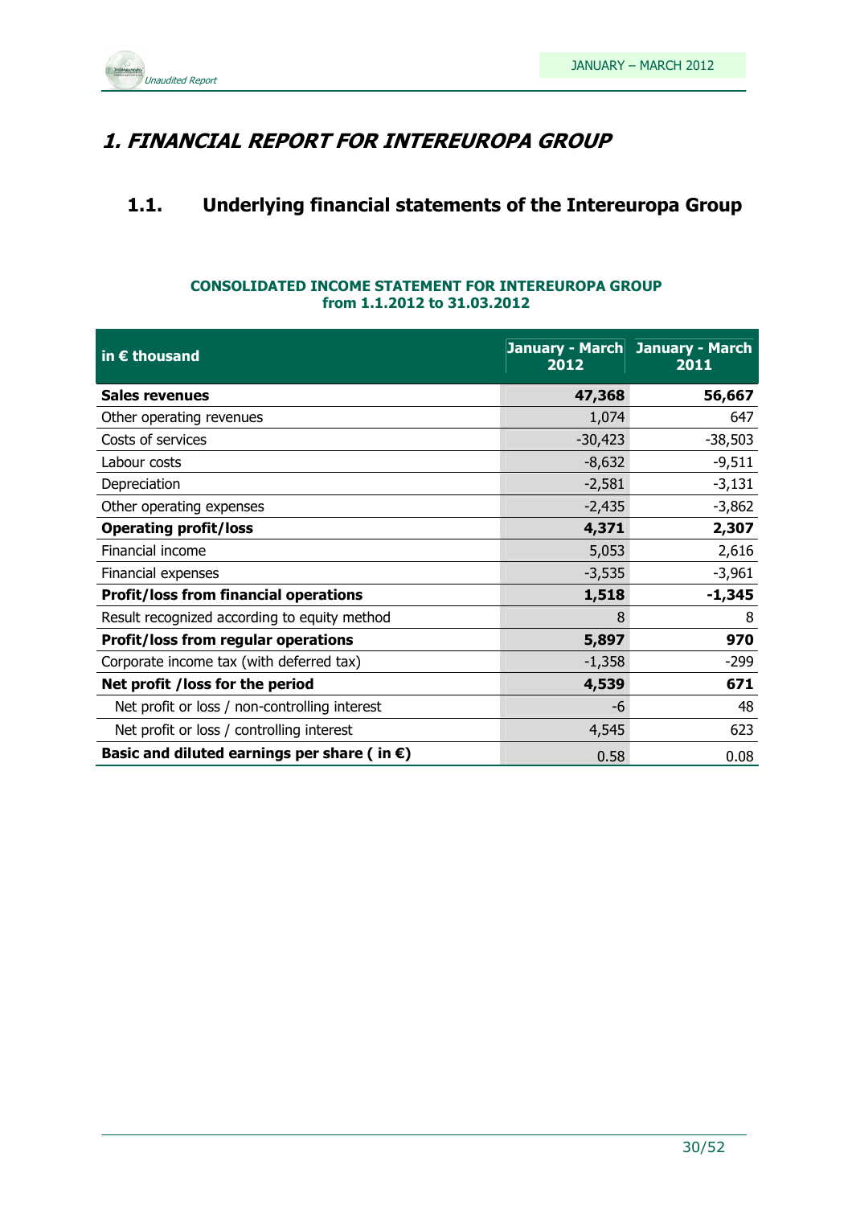# *1. FINANCIAL REPORT FOR INTEREUROPA GROUP*

## 1.1. Underlying financial statements of the Intereuropa Group

**CONSOLIDATED INCOME STATEMENT FOR INTEREUROPA GROUP**
**from 1.1.2012 to 31.03.2012**

| in € thousand | January - March 2012 | January - March 2011 |
|---|---|---|
| **Sales revenues** | **47,368** | **56,667** |
| Other operating revenues | 1,074 | 647 |
| Costs of services | -30,423 | -38,503 |
| Labour costs | -8,632 | -9,511 |
| Depreciation | -2,581 | -3,131 |
| Other operating expenses | -2,435 | -3,862 |
| **Operating profit/loss** | **4,371** | **2,307** |
| Financial income | 5,053 | 2,616 |
| Financial expenses | -3,535 | -3,961 |
| **Profit/loss from financial operations** | **1,518** | **-1,345** |
| Result recognized according to equity method | 8 | 8 |
| **Profit/loss from regular operations** | **5,897** | **970** |
| Corporate income tax (with deferred tax) | -1,358 | -299 |
| **Net profit /loss for the period** | **4,539** | **671** |
| Net profit or loss / non-controlling interest | -6 | 48 |
| Net profit or loss / controlling interest | 4,545 | 623 |
| **Basic and diluted earnings per share ( in €)** | 0.58 | 0.08 |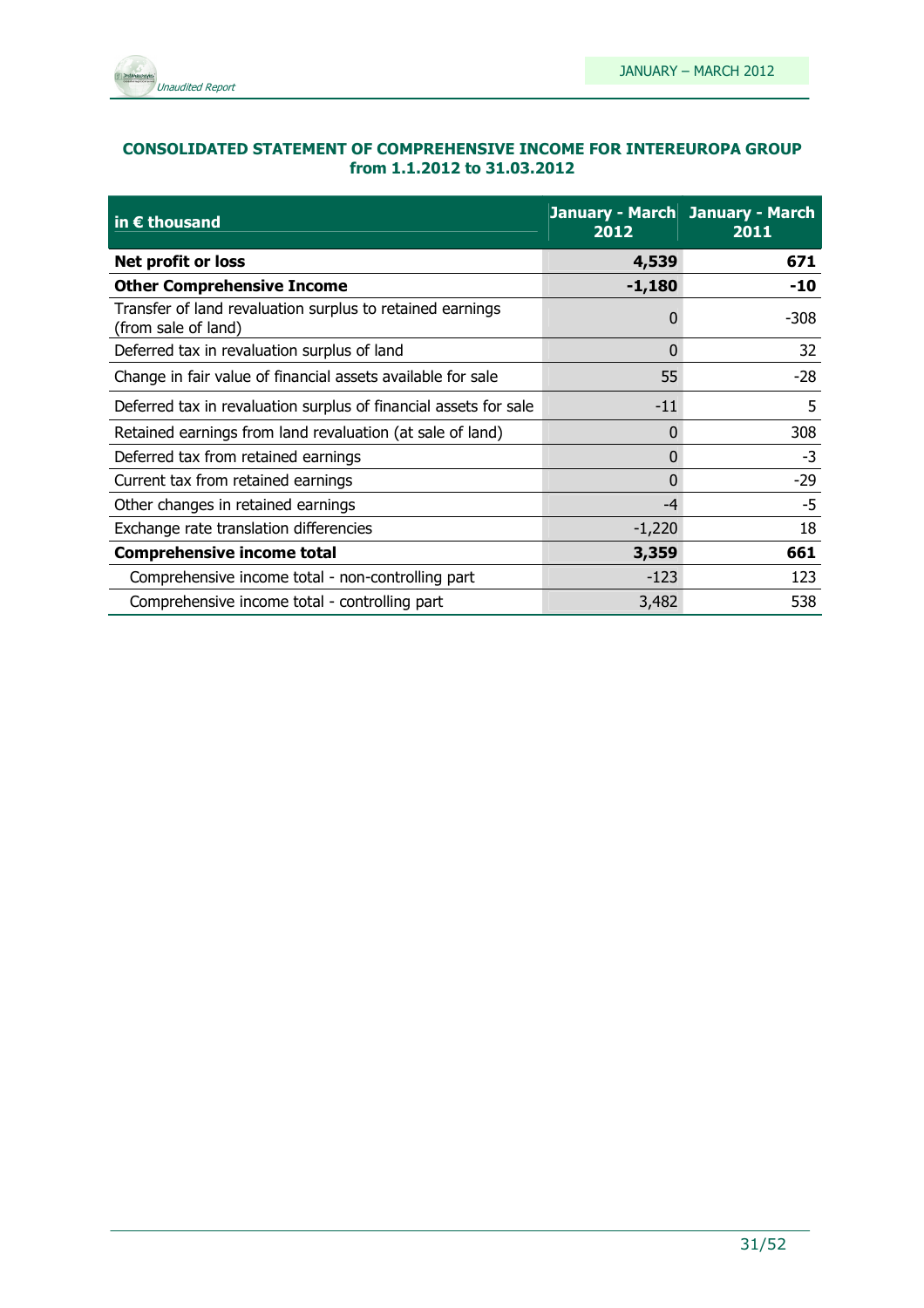## CONSOLIDATED STATEMENT OF COMPREHENSIVE INCOME FOR INTEREUROPA GROUP from 1.1.2012 to 31.03.2012

| in € thousand | January - March 2012 | January - March 2011 |
|---|---|---|
| **Net profit or loss** | **4,539** | **671** |
| **Other Comprehensive Income** | **-1,180** | **-10** |
| Transfer of land revaluation surplus to retained earnings (from sale of land) | 0 | -308 |
| Deferred tax in revaluation surplus of land | 0 | 32 |
| Change in fair value of financial assets available for sale | 55 | -28 |
| Deferred tax in revaluation surplus of financial assets for sale | -11 | 5 |
| Retained earnings from land revaluation (at sale of land) | 0 | 308 |
| Deferred tax from retained earnings | 0 | -3 |
| Current tax from retained earnings | 0 | -29 |
| Other changes in retained earnings | -4 | -5 |
| Exchange rate translation differencies | -1,220 | 18 |
| **Comprehensive income total** | **3,359** | **661** |
| Comprehensive income total - non-controlling part | -123 | 123 |
| Comprehensive income total - controlling part | 3,482 | 538 |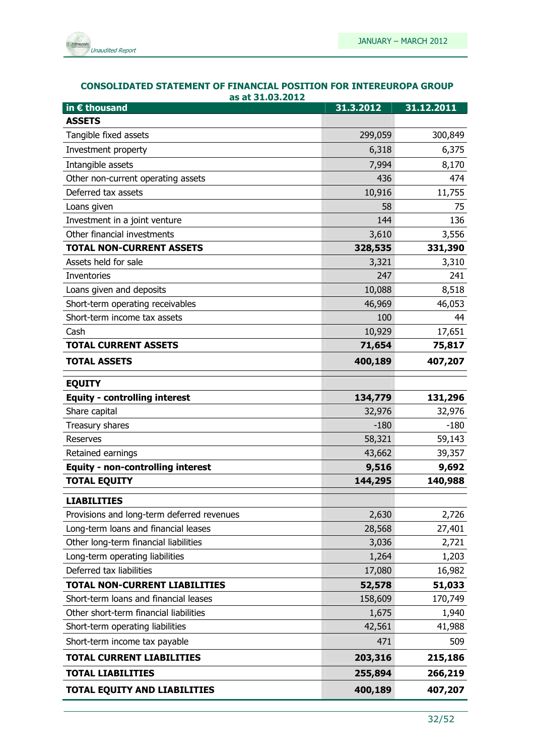### CONSOLIDATED STATEMENT OF FINANCIAL POSITION FOR INTEREUROPA GROUP as at 31.03.2012

| in € thousand | 31.3.2012 | 31.12.2011 |
|---|---|---|
| **ASSETS** | | |
| Tangible fixed assets | 299,059 | 300,849 |
| Investment property | 6,318 | 6,375 |
| Intangible assets | 7,994 | 8,170 |
| Other non-current operating assets | 436 | 474 |
| Deferred tax assets | 10,916 | 11,755 |
| Loans given | 58 | 75 |
| Investment in a joint venture | 144 | 136 |
| Other financial investments | 3,610 | 3,556 |
| **TOTAL NON-CURRENT ASSETS** | **328,535** | **331,390** |
| Assets held for sale | 3,321 | 3,310 |
| Inventories | 247 | 241 |
| Loans given and deposits | 10,088 | 8,518 |
| Short-term operating receivables | 46,969 | 46,053 |
| Short-term income tax assets | 100 | 44 |
| Cash | 10,929 | 17,651 |
| **TOTAL CURRENT ASSETS** | **71,654** | **75,817** |
| **TOTAL ASSETS** | **400,189** | **407,207** |
| **EQUITY** | | |
| **Equity - controlling interest** | **134,779** | **131,296** |
| Share capital | 32,976 | 32,976 |
| Treasury shares | -180 | -180 |
| Reserves | 58,321 | 59,143 |
| Retained earnings | 43,662 | 39,357 |
| **Equity - non-controlling interest** | **9,516** | **9,692** |
| **TOTAL EQUITY** | **144,295** | **140,988** |
| **LIABILITIES** | | |
| Provisions and long-term deferred revenues | 2,630 | 2,726 |
| Long-term loans and financial leases | 28,568 | 27,401 |
| Other long-term financial liabilities | 3,036 | 2,721 |
| Long-term operating liabilities | 1,264 | 1,203 |
| Deferred tax liabilities | 17,080 | 16,982 |
| **TOTAL NON-CURRENT LIABILITIES** | **52,578** | **51,033** |
| Short-term loans and financial leases | 158,609 | 170,749 |
| Other short-term financial liabilities | 1,675 | 1,940 |
| Short-term operating liabilities | 42,561 | 41,988 |
| Short-term income tax payable | 471 | 509 |
| **TOTAL CURRENT LIABILITIES** | **203,316** | **215,186** |
| **TOTAL LIABILITIES** | **255,894** | **266,219** |
| **TOTAL EQUITY AND LIABILITIES** | **400,189** | **407,207** |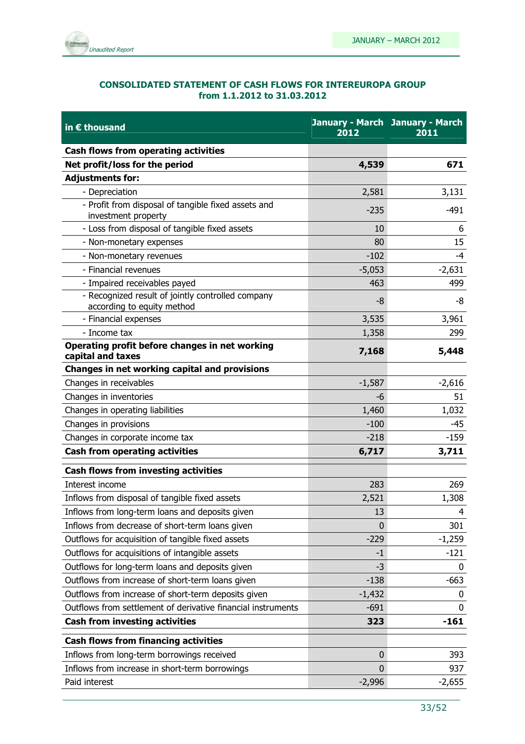**CONSOLIDATED STATEMENT OF CASH FLOWS FOR INTEREUROPA GROUP from 1.1.2012 to 31.03.2012**

| in € thousand | January - March 2012 | January - March 2011 |
|---|---|---|
| **Cash flows from operating activities** | | |
| **Net profit/loss for the period** | **4,539** | **671** |
| **Adjustments for:** | | |
| - Depreciation | 2,581 | 3,131 |
| - Profit from disposal of tangible fixed assets and investment property | -235 | -491 |
| - Loss from disposal of tangible fixed assets | 10 | 6 |
| - Non-monetary expenses | 80 | 15 |
| - Non-monetary revenues | -102 | -4 |
| - Financial revenues | -5,053 | -2,631 |
| - Impaired receivables payed | 463 | 499 |
| - Recognized result of jointly controlled company according to equity method | -8 | -8 |
| - Financial expenses | 3,535 | 3,961 |
| - Income tax | 1,358 | 299 |
| **Operating profit before changes in net working capital and taxes** | **7,168** | **5,448** |
| **Changes in net working capital and provisions** | | |
| Changes in receivables | -1,587 | -2,616 |
| Changes in inventories | -6 | 51 |
| Changes in operating liabilities | 1,460 | 1,032 |
| Changes in provisions | -100 | -45 |
| Changes in corporate income tax | -218 | -159 |
| **Cash from operating activities** | **6,717** | **3,711** |
| **Cash flows from investing activities** | | |
| Interest income | 283 | 269 |
| Inflows from disposal of tangible fixed assets | 2,521 | 1,308 |
| Inflows from long-term loans and deposits given | 13 | 4 |
| Inflows from decrease of short-term loans given | 0 | 301 |
| Outflows for acquisition of tangible fixed assets | -229 | -1,259 |
| Outflows for acquisitions of intangible assets | -1 | -121 |
| Outflows for long-term loans and deposits given | -3 | 0 |
| Outflows from increase of short-term loans given | -138 | -663 |
| Outflows from increase of short-term deposits given | -1,432 | 0 |
| Outflows from settlement of derivative financial instruments | -691 | 0 |
| **Cash from investing activities** | **323** | **-161** |
| **Cash flows from financing activities** | | |
| Inflows from long-term borrowings received | 0 | 393 |
| Inflows from increase in short-term borrowings | 0 | 937 |
| Paid interest | -2,996 | -2,655 |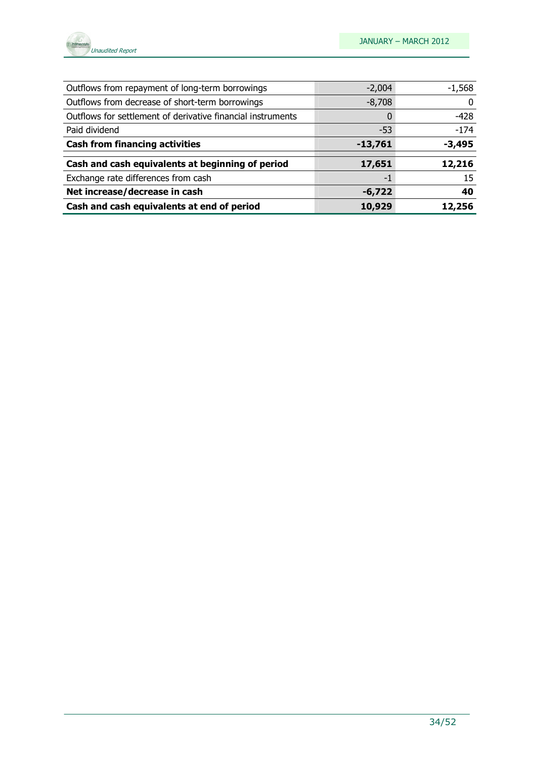| | | |
|---|---|---|
| Outflows from repayment of long-term borrowings | -2,004 | -1,568 |
| Outflows from decrease of short-term borrowings | -8,708 | 0 |
| Outflows for settlement of derivative financial instruments | 0 | -428 |
| Paid dividend | -53 | -174 |
| **Cash from financing activities** | **-13,761** | **-3,495** |
| **Cash and cash equivalents at beginning of period** | **17,651** | **12,216** |
| Exchange rate differences from cash | -1 | 15 |
| **Net increase/decrease in cash** | **-6,722** | **40** |
| **Cash and cash equivalents at end of period** | **10,929** | **12,256** |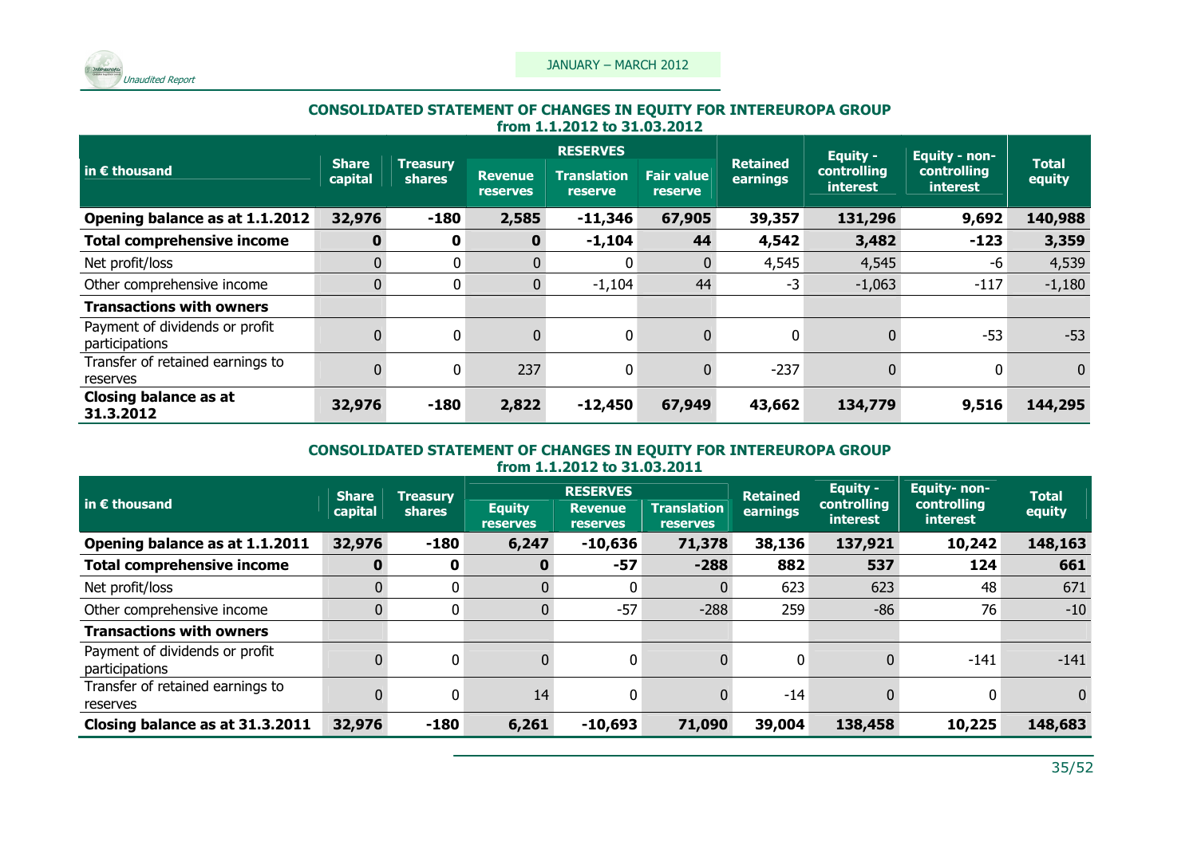### CONSOLIDATED STATEMENT OF CHANGES IN EQUITY FOR INTEREUROPA GROUP from 1.1.2012 to 31.03.2012

| in € thousand | Share capital | Treasury shares | RESERVES | | | Retained earnings | Equity - controlling interest | Equity - non-controlling interest | Total equity |
|---|---|---|---|---|---|---|---|---|---|
| | | | Revenue reserves | Translation reserve | Fair value reserve | | | | |
| **Opening balance as at 1.1.2012** | **32,976** | **-180** | **2,585** | **-11,346** | **67,905** | **39,357** | **131,296** | **9,692** | **140,988** |
| **Total comprehensive income** | **0** | **0** | **0** | **-1,104** | **44** | **4,542** | **3,482** | **-123** | **3,359** |
| Net profit/loss | 0 | 0 | 0 | 0 | 0 | 4,545 | 4,545 | -6 | 4,539 |
| Other comprehensive income | 0 | 0 | 0 | -1,104 | 44 | -3 | -1,063 | -117 | -1,180 |
| **Transactions with owners** | | | | | | | | | |
| Payment of dividends or profit participations | 0 | 0 | 0 | 0 | 0 | 0 | 0 | -53 | -53 |
| Transfer of retained earnings to reserves | 0 | 0 | 237 | 0 | 0 | -237 | 0 | 0 | 0 |
| **Closing balance as at 31.3.2012** | **32,976** | **-180** | **2,822** | **-12,450** | **67,949** | **43,662** | **134,779** | **9,516** | **144,295** |

### CONSOLIDATED STATEMENT OF CHANGES IN EQUITY FOR INTEREUROPA GROUP from 1.1.2012 to 31.03.2011

| in € thousand | Share capital | Treasury shares | RESERVES | | | Retained earnings | Equity - controlling interest | Equity- non-controlling interest | Total equity |
|---|---|---|---|---|---|---|---|---|---|
| | | | Equity reserves | Revenue reserves | Translation reserves | | | | |
| **Opening balance as at 1.1.2011** | **32,976** | **-180** | **6,247** | **-10,636** | **71,378** | **38,136** | **137,921** | **10,242** | **148,163** |
| **Total comprehensive income** | **0** | **0** | **0** | **-57** | **-288** | **882** | **537** | **124** | **661** |
| Net profit/loss | 0 | 0 | 0 | 0 | 0 | 623 | 623 | 48 | 671 |
| Other comprehensive income | 0 | 0 | 0 | -57 | -288 | 259 | -86 | 76 | -10 |
| **Transactions with owners** | | | | | | | | | |
| Payment of dividends or profit participations | 0 | 0 | 0 | 0 | 0 | 0 | 0 | -141 | -141 |
| Transfer of retained earnings to reserves | 0 | 0 | 14 | 0 | 0 | -14 | 0 | 0 | 0 |
| **Closing balance as at 31.3.2011** | **32,976** | **-180** | **6,261** | **-10,693** | **71,090** | **39,004** | **138,458** | **10,225** | **148,683** |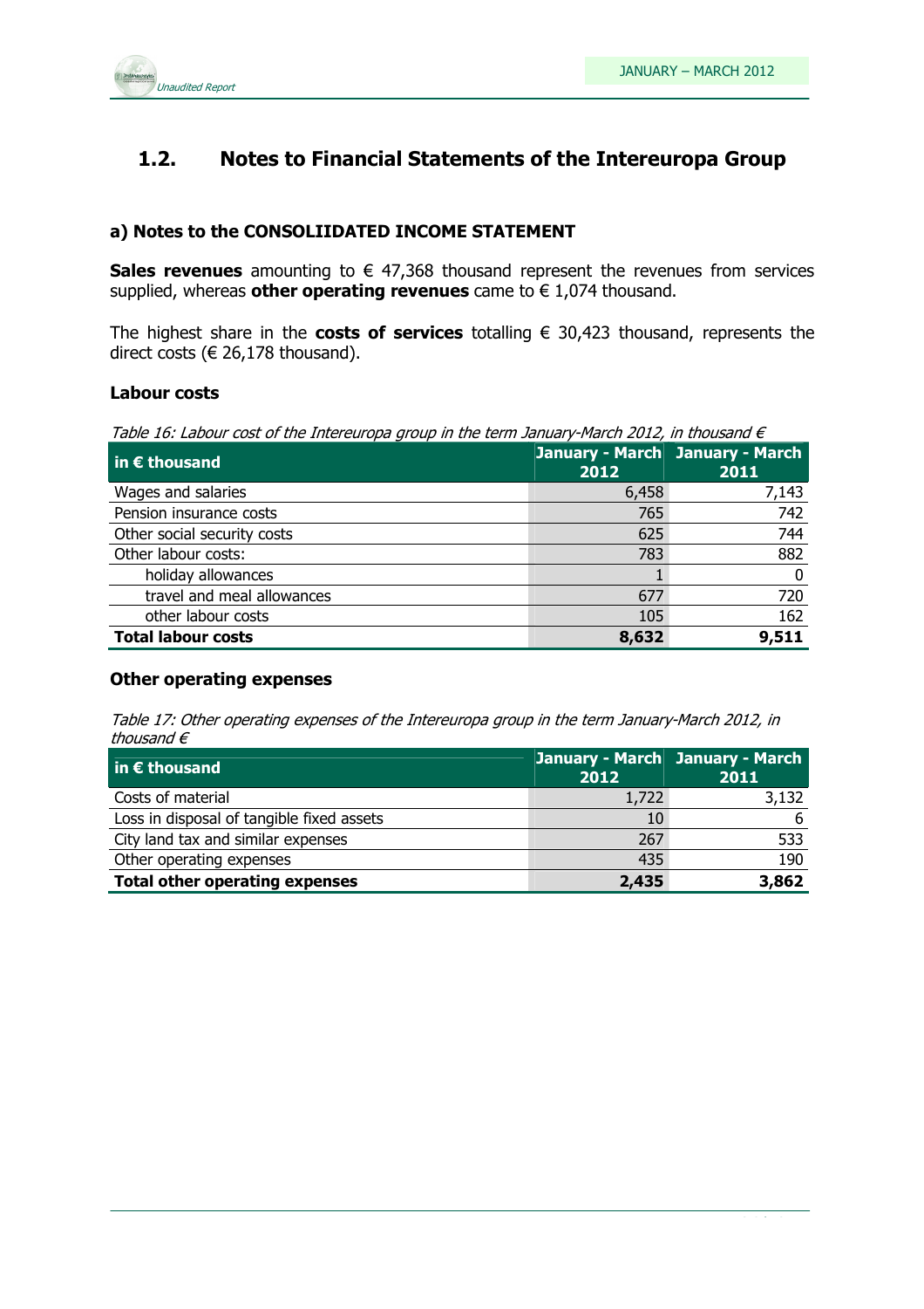## 1.2. Notes to Financial Statements of the Intereuropa Group

### a) Notes to the CONSOLIIDATED INCOME STATEMENT

**Sales revenues** amounting to € 47,368 thousand represent the revenues from services supplied, whereas **other operating revenues** came to € 1,074 thousand.

The highest share in the **costs of services** totalling € 30,423 thousand, represents the direct costs (€ 26,178 thousand).

### Labour costs

*Table 16: Labour cost of the Intereuropa group in the term January-March 2012, in thousand €*

| in € thousand | January - March 2012 | January - March 2011 |
|---|---|---|
| Wages and salaries | 6,458 | 7,143 |
| Pension insurance costs | 765 | 742 |
| Other social security costs | 625 | 744 |
| Other labour costs: | 783 | 882 |
| holiday allowances | 1 | 0 |
| travel and meal allowances | 677 | 720 |
| other labour costs | 105 | 162 |
| **Total labour costs** | **8,632** | **9,511** |

### Other operating expenses

*Table 17: Other operating expenses of the Intereuropa group in the term January-March 2012, in thousand €*

| in € thousand | January - March 2012 | January - March 2011 |
|---|---|---|
| Costs of material | 1,722 | 3,132 |
| Loss in disposal of tangible fixed assets | 10 | 6 |
| City land tax and similar expenses | 267 | 533 |
| Other operating expenses | 435 | 190 |
| **Total other operating expenses** | **2,435** | **3,862** |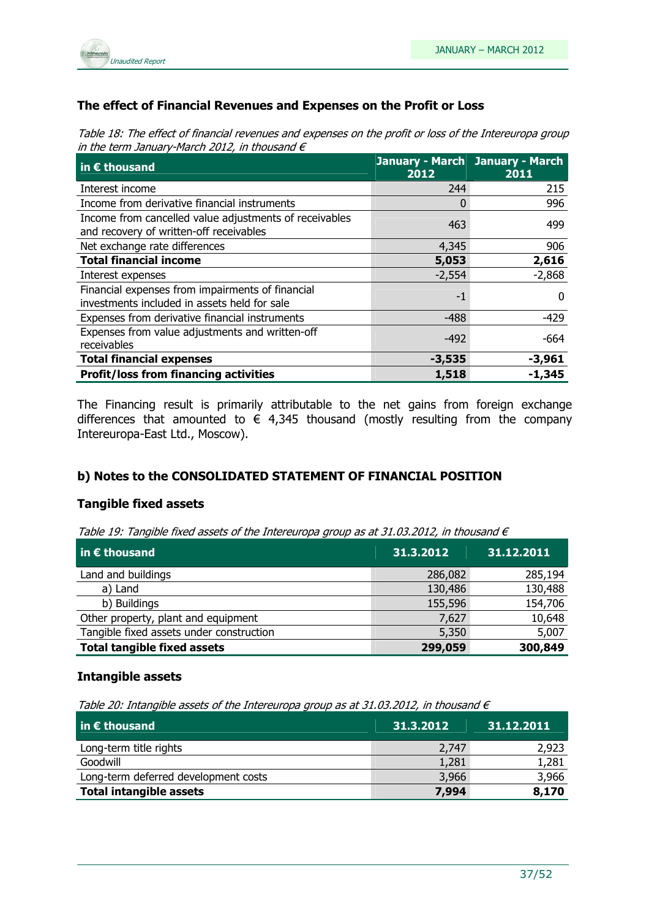### The effect of Financial Revenues and Expenses on the Profit or Loss

*Table 18: The effect of financial revenues and expenses on the profit or loss of the Intereuropa group in the term January-March 2012, in thousand €*

| in € thousand | January - March 2012 | January - March 2011 |
|---|---|---|
| Interest income | 244 | 215 |
| Income from derivative financial instruments | 0 | 996 |
| Income from cancelled value adjustments of receivables and recovery of written-off receivables | 463 | 499 |
| Net exchange rate differences | 4,345 | 906 |
| **Total financial income** | **5,053** | **2,616** |
| Interest expenses | -2,554 | -2,868 |
| Financial expenses from impairments of financial investments included in assets held for sale | -1 | 0 |
| Expenses from derivative financial instruments | -488 | -429 |
| Expenses from value adjustments and written-off receivables | -492 | -664 |
| **Total financial expenses** | **-3,535** | **-3,961** |
| **Profit/loss from financing activities** | **1,518** | **-1,345** |

The Financing result is primarily attributable to the net gains from foreign exchange differences that amounted to € 4,345 thousand (mostly resulting from the company Intereuropa-East Ltd., Moscow).

### b) Notes to the CONSOLIDATED STATEMENT OF FINANCIAL POSITION

### Tangible fixed assets

*Table 19: Tangible fixed assets of the Intereuropa group as at 31.03.2012, in thousand €*

| in € thousand | 31.3.2012 | 31.12.2011 |
|---|---|---|
| Land and buildings | 286,082 | 285,194 |
| a) Land | 130,486 | 130,488 |
| b) Buildings | 155,596 | 154,706 |
| Other property, plant and equipment | 7,627 | 10,648 |
| Tangible fixed assets under construction | 5,350 | 5,007 |
| **Total tangible fixed assets** | **299,059** | **300,849** |

### Intangible assets

*Table 20: Intangible assets of the Intereuropa group as at 31.03.2012, in thousand €*

| in € thousand | 31.3.2012 | 31.12.2011 |
|---|---|---|
| Long-term title rights | 2,747 | 2,923 |
| Goodwill | 1,281 | 1,281 |
| Long-term deferred development costs | 3,966 | 3,966 |
| **Total intangible assets** | **7,994** | **8,170** |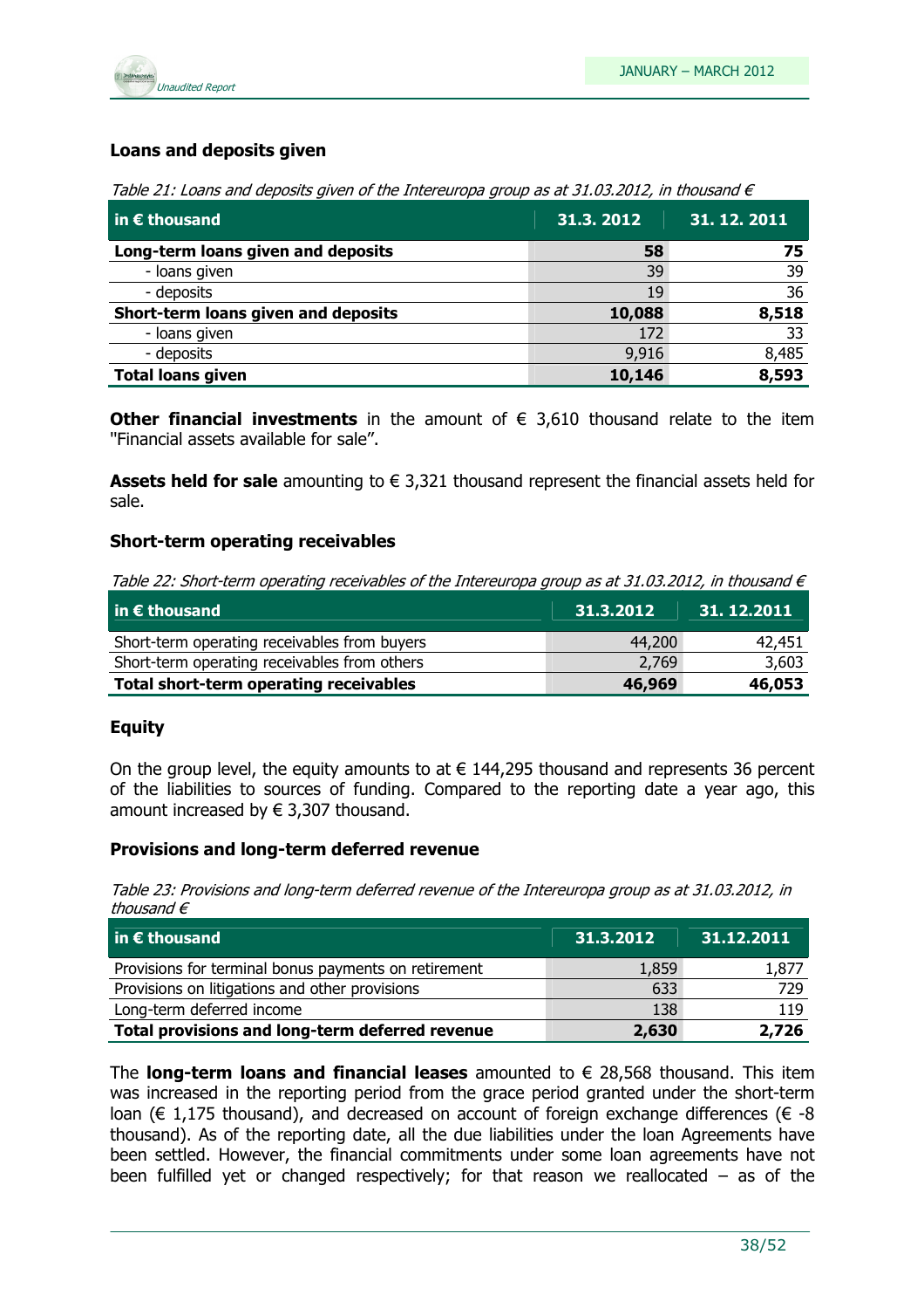### Loans and deposits given

*Table 21: Loans and deposits given of the Intereuropa group as at 31.03.2012, in thousand €*

| in € thousand | 31.3. 2012 | 31. 12. 2011 |
|---|---|---|
| **Long-term loans given and deposits** | **58** | **75** |
| - loans given | 39 | 39 |
| - deposits | 19 | 36 |
| **Short-term loans given and deposits** | **10,088** | **8,518** |
| - loans given | 172 | 33 |
| - deposits | 9,916 | 8,485 |
| **Total loans given** | **10,146** | **8,593** |

**Other financial investments** in the amount of € 3,610 thousand relate to the item "Financial assets available for sale".

**Assets held for sale** amounting to € 3,321 thousand represent the financial assets held for sale.

### Short-term operating receivables

*Table 22: Short-term operating receivables of the Intereuropa group as at 31.03.2012, in thousand €*

| in € thousand | 31.3.2012 | 31. 12.2011 |
|---|---|---|
| Short-term operating receivables from buyers | 44,200 | 42,451 |
| Short-term operating receivables from others | 2,769 | 3,603 |
| **Total short-term operating receivables** | **46,969** | **46,053** |

### Equity

On the group level, the equity amounts to at € 144,295 thousand and represents 36 percent of the liabilities to sources of funding. Compared to the reporting date a year ago, this amount increased by € 3,307 thousand.

### Provisions and long-term deferred revenue

*Table 23: Provisions and long-term deferred revenue of the Intereuropa group as at 31.03.2012, in thousand €*

| in € thousand | 31.3.2012 | 31.12.2011 |
|---|---|---|
| Provisions for terminal bonus payments on retirement | 1,859 | 1,877 |
| Provisions on litigations and other provisions | 633 | 729 |
| Long-term deferred income | 138 | 119 |
| **Total provisions and long-term deferred revenue** | **2,630** | **2,726** |

The **long-term loans and financial leases** amounted to € 28,568 thousand. This item was increased in the reporting period from the grace period granted under the short-term loan (€ 1,175 thousand), and decreased on account of foreign exchange differences (€ -8 thousand). As of the reporting date, all the due liabilities under the loan Agreements have been settled. However, the financial commitments under some loan agreements have not been fulfilled yet or changed respectively; for that reason we reallocated – as of the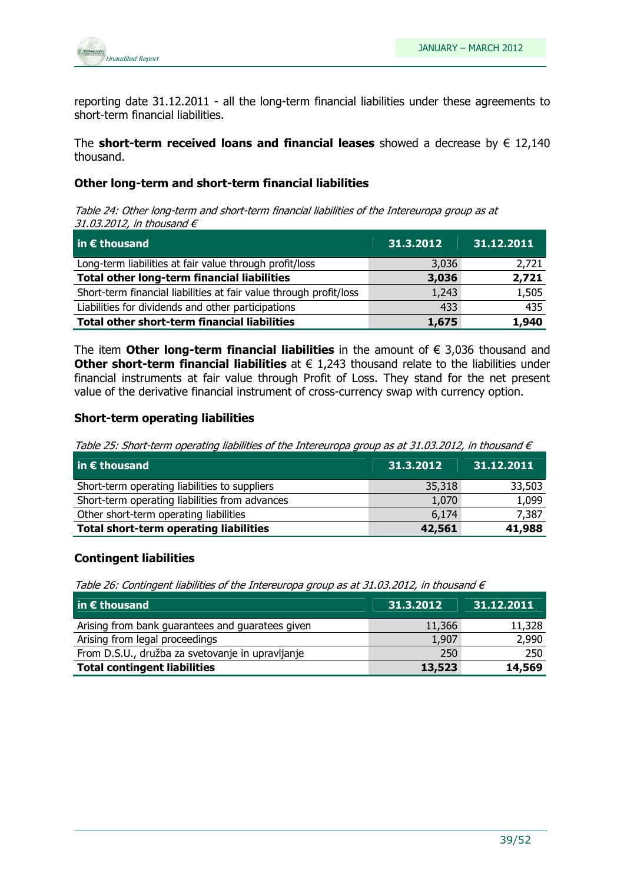reporting date 31.12.2011 - all the long-term financial liabilities under these agreements to short-term financial liabilities.

The **short-term received loans and financial leases** showed a decrease by € 12,140 thousand.

### Other long-term and short-term financial liabilities

*Table 24: Other long-term and short-term financial liabilities of the Intereuropa group as at 31.03.2012, in thousand €*

| in € thousand | 31.3.2012 | 31.12.2011 |
|---|---:|---:|
| Long-term liabilities at fair value through profit/loss | 3,036 | 2,721 |
| **Total other long-term financial liabilities** | **3,036** | **2,721** |
| Short-term financial liabilities at fair value through profit/loss | 1,243 | 1,505 |
| Liabilities for dividends and other participations | 433 | 435 |
| **Total other short-term financial liabilities** | **1,675** | **1,940** |

The item **Other long-term financial liabilities** in the amount of € 3,036 thousand and **Other short-term financial liabilities** at € 1,243 thousand relate to the liabilities under financial instruments at fair value through Profit of Loss. They stand for the net present value of the derivative financial instrument of cross-currency swap with currency option.

### Short-term operating liabilities

*Table 25: Short-term operating liabilities of the Intereuropa group as at 31.03.2012, in thousand €*

| in € thousand | 31.3.2012 | 31.12.2011 |
|---|---:|---:|
| Short-term operating liabilities to suppliers | 35,318 | 33,503 |
| Short-term operating liabilities from advances | 1,070 | 1,099 |
| Other short-term operating liabilities | 6,174 | 7,387 |
| **Total short-term operating liabilities** | **42,561** | **41,988** |

### Contingent liabilities

*Table 26: Contingent liabilities of the Intereuropa group as at 31.03.2012, in thousand €*

| in € thousand | 31.3.2012 | 31.12.2011 |
|---|---:|---:|
| Arising from bank guarantees and guaratees given | 11,366 | 11,328 |
| Arising from legal proceedings | 1,907 | 2,990 |
| From D.S.U., družba za svetovanje in upravljanje | 250 | 250 |
| **Total contingent liabilities** | **13,523** | **14,569** |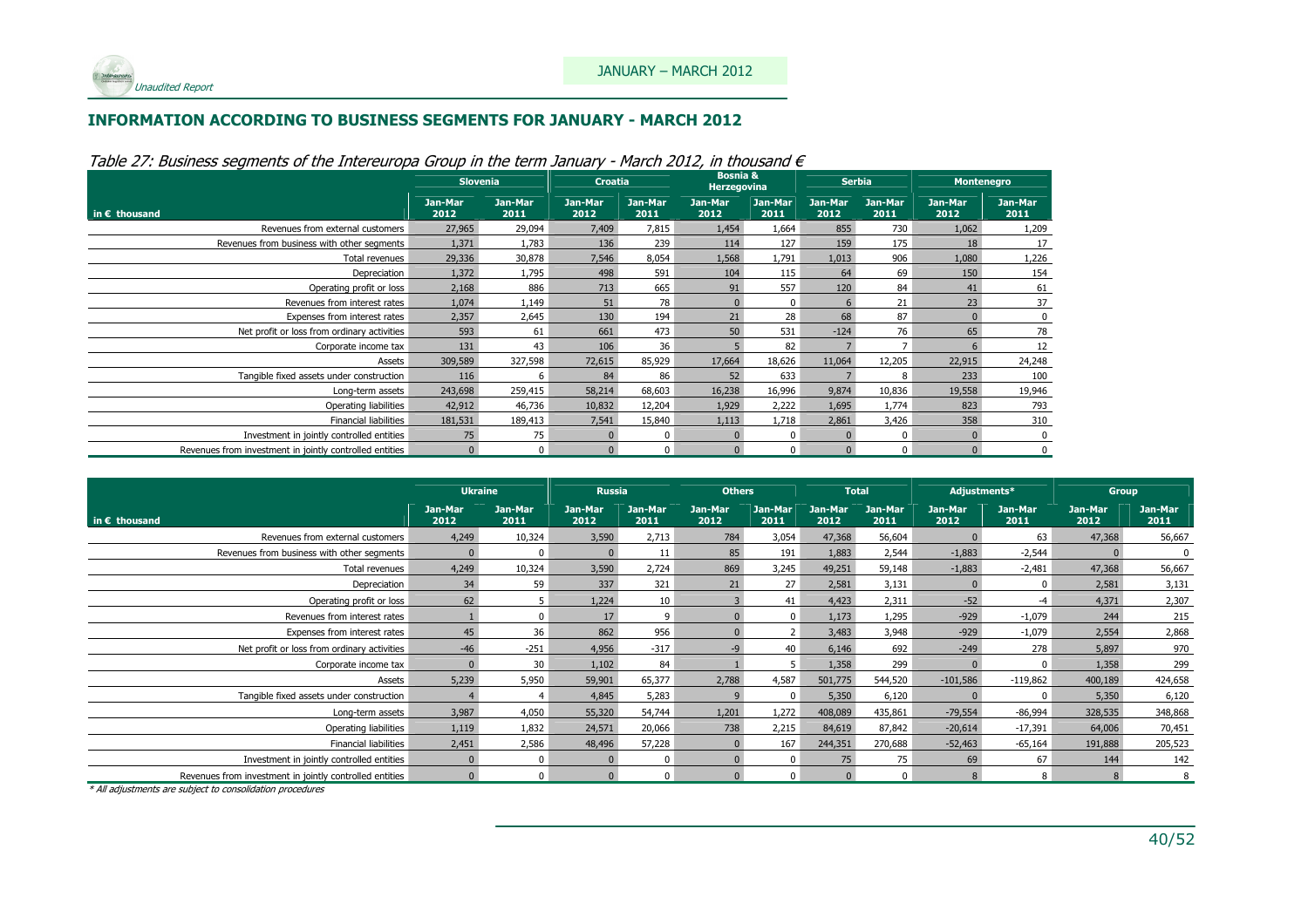## INFORMATION ACCORDING TO BUSINESS SEGMENTS FOR JANUARY - MARCH 2012

*Table 27: Business segments of the Intereuropa Group in the term January - March 2012, in thousand €*

| | Slovenia | | Croatia | | Bosnia & Herzegovina | | Serbia | | Montenegro | |
|---|---|---|---|---|---|---|---|---|---|---|
| in € thousand | Jan-Mar 2012 | Jan-Mar 2011 | Jan-Mar 2012 | Jan-Mar 2011 | Jan-Mar 2012 | Jan-Mar 2011 | Jan-Mar 2012 | Jan-Mar 2011 | Jan-Mar 2012 | Jan-Mar 2011 |
| Revenues from external customers | 27,965 | 29,094 | 7,409 | 7,815 | 1,454 | 1,664 | 855 | 730 | 1,062 | 1,209 |
| Revenues from business with other segments | 1,371 | 1,783 | 136 | 239 | 114 | 127 | 159 | 175 | 18 | 17 |
| Total revenues | 29,336 | 30,878 | 7,546 | 8,054 | 1,568 | 1,791 | 1,013 | 906 | 1,080 | 1,226 |
| Depreciation | 1,372 | 1,795 | 498 | 591 | 104 | 115 | 64 | 69 | 150 | 154 |
| Operating profit or loss | 2,168 | 886 | 713 | 665 | 91 | 557 | 120 | 84 | 41 | 61 |
| Revenues from interest rates | 1,074 | 1,149 | 51 | 78 | 0 | 0 | 6 | 21 | 23 | 37 |
| Expenses from interest rates | 2,357 | 2,645 | 130 | 194 | 21 | 28 | 68 | 87 | 0 | 0 |
| Net profit or loss from ordinary activities | 593 | 61 | 661 | 473 | 50 | 531 | -124 | 76 | 65 | 78 |
| Corporate income tax | 131 | 43 | 106 | 36 | 5 | 82 | 7 | 7 | 6 | 12 |
| Assets | 309,589 | 327,598 | 72,615 | 85,929 | 17,664 | 18,626 | 11,064 | 12,205 | 22,915 | 24,248 |
| Tangible fixed assets under construction | 116 | 6 | 84 | 86 | 52 | 633 | 7 | 8 | 233 | 100 |
| Long-term assets | 243,698 | 259,415 | 58,214 | 68,603 | 16,238 | 16,996 | 9,874 | 10,836 | 19,558 | 19,946 |
| Operating liabilities | 42,912 | 46,736 | 10,832 | 12,204 | 1,929 | 2,222 | 1,695 | 1,774 | 823 | 793 |
| Financial liabilities | 181,531 | 189,413 | 7,541 | 15,840 | 1,113 | 1,718 | 2,861 | 3,426 | 358 | 310 |
| Investment in jointly controlled entities | 75 | 75 | 0 | 0 | 0 | 0 | 0 | 0 | 0 | 0 |
| Revenues from investment in jointly controlled entities | 0 | 0 | 0 | 0 | 0 | 0 | 0 | 0 | 0 | 0 |

| | Ukraine | | Russia | | Others | | Total | | Adjustments* | | Group | |
|---|---|---|---|---|---|---|---|---|---|---|---|---|
| in € thousand | Jan-Mar 2012 | Jan-Mar 2011 | Jan-Mar 2012 | Jan-Mar 2011 | Jan-Mar 2012 | Jan-Mar 2011 | Jan-Mar 2012 | Jan-Mar 2011 | Jan-Mar 2012 | Jan-Mar 2011 | Jan-Mar 2012 | Jan-Mar 2011 |
| Revenues from external customers | 4,249 | 10,324 | 3,590 | 2,713 | 784 | 3,054 | 47,368 | 56,604 | 0 | 63 | 47,368 | 56,667 |
| Revenues from business with other segments | 0 | 0 | 0 | 11 | 85 | 191 | 1,883 | 2,544 | -1,883 | -2,544 | 0 | 0 |
| Total revenues | 4,249 | 10,324 | 3,590 | 2,724 | 869 | 3,245 | 49,251 | 59,148 | -1,883 | -2,481 | 47,368 | 56,667 |
| Depreciation | 34 | 59 | 337 | 321 | 21 | 27 | 2,581 | 3,131 | 0 | 0 | 2,581 | 3,131 |
| Operating profit or loss | 62 | 5 | 1,224 | 10 | 3 | 41 | 4,423 | 2,311 | -52 | -4 | 4,371 | 2,307 |
| Revenues from interest rates | 1 | 0 | 17 | 9 | 0 | 0 | 1,173 | 1,295 | -929 | -1,079 | 244 | 215 |
| Expenses from interest rates | 45 | 36 | 862 | 956 | 0 | 2 | 3,483 | 3,948 | -929 | -1,079 | 2,554 | 2,868 |
| Net profit or loss from ordinary activities | -46 | -251 | 4,956 | -317 | -9 | 40 | 6,146 | 692 | -249 | 278 | 5,897 | 970 |
| Corporate income tax | 0 | 30 | 1,102 | 84 | 1 | 5 | 1,358 | 299 | 0 | 0 | 1,358 | 299 |
| Assets | 5,239 | 5,950 | 59,901 | 65,377 | 2,788 | 4,587 | 501,775 | 544,520 | -101,586 | -119,862 | 400,189 | 424,658 |
| Tangible fixed assets under construction | 4 | 4 | 4,845 | 5,283 | 9 | 0 | 5,350 | 6,120 | 0 | 0 | 5,350 | 6,120 |
| Long-term assets | 3,987 | 4,050 | 55,320 | 54,744 | 1,201 | 1,272 | 408,089 | 435,861 | -79,554 | -86,994 | 328,535 | 348,868 |
| Operating liabilities | 1,119 | 1,832 | 24,571 | 20,066 | 738 | 2,215 | 84,619 | 87,842 | -20,614 | -17,391 | 64,006 | 70,451 |
| Financial liabilities | 2,451 | 2,586 | 48,496 | 57,228 | 0 | 167 | 244,351 | 270,688 | -52,463 | -65,164 | 191,888 | 205,523 |
| Investment in jointly controlled entities | 0 | 0 | 0 | 0 | 0 | 0 | 75 | 75 | 69 | 67 | 144 | 142 |
| Revenues from investment in jointly controlled entities | 0 | 0 | 0 | 0 | 0 | 0 | 0 | 0 | 8 | 8 | 8 | 8 |

*\* All adjustments are subject to consolidation procedures*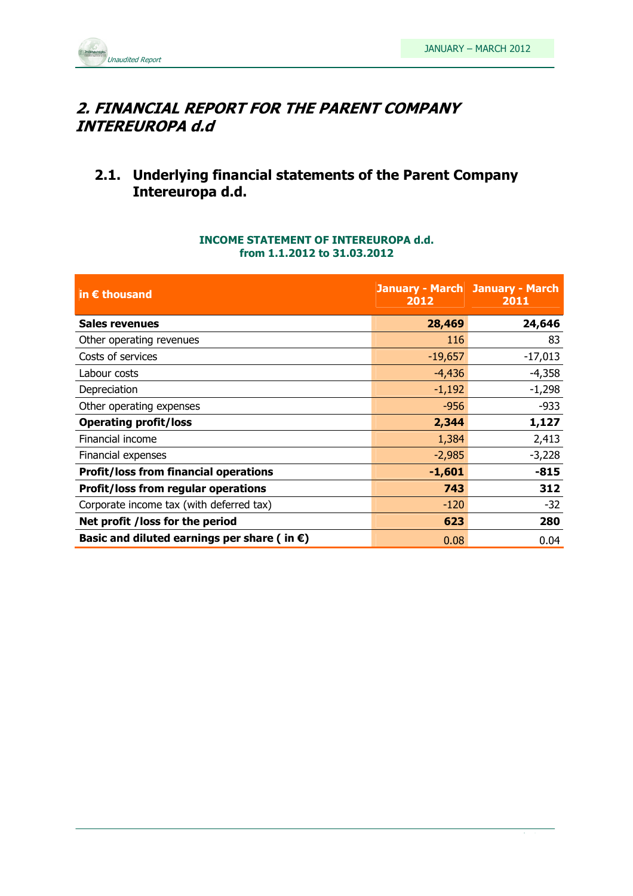## *2. FINANCIAL REPORT FOR THE PARENT COMPANY INTEREUROPA d.d*

### 2.1. Underlying financial statements of the Parent Company Intereuropa d.d.

**INCOME STATEMENT OF INTEREUROPA d.d.**
**from 1.1.2012 to 31.03.2012**

| in € thousand | January - March 2012 | January - March 2011 |
|---|---|---|
| **Sales revenues** | **28,469** | **24,646** |
| Other operating revenues | 116 | 83 |
| Costs of services | -19,657 | -17,013 |
| Labour costs | -4,436 | -4,358 |
| Depreciation | -1,192 | -1,298 |
| Other operating expenses | -956 | -933 |
| **Operating profit/loss** | **2,344** | **1,127** |
| Financial income | 1,384 | 2,413 |
| Financial expenses | -2,985 | -3,228 |
| **Profit/loss from financial operations** | **-1,601** | **-815** |
| **Profit/loss from regular operations** | **743** | **312** |
| Corporate income tax (with deferred tax) | -120 | -32 |
| **Net profit /loss for the period** | **623** | **280** |
| **Basic and diluted earnings per share ( in €)** | 0.08 | 0.04 |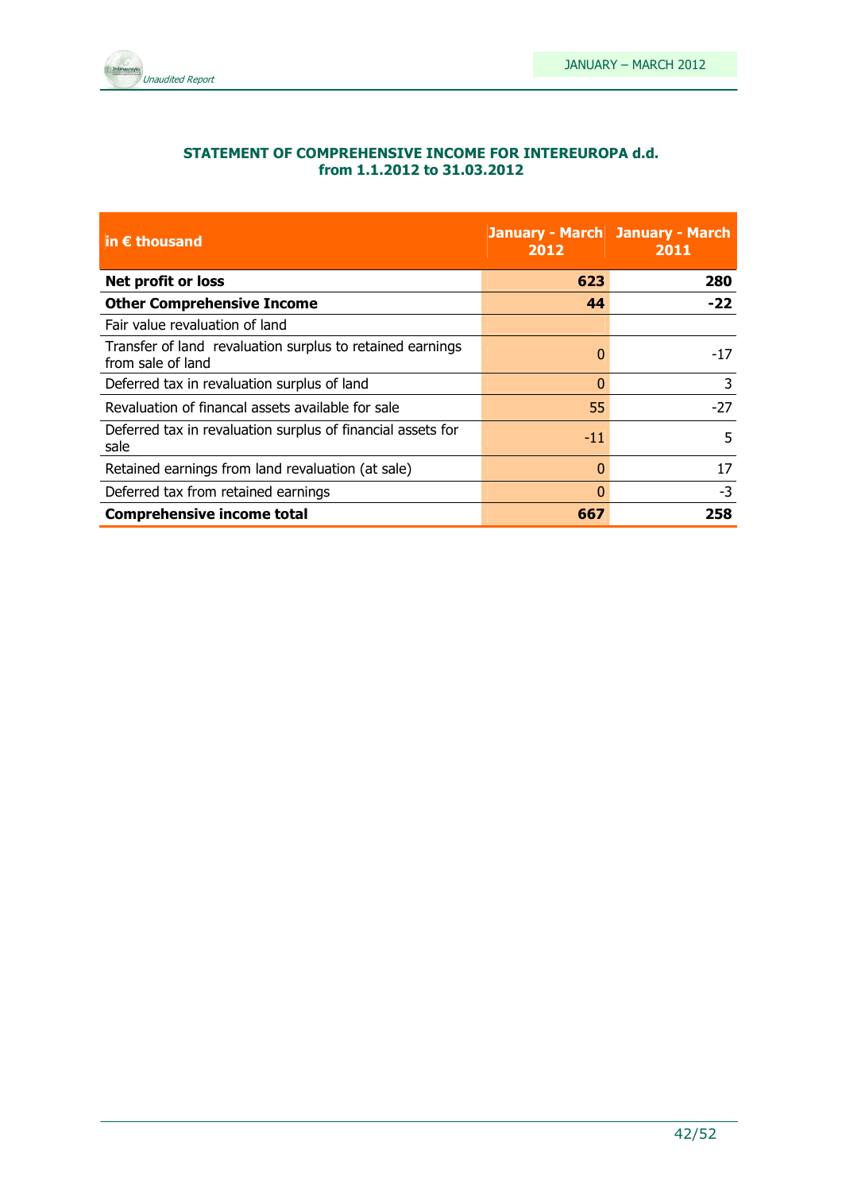## STATEMENT OF COMPREHENSIVE INCOME FOR INTEREUROPA d.d.
## from 1.1.2012 to 31.03.2012

| in € thousand | January - March 2012 | January - March 2011 |
|---|---|---|
| **Net profit or loss** | **623** | **280** |
| **Other Comprehensive Income** | **44** | **-22** |
| Fair value revaluation of land | | |
| Transfer of land revaluation surplus to retained earnings from sale of land | 0 | -17 |
| Deferred tax in revaluation surplus of land | 0 | 3 |
| Revaluation of financal assets available for sale | 55 | -27 |
| Deferred tax in revaluation surplus of financial assets for sale | -11 | 5 |
| Retained earnings from land revaluation (at sale) | 0 | 17 |
| Deferred tax from retained earnings | 0 | -3 |
| **Comprehensive income total** | **667** | **258** |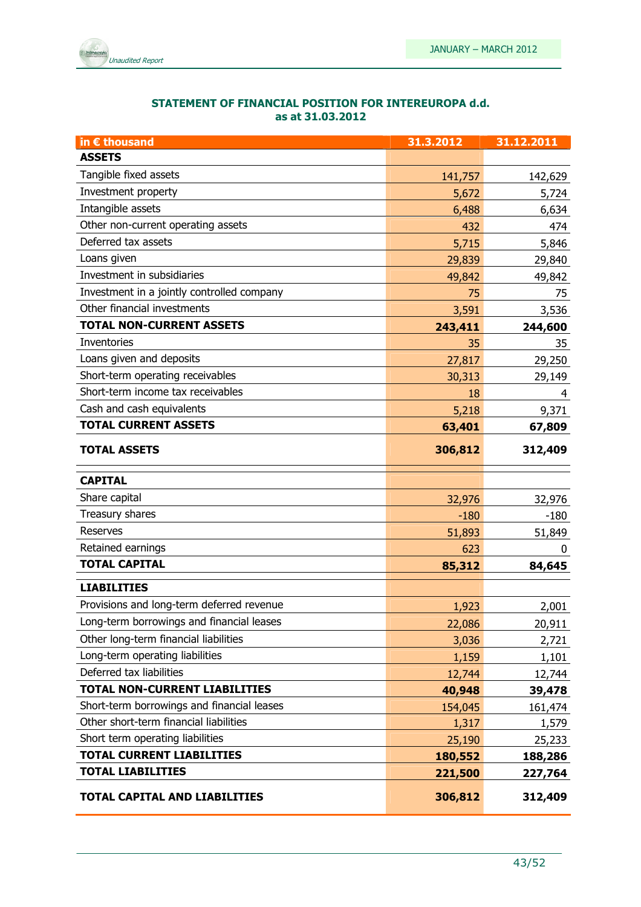## STATEMENT OF FINANCIAL POSITION FOR INTEREUROPA d.d.
## as at 31.03.2012

| in € thousand | 31.3.2012 | 31.12.2011 |
|---|---|---|
| **ASSETS** | | |
| Tangible fixed assets | 141,757 | 142,629 |
| Investment property | 5,672 | 5,724 |
| Intangible assets | 6,488 | 6,634 |
| Other non-current operating assets | 432 | 474 |
| Deferred tax assets | 5,715 | 5,846 |
| Loans given | 29,839 | 29,840 |
| Investment in subsidiaries | 49,842 | 49,842 |
| Investment in a jointly controlled company | 75 | 75 |
| Other financial investments | 3,591 | 3,536 |
| **TOTAL NON-CURRENT ASSETS** | **243,411** | **244,600** |
| Inventories | 35 | 35 |
| Loans given and deposits | 27,817 | 29,250 |
| Short-term operating receivables | 30,313 | 29,149 |
| Short-term income tax receivables | 18 | 4 |
| Cash and cash equivalents | 5,218 | 9,371 |
| **TOTAL CURRENT ASSETS** | **63,401** | **67,809** |
| **TOTAL ASSETS** | **306,812** | **312,409** |
| **CAPITAL** | | |
| Share capital | 32,976 | 32,976 |
| Treasury shares | -180 | -180 |
| Reserves | 51,893 | 51,849 |
| Retained earnings | 623 | 0 |
| **TOTAL CAPITAL** | **85,312** | **84,645** |
| **LIABILITIES** | | |
| Provisions and long-term deferred revenue | 1,923 | 2,001 |
| Long-term borrowings and financial leases | 22,086 | 20,911 |
| Other long-term financial liabilities | 3,036 | 2,721 |
| Long-term operating liabilities | 1,159 | 1,101 |
| Deferred tax liabilities | 12,744 | 12,744 |
| **TOTAL NON-CURRENT LIABILITIES** | **40,948** | **39,478** |
| Short-term borrowings and financial leases | 154,045 | 161,474 |
| Other short-term financial liabilities | 1,317 | 1,579 |
| Short term operating liabilities | 25,190 | 25,233 |
| **TOTAL CURRENT LIABILITIES** | **180,552** | **188,286** |
| **TOTAL LIABILITIES** | **221,500** | **227,764** |
| **TOTAL CAPITAL AND LIABILITIES** | **306,812** | **312,409** |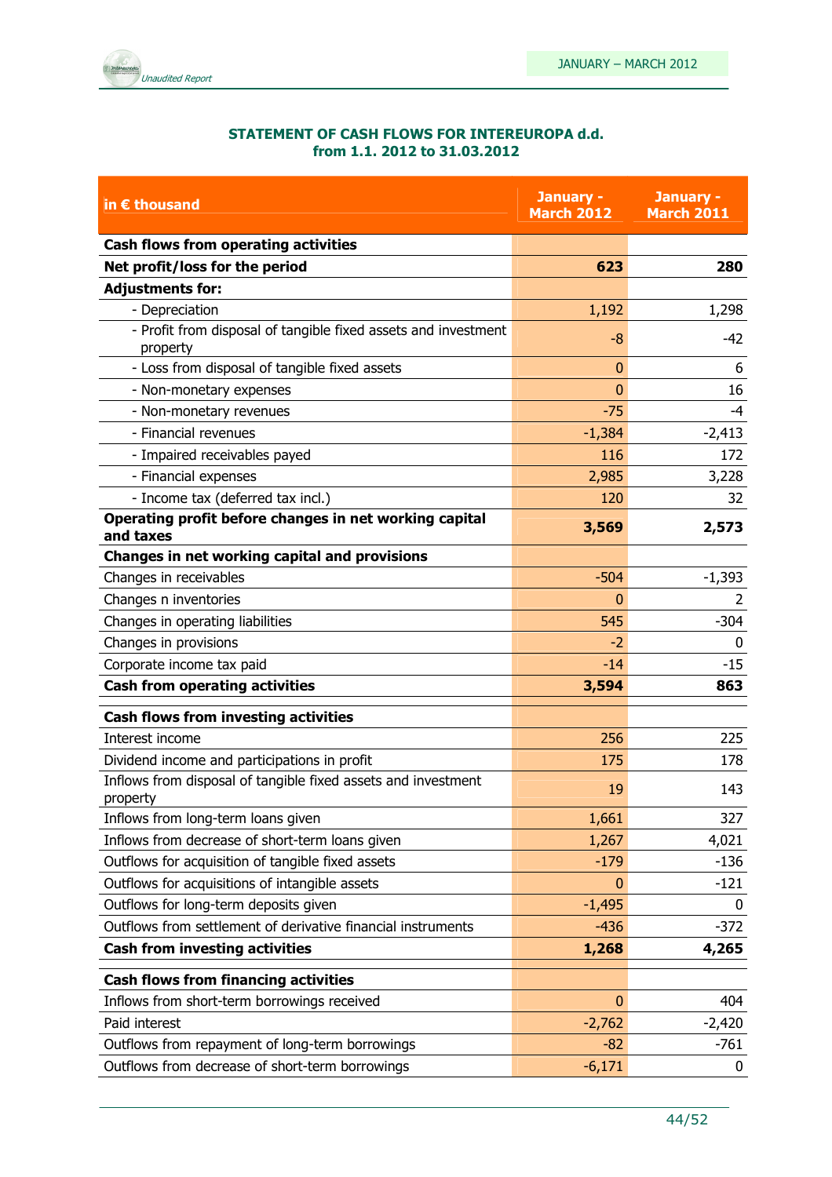**STATEMENT OF CASH FLOWS FOR INTEREUROPA d.d.**
**from 1.1. 2012 to 31.03.2012**

| in € thousand | January - March 2012 | January - March 2011 |
|---|---|---|
| **Cash flows from operating activities** | | |
| **Net profit/loss for the period** | **623** | **280** |
| **Adjustments for:** | | |
| - Depreciation | 1,192 | 1,298 |
| - Profit from disposal of tangible fixed assets and investment property | -8 | -42 |
| - Loss from disposal of tangible fixed assets | 0 | 6 |
| - Non-monetary expenses | 0 | 16 |
| - Non-monetary revenues | -75 | -4 |
| - Financial revenues | -1,384 | -2,413 |
| - Impaired receivables payed | 116 | 172 |
| - Financial expenses | 2,985 | 3,228 |
| - Income tax (deferred tax incl.) | 120 | 32 |
| **Operating profit before changes in net working capital and taxes** | **3,569** | **2,573** |
| **Changes in net working capital and provisions** | | |
| Changes in receivables | -504 | -1,393 |
| Changes n inventories | 0 | 2 |
| Changes in operating liabilities | 545 | -304 |
| Changes in provisions | -2 | 0 |
| Corporate income tax paid | -14 | -15 |
| **Cash from operating activities** | **3,594** | **863** |
| **Cash flows from investing activities** | | |
| Interest income | 256 | 225 |
| Dividend income and participations in profit | 175 | 178 |
| Inflows from disposal of tangible fixed assets and investment property | 19 | 143 |
| Inflows from long-term loans given | 1,661 | 327 |
| Inflows from decrease of short-term loans given | 1,267 | 4,021 |
| Outflows for acquisition of tangible fixed assets | -179 | -136 |
| Outflows for acquisitions of intangible assets | 0 | -121 |
| Outflows for long-term deposits given | -1,495 | 0 |
| Outflows from settlement of derivative financial instruments | -436 | -372 |
| **Cash from investing activities** | **1,268** | **4,265** |
| **Cash flows from financing activities** | | |
| Inflows from short-term borrowings received | 0 | 404 |
| Paid interest | -2,762 | -2,420 |
| Outflows from repayment of long-term borrowings | -82 | -761 |
| Outflows from decrease of short-term borrowings | -6,171 | 0 |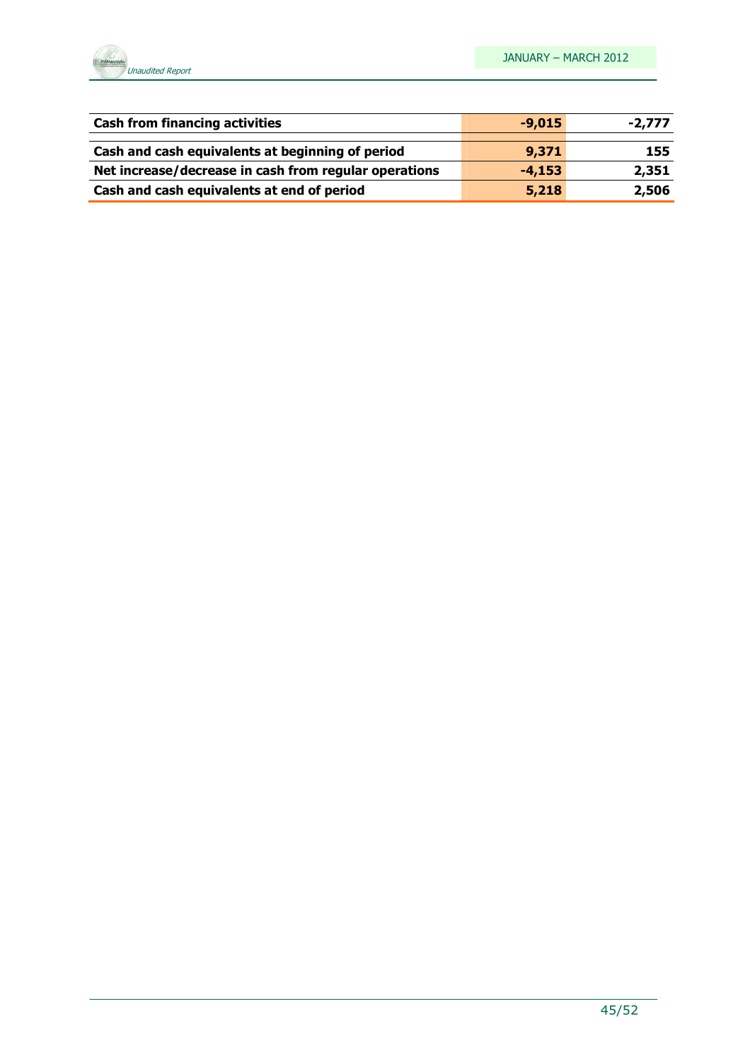| | | |
|---|---|---|
| **Cash from financing activities** | **-9,015** | **-2,777** |
| | | |
| **Cash and cash equivalents at beginning of period** | **9,371** | **155** |
| **Net increase/decrease in cash from regular operations** | **-4,153** | **2,351** |
| **Cash and cash equivalents at end of period** | **5,218** | **2,506** |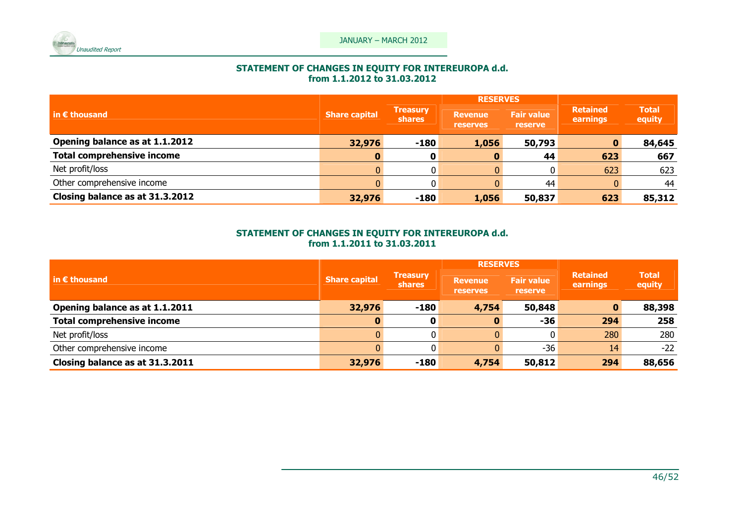### STATEMENT OF CHANGES IN EQUITY FOR INTEREUROPA d.d.
### from 1.1.2012 to 31.03.2012

| in € thousand | Share capital | Treasury shares | RESERVES | | Retained earnings | Total equity |
|---|---|---|---|---|---|---|
| | | | Revenue reserves | Fair value reserve | | |
| **Opening balance as at 1.1.2012** | **32,976** | **-180** | **1,056** | **50,793** | **0** | **84,645** |
| **Total comprehensive income** | **0** | **0** | **0** | **44** | **623** | **667** |
| Net profit/loss | 0 | 0 | 0 | 0 | 623 | 623 |
| Other comprehensive income | 0 | 0 | 0 | 44 | 0 | 44 |
| **Closing balance as at 31.3.2012** | **32,976** | **-180** | **1,056** | **50,837** | **623** | **85,312** |

### STATEMENT OF CHANGES IN EQUITY FOR INTEREUROPA d.d.
### from 1.1.2011 to 31.03.2011

| in € thousand | Share capital | Treasury shares | RESERVES | | Retained earnings | Total equity |
|---|---|---|---|---|---|---|
| | | | Revenue reserves | Fair value reserve | | |
| **Opening balance as at 1.1.2011** | **32,976** | **-180** | **4,754** | **50,848** | **0** | **88,398** |
| **Total comprehensive income** | **0** | **0** | **0** | **-36** | **294** | **258** |
| Net profit/loss | 0 | 0 | 0 | 0 | 280 | 280 |
| Other comprehensive income | 0 | 0 | 0 | -36 | 14 | -22 |
| **Closing balance as at 31.3.2011** | **32,976** | **-180** | **4,754** | **50,812** | **294** | **88,656** |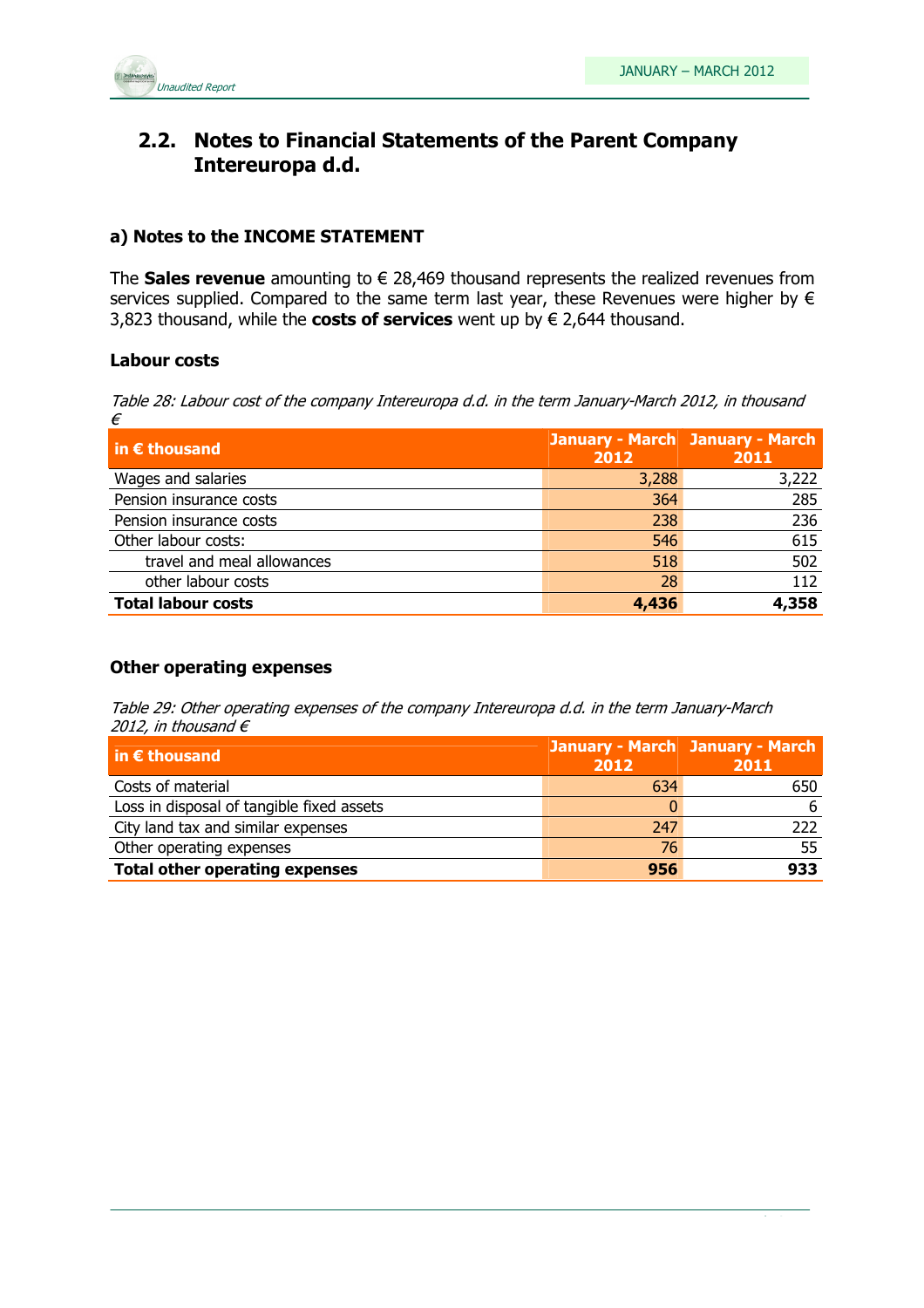## 2.2. Notes to Financial Statements of the Parent Company Intereuropa d.d.

### a) Notes to the INCOME STATEMENT

The **Sales revenue** amounting to € 28,469 thousand represents the realized revenues from services supplied. Compared to the same term last year, these Revenues were higher by € 3,823 thousand, while the **costs of services** went up by € 2,644 thousand.

#### Labour costs

*Table 28: Labour cost of the company Intereuropa d.d. in the term January-March 2012, in thousand €*

| in € thousand | January - March 2012 | January - March 2011 |
|---|---|---|
| Wages and salaries | 3,288 | 3,222 |
| Pension insurance costs | 364 | 285 |
| Pension insurance costs | 238 | 236 |
| Other labour costs: | 546 | 615 |
| travel and meal allowances | 518 | 502 |
| other labour costs | 28 | 112 |
| **Total labour costs** | **4,436** | **4,358** |

#### Other operating expenses

*Table 29: Other operating expenses of the company Intereuropa d.d. in the term January-March 2012, in thousand €*

| in € thousand | January - March 2012 | January - March 2011 |
|---|---|---|
| Costs of material | 634 | 650 |
| Loss in disposal of tangible fixed assets | 0 | 6 |
| City land tax and similar expenses | 247 | 222 |
| Other operating expenses | 76 | 55 |
| **Total other operating expenses** | **956** | **933** |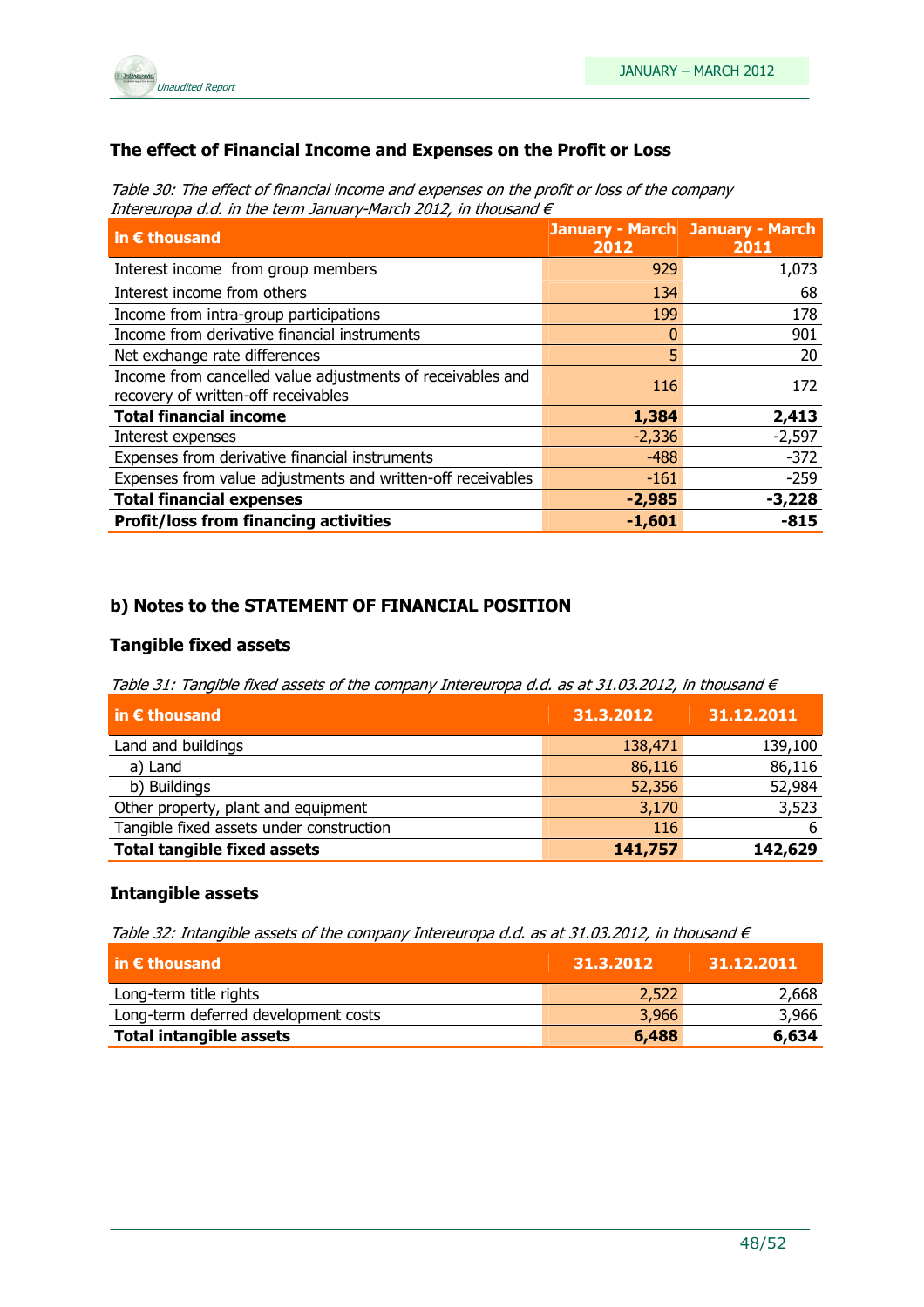### The effect of Financial Income and Expenses on the Profit or Loss

*Table 30: The effect of financial income and expenses on the profit or loss of the company Intereuropa d.d. in the term January-March 2012, in thousand €*

| in € thousand | January - March 2012 | January - March 2011 |
|---|---|---|
| Interest income from group members | 929 | 1,073 |
| Interest income from others | 134 | 68 |
| Income from intra-group participations | 199 | 178 |
| Income from derivative financial instruments | 0 | 901 |
| Net exchange rate differences | 5 | 20 |
| Income from cancelled value adjustments of receivables and recovery of written-off receivables | 116 | 172 |
| **Total financial income** | **1,384** | **2,413** |
| Interest expenses | -2,336 | -2,597 |
| Expenses from derivative financial instruments | -488 | -372 |
| Expenses from value adjustments and written-off receivables | -161 | -259 |
| **Total financial expenses** | **-2,985** | **-3,228** |
| **Profit/loss from financing activities** | **-1,601** | **-815** |

## b) Notes to the STATEMENT OF FINANCIAL POSITION

### Tangible fixed assets

*Table 31: Tangible fixed assets of the company Intereuropa d.d. as at 31.03.2012, in thousand €*

| in € thousand | 31.3.2012 | 31.12.2011 |
|---|---|---|
| Land and buildings | 138,471 | 139,100 |
| a) Land | 86,116 | 86,116 |
| b) Buildings | 52,356 | 52,984 |
| Other property, plant and equipment | 3,170 | 3,523 |
| Tangible fixed assets under construction | 116 | 6 |
| **Total tangible fixed assets** | **141,757** | **142,629** |

### Intangible assets

*Table 32: Intangible assets of the company Intereuropa d.d. as at 31.03.2012, in thousand €*

| in € thousand | 31.3.2012 | 31.12.2011 |
|---|---|---|
| Long-term title rights | 2,522 | 2,668 |
| Long-term deferred development costs | 3,966 | 3,966 |
| **Total intangible assets** | **6,488** | **6,634** |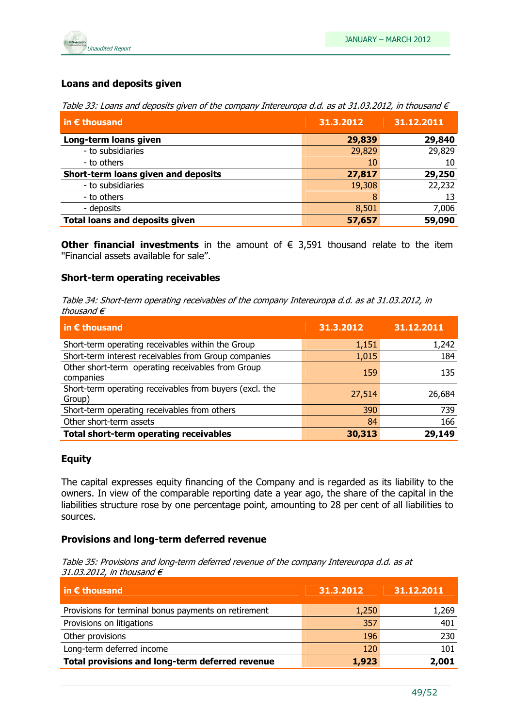### Loans and deposits given

*Table 33: Loans and deposits given of the company Intereuropa d.d. as at 31.03.2012, in thousand €*

| in € thousand | 31.3.2012 | 31.12.2011 |
|---|---|---|
| **Long-term loans given** | **29,839** | **29,840** |
| - to subsidiaries | 29,829 | 29,829 |
| - to others | 10 | 10 |
| **Short-term loans given and deposits** | **27,817** | **29,250** |
| - to subsidiaries | 19,308 | 22,232 |
| - to others | 8 | 13 |
| - deposits | 8,501 | 7,006 |
| **Total loans and deposits given** | **57,657** | **59,090** |

**Other financial investments** in the amount of € 3,591 thousand relate to the item "Financial assets available for sale".

### Short-term operating receivables

*Table 34: Short-term operating receivables of the company Intereuropa d.d. as at 31.03.2012, in thousand €*

| in € thousand | 31.3.2012 | 31.12.2011 |
|---|---|---|
| Short-term operating receivables within the Group | 1,151 | 1,242 |
| Short-term interest receivables from Group companies | 1,015 | 184 |
| Other short-term operating receivables from Group companies | 159 | 135 |
| Short-term operating receivables from buyers (excl. the Group) | 27,514 | 26,684 |
| Short-term operating receivables from others | 390 | 739 |
| Other short-term assets | 84 | 166 |
| **Total short-term operating receivables** | **30,313** | **29,149** |

### Equity

The capital expresses equity financing of the Company and is regarded as its liability to the owners. In view of the comparable reporting date a year ago, the share of the capital in the liabilities structure rose by one percentage point, amounting to 28 per cent of all liabilities to sources.

### Provisions and long-term deferred revenue

*Table 35: Provisions and long-term deferred revenue of the company Intereuropa d.d. as at 31.03.2012, in thousand €*

| in € thousand | 31.3.2012 | 31.12.2011 |
|---|---|---|
| Provisions for terminal bonus payments on retirement | 1,250 | 1,269 |
| Provisions on litigations | 357 | 401 |
| Other provisions | 196 | 230 |
| Long-term deferred income | 120 | 101 |
| **Total provisions and long-term deferred revenue** | **1,923** | **2,001** |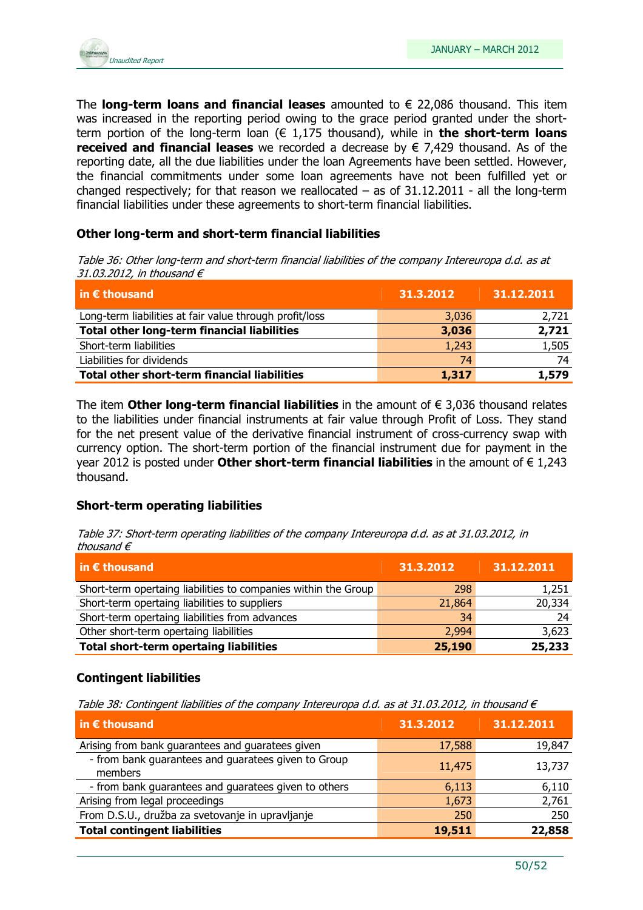The **long-term loans and financial leases** amounted to € 22,086 thousand. This item was increased in the reporting period owing to the grace period granted under the short-term portion of the long-term loan (€ 1,175 thousand), while in **the short-term loans received and financial leases** we recorded a decrease by € 7,429 thousand. As of the reporting date, all the due liabilities under the loan Agreements have been settled. However, the financial commitments under some loan agreements have not been fulfilled yet or changed respectively; for that reason we reallocated – as of 31.12.2011 - all the long-term financial liabilities under these agreements to short-term financial liabilities.

### Other long-term and short-term financial liabilities

*Table 36: Other long-term and short-term financial liabilities of the company Intereuropa d.d. as at 31.03.2012, in thousand €*

| in € thousand | 31.3.2012 | 31.12.2011 |
|---|---|---|
| Long-term liabilities at fair value through profit/loss | 3,036 | 2,721 |
| **Total other long-term financial liabilities** | **3,036** | **2,721** |
| Short-term liabilities | 1,243 | 1,505 |
| Liabilities for dividends | 74 | 74 |
| **Total other short-term financial liabilities** | **1,317** | **1,579** |

The item **Other long-term financial liabilities** in the amount of € 3,036 thousand relates to the liabilities under financial instruments at fair value through Profit of Loss. They stand for the net present value of the derivative financial instrument of cross-currency swap with currency option. The short-term portion of the financial instrument due for payment in the year 2012 is posted under **Other short-term financial liabilities** in the amount of € 1,243 thousand.

### Short-term operating liabilities

*Table 37: Short-term operating liabilities of the company Intereuropa d.d. as at 31.03.2012, in thousand €*

| in € thousand | 31.3.2012 | 31.12.2011 |
|---|---|---|
| Short-term opertaing liabilities to companies within the Group | 298 | 1,251 |
| Short-term opertaing liabilities to suppliers | 21,864 | 20,334 |
| Short-term opertaing liabilities from advances | 34 | 24 |
| Other short-term operating liabilities | 2,994 | 3,623 |
| **Total short-term opertaing liabilities** | **25,190** | **25,233** |

### Contingent liabilities

*Table 38: Contingent liabilities of the company Intereuropa d.d. as at 31.03.2012, in thousand €*

| in € thousand | 31.3.2012 | 31.12.2011 |
|---|---|---|
| Arising from bank guarantees and guaratees given | 17,588 | 19,847 |
| - from bank guarantees and guaratees given to Group members | 11,475 | 13,737 |
| - from bank guarantees and guaratees given to others | 6,113 | 6,110 |
| Arising from legal proceedings | 1,673 | 2,761 |
| From D.S.U., družba za svetovanje in upravljanje | 250 | 250 |
| **Total contingent liabilities** | **19,511** | **22,858** |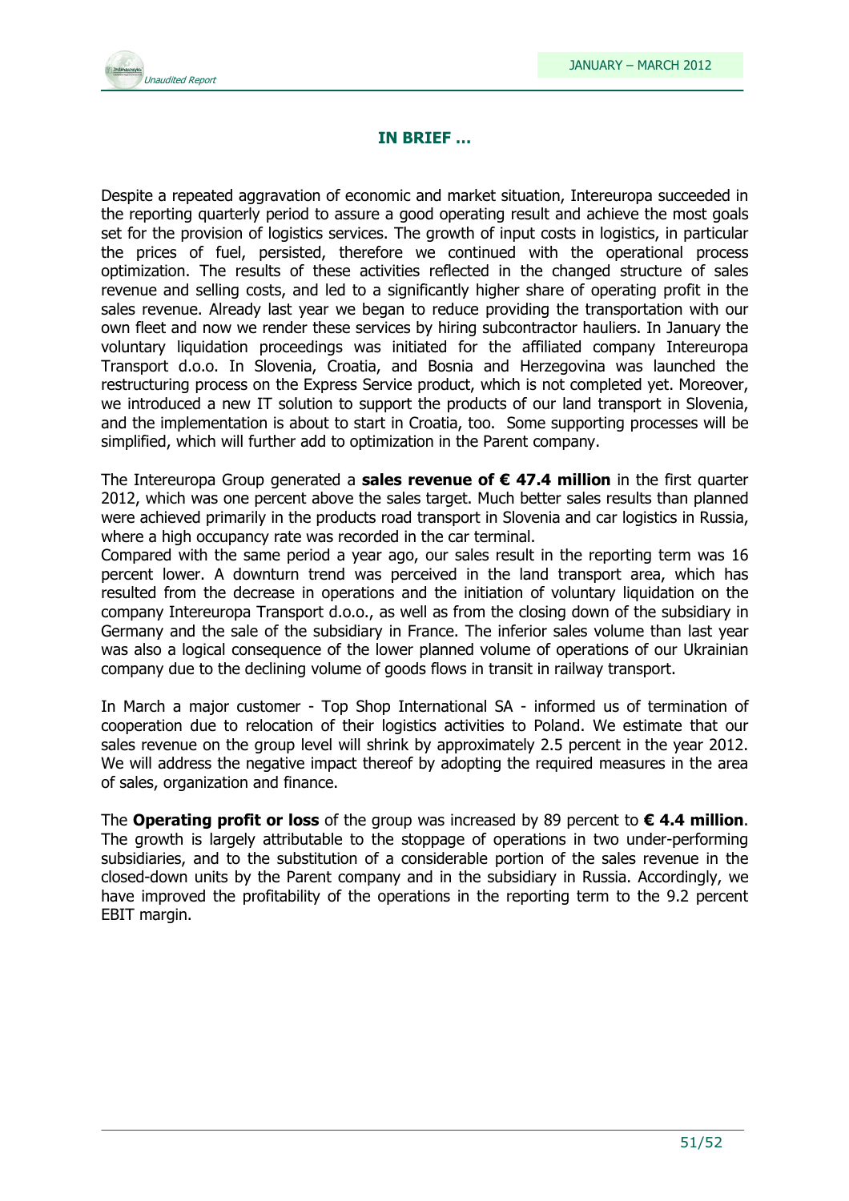## IN BRIEF …

Despite a repeated aggravation of economic and market situation, Intereuropa succeeded in the reporting quarterly period to assure a good operating result and achieve the most goals set for the provision of logistics services. The growth of input costs in logistics, in particular the prices of fuel, persisted, therefore we continued with the operational process optimization. The results of these activities reflected in the changed structure of sales revenue and selling costs, and led to a significantly higher share of operating profit in the sales revenue. Already last year we began to reduce providing the transportation with our own fleet and now we render these services by hiring subcontractor hauliers. In January the voluntary liquidation proceedings was initiated for the affiliated company Intereuropa Transport d.o.o. In Slovenia, Croatia, and Bosnia and Herzegovina was launched the restructuring process on the Express Service product, which is not completed yet. Moreover, we introduced a new IT solution to support the products of our land transport in Slovenia, and the implementation is about to start in Croatia, too. Some supporting processes will be simplified, which will further add to optimization in the Parent company.

The Intereuropa Group generated a **sales revenue of € 47.4 million** in the first quarter 2012, which was one percent above the sales target. Much better sales results than planned were achieved primarily in the products road transport in Slovenia and car logistics in Russia, where a high occupancy rate was recorded in the car terminal.
Compared with the same period a year ago, our sales result in the reporting term was 16 percent lower. A downturn trend was perceived in the land transport area, which has resulted from the decrease in operations and the initiation of voluntary liquidation on the company Intereuropa Transport d.o.o., as well as from the closing down of the subsidiary in Germany and the sale of the subsidiary in France. The inferior sales volume than last year was also a logical consequence of the lower planned volume of operations of our Ukrainian company due to the declining volume of goods flows in transit in railway transport.

In March a major customer - Top Shop International SA - informed us of termination of cooperation due to relocation of their logistics activities to Poland. We estimate that our sales revenue on the group level will shrink by approximately 2.5 percent in the year 2012. We will address the negative impact thereof by adopting the required measures in the area of sales, organization and finance.

The **Operating profit or loss** of the group was increased by 89 percent to **€ 4.4 million**. The growth is largely attributable to the stoppage of operations in two under-performing subsidiaries, and to the substitution of a considerable portion of the sales revenue in the closed-down units by the Parent company and in the subsidiary in Russia. Accordingly, we have improved the profitability of the operations in the reporting term to the 9.2 percent EBIT margin.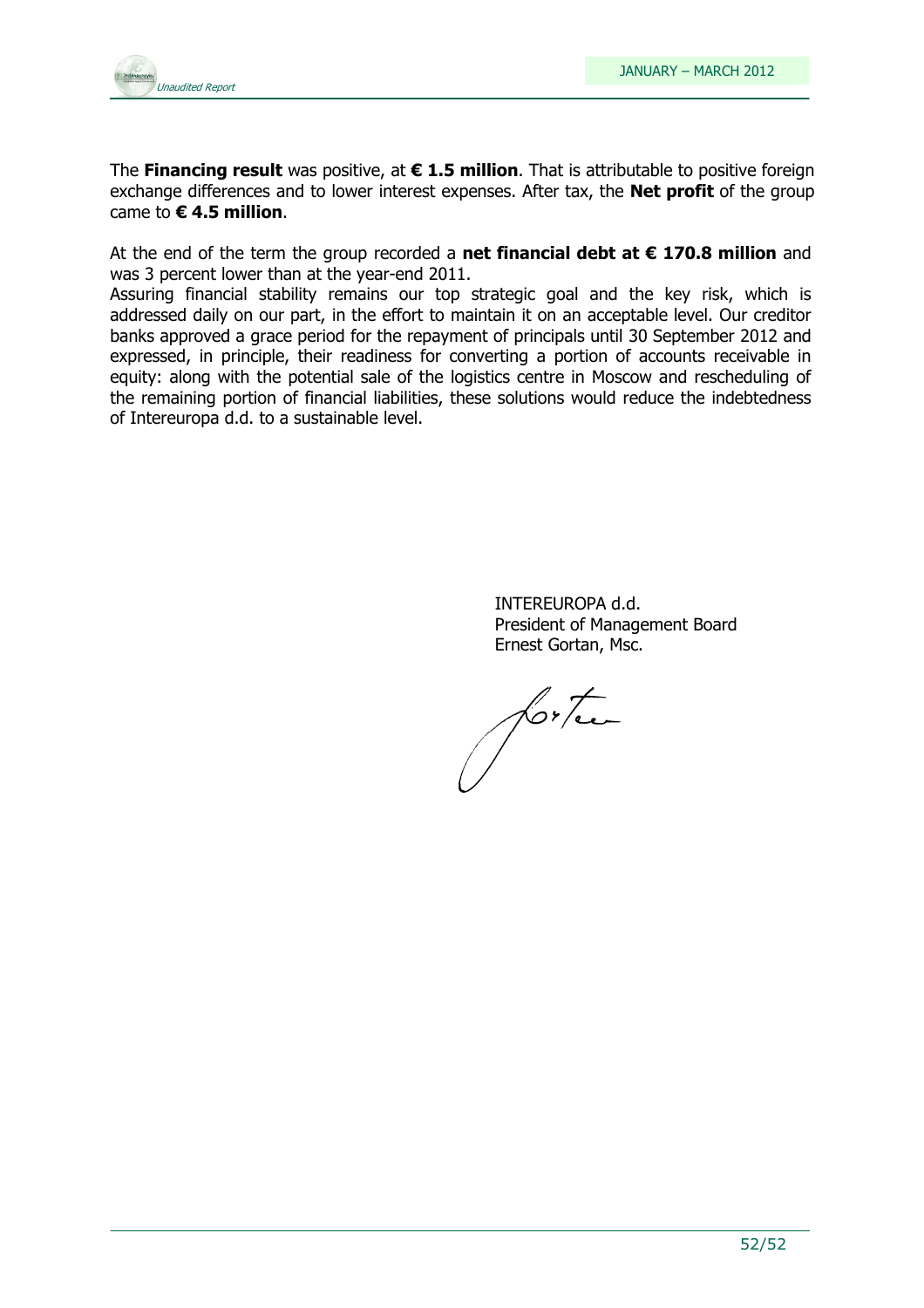The **Financing result** was positive, at **€ 1.5 million**. That is attributable to positive foreign exchange differences and to lower interest expenses. After tax, the **Net profit** of the group came to **€ 4.5 million**.

At the end of the term the group recorded a **net financial debt at € 170.8 million** and was 3 percent lower than at the year-end 2011.
Assuring financial stability remains our top strategic goal and the key risk, which is addressed daily on our part, in the effort to maintain it on an acceptable level. Our creditor banks approved a grace period for the repayment of principals until 30 September 2012 and expressed, in principle, their readiness for converting a portion of accounts receivable in equity: along with the potential sale of the logistics centre in Moscow and rescheduling of the remaining portion of financial liabilities, these solutions would reduce the indebtedness of Intereuropa d.d. to a sustainable level.

INTEREUROPA d.d.
President of Management Board
Ernest Gortan, Msc.